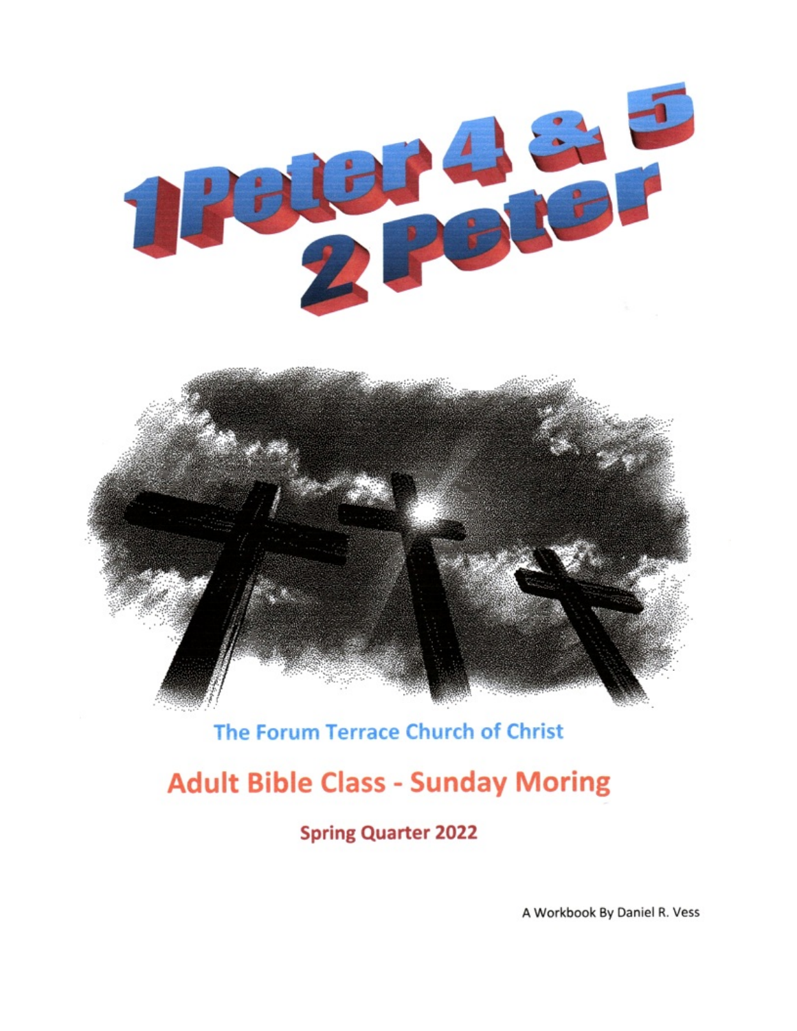# 1 Peter 4 & 5
# 2 Peter

The Forum Terrace Church of Christ

## Adult Bible Class - Sunday Moring

**Spring Quarter 2022**

A Workbook By Daniel R. Vess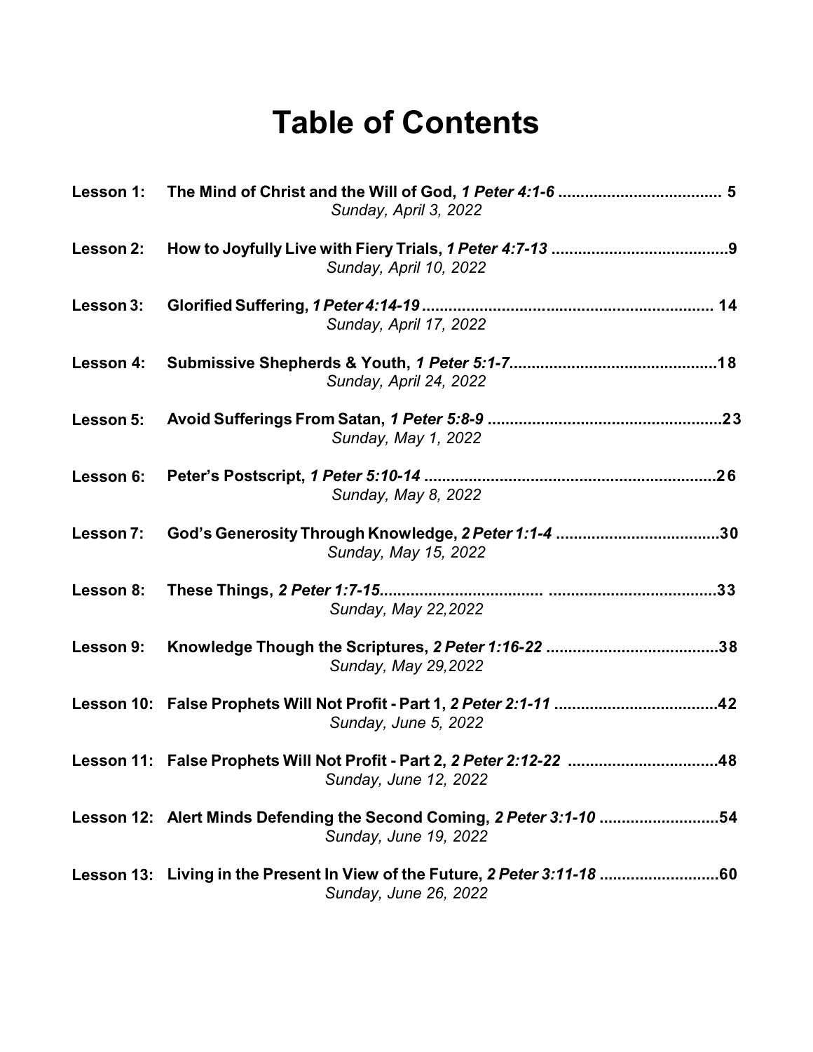# Table of Contents

**Lesson 1:** **The Mind of Christ and the Will of God, *1 Peter 4:1-6*** .................................... **5**
*Sunday, April 3, 2022*

**Lesson 2:** **How to Joyfully Live with Fiery Trials, *1 Peter 4:7-13*** .......................................**9**
*Sunday, April 10, 2022*

**Lesson 3:** **Glorified Suffering, *1 Peter 4:14-19*** ................................................................. **14**
*Sunday, April 17, 2022*

**Lesson 4:** **Submissive Shepherds & Youth, *1 Peter 5:1-7***..............................................**18**
*Sunday, April 24, 2022*

**Lesson 5:** **Avoid Sufferings From Satan, *1 Peter 5:8-9*** ....................................................**23**
*Sunday, May 1, 2022*

**Lesson 6:** **Peter's Postscript, *1 Peter 5:10-14*** .................................................................**26**
*Sunday, May 8, 2022*

**Lesson 7:** **God's Generosity Through Knowledge, *2 Peter 1:1-4*** ....................................**30**
*Sunday, May 15, 2022*

**Lesson 8:** **These Things, *2 Peter 1:7-15***.................................. .....................................**33**
*Sunday, May 22,2022*

**Lesson 9:** **Knowledge Though the Scriptures, *2 Peter 1:16-22*** ......................................**38**
*Sunday, May 29,2022*

**Lesson 10:** **False Prophets Will Not Profit - Part 1, *2 Peter 2:1-11*** ....................................**42**
*Sunday, June 5, 2022*

**Lesson 11:** **False Prophets Will Not Profit - Part 2, *2 Peter 2:12-22*** .................................**48**
*Sunday, June 12, 2022*

**Lesson 12:** **Alert Minds Defending the Second Coming, *2 Peter 3:1-10*** ..........................**54**
*Sunday, June 19, 2022*

**Lesson 13:** **Living in the Present In View of the Future, *2 Peter 3:11-18*** ..........................**60**
*Sunday, June 26, 2022*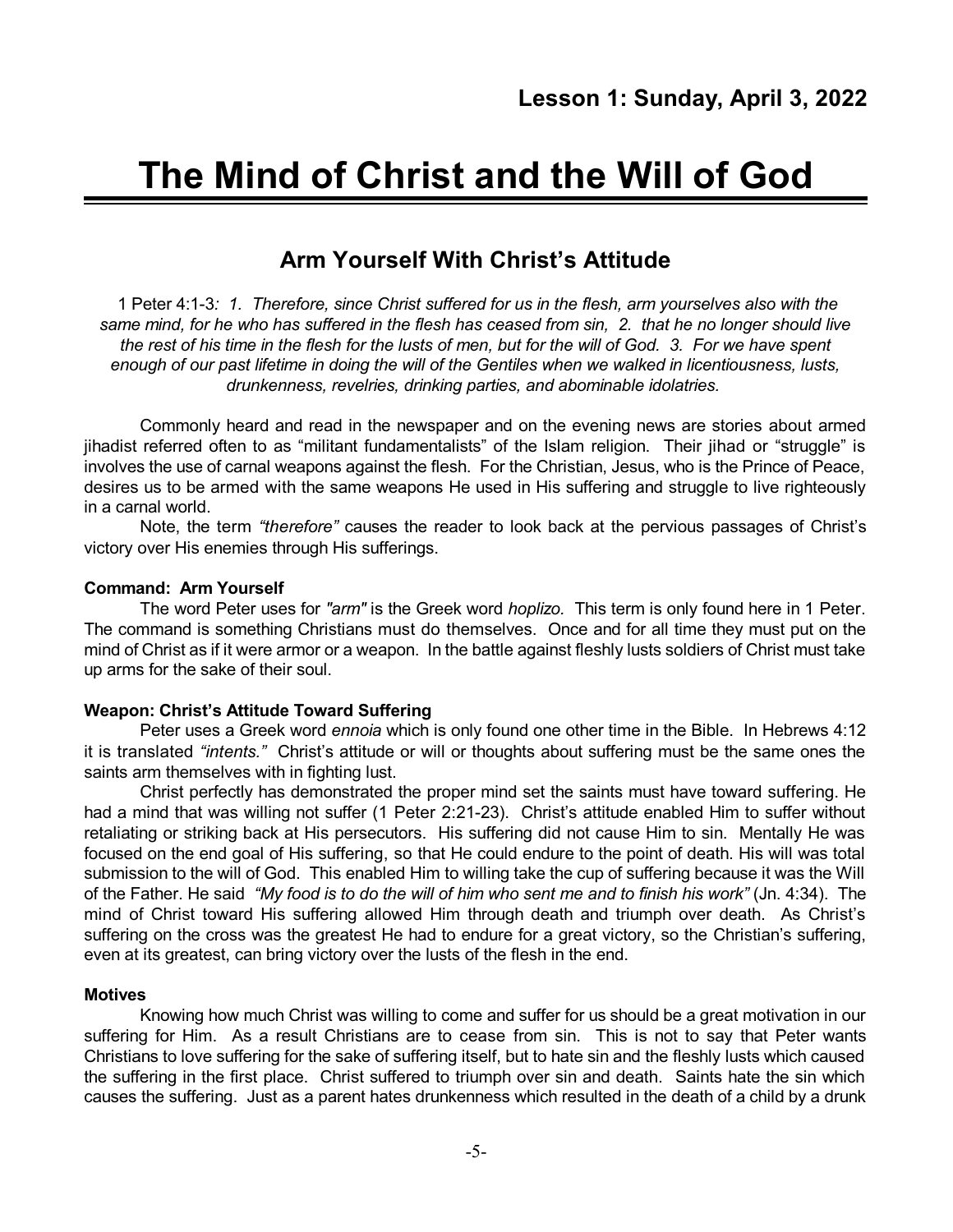**Lesson 1: Sunday, April 3, 2022**

# The Mind of Christ and the Will of God

## Arm Yourself With Christ's Attitude

1 Peter 4:1-3*: 1. Therefore, since Christ suffered for us in the flesh, arm yourselves also with the same mind, for he who has suffered in the flesh has ceased from sin, 2. that he no longer should live the rest of his time in the flesh for the lusts of men, but for the will of God. 3. For we have spent enough of our past lifetime in doing the will of the Gentiles when we walked in licentiousness, lusts, drunkenness, revelries, drinking parties, and abominable idolatries.*

Commonly heard and read in the newspaper and on the evening news are stories about armed jihadist referred often to as "militant fundamentalists" of the Islam religion. Their jihad or "struggle" is involves the use of carnal weapons against the flesh. For the Christian, Jesus, who is the Prince of Peace, desires us to be armed with the same weapons He used in His suffering and struggle to live righteously in a carnal world.

Note, the term *"therefore"* causes the reader to look back at the pervious passages of Christ's victory over His enemies through His sufferings.

**Command: Arm Yourself**

The word Peter uses for *"arm"* is the Greek word *hoplizo.* This term is only found here in 1 Peter. The command is something Christians must do themselves. Once and for all time they must put on the mind of Christ as if it were armor or a weapon. In the battle against fleshly lusts soldiers of Christ must take up arms for the sake of their soul.

**Weapon: Christ's Attitude Toward Suffering**

Peter uses a Greek word *ennoia* which is only found one other time in the Bible. In Hebrews 4:12 it is translated *"intents."* Christ's attitude or will or thoughts about suffering must be the same ones the saints arm themselves with in fighting lust.

Christ perfectly has demonstrated the proper mind set the saints must have toward suffering. He had a mind that was willing not suffer (1 Peter 2:21-23). Christ's attitude enabled Him to suffer without retaliating or striking back at His persecutors. His suffering did not cause Him to sin. Mentally He was focused on the end goal of His suffering, so that He could endure to the point of death. His will was total submission to the will of God. This enabled Him to willing take the cup of suffering because it was the Will of the Father. He said *"My food is to do the will of him who sent me and to finish his work"* (Jn. 4:34). The mind of Christ toward His suffering allowed Him through death and triumph over death. As Christ's suffering on the cross was the greatest He had to endure for a great victory, so the Christian's suffering, even at its greatest, can bring victory over the lusts of the flesh in the end.

**Motives**

Knowing how much Christ was willing to come and suffer for us should be a great motivation in our suffering for Him. As a result Christians are to cease from sin. This is not to say that Peter wants Christians to love suffering for the sake of suffering itself, but to hate sin and the fleshly lusts which caused the suffering in the first place. Christ suffered to triumph over sin and death. Saints hate the sin which causes the suffering. Just as a parent hates drunkenness which resulted in the death of a child by a drunk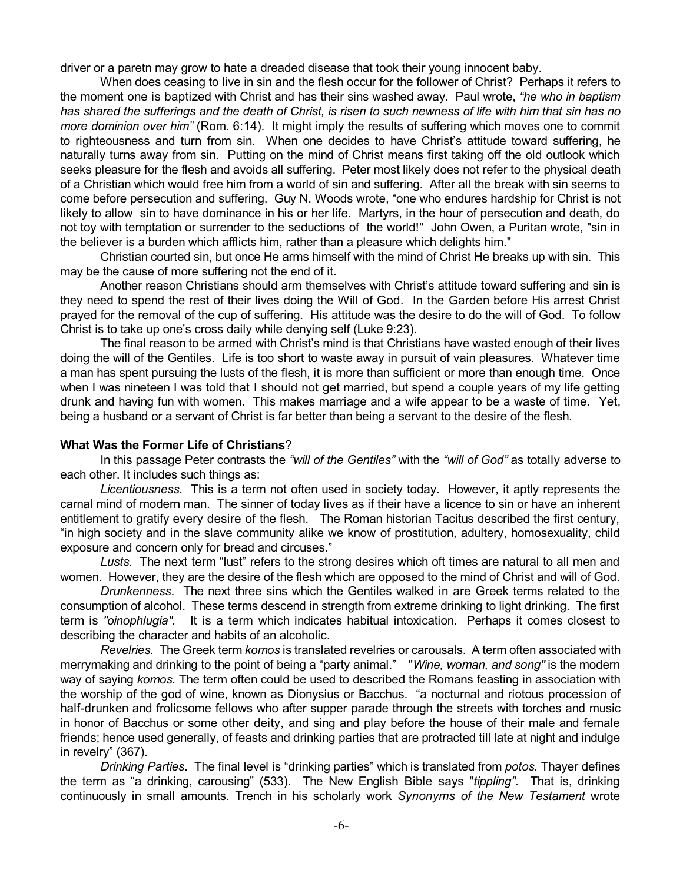driver or a paretn may grow to hate a dreaded disease that took their young innocent baby.

When does ceasing to live in sin and the flesh occur for the follower of Christ? Perhaps it refers to the moment one is baptized with Christ and has their sins washed away. Paul wrote, *"he who in baptism has shared the sufferings and the death of Christ, is risen to such newness of life with him that sin has no more dominion over him"* (Rom. 6:14). It might imply the results of suffering which moves one to commit to righteousness and turn from sin. When one decides to have Christ's attitude toward suffering, he naturally turns away from sin. Putting on the mind of Christ means first taking off the old outlook which seeks pleasure for the flesh and avoids all suffering. Peter most likely does not refer to the physical death of a Christian which would free him from a world of sin and suffering. After all the break with sin seems to come before persecution and suffering. Guy N. Woods wrote, "one who endures hardship for Christ is not likely to allow sin to have dominance in his or her life. Martyrs, in the hour of persecution and death, do not toy with temptation or surrender to the seductions of the world!" John Owen, a Puritan wrote, "sin in the believer is a burden which afflicts him, rather than a pleasure which delights him."

Christian courted sin, but once He arms himself with the mind of Christ He breaks up with sin. This may be the cause of more suffering not the end of it.

Another reason Christians should arm themselves with Christ's attitude toward suffering and sin is they need to spend the rest of their lives doing the Will of God. In the Garden before His arrest Christ prayed for the removal of the cup of suffering. His attitude was the desire to do the will of God. To follow Christ is to take up one's cross daily while denying self (Luke 9:23).

The final reason to be armed with Christ's mind is that Christians have wasted enough of their lives doing the will of the Gentiles. Life is too short to waste away in pursuit of vain pleasures. Whatever time a man has spent pursuing the lusts of the flesh, it is more than sufficient or more than enough time. Once when I was nineteen I was told that I should not get married, but spend a couple years of my life getting drunk and having fun with women. This makes marriage and a wife appear to be a waste of time. Yet, being a husband or a servant of Christ is far better than being a servant to the desire of the flesh.

**What Was the Former Life of Christians**?

In this passage Peter contrasts the *"will of the Gentiles"* with the *"will of God"* as totally adverse to each other. It includes such things as:

*Licentiousness.* This is a term not often used in society today. However, it aptly represents the carnal mind of modern man. The sinner of today lives as if their have a licence to sin or have an inherent entitlement to gratify every desire of the flesh. The Roman historian Tacitus described the first century, "in high society and in the slave community alike we know of prostitution, adultery, homosexuality, child exposure and concern only for bread and circuses."

*Lusts.* The next term "lust" refers to the strong desires which oft times are natural to all men and women. However, they are the desire of the flesh which are opposed to the mind of Christ and will of God.

*Drunkenness*. The next three sins which the Gentiles walked in are Greek terms related to the consumption of alcohol. These terms descend in strength from extreme drinking to light drinking. The first term is *"oinophlugia"*. It is a term which indicates habitual intoxication. Perhaps it comes closest to describing the character and habits of an alcoholic.

*Revelries.* The Greek term *komos* is translated revelries or carousals. A term often associated with merrymaking and drinking to the point of being a "party animal." "*Wine, woman, and song"* is the modern way of saying *komos.* The term often could be used to described the Romans feasting in association with the worship of the god of wine, known as Dionysius or Bacchus. "a nocturnal and riotous procession of half-drunken and frolicsome fellows who after supper parade through the streets with torches and music in honor of Bacchus or some other deity, and sing and play before the house of their male and female friends; hence used generally, of feasts and drinking parties that are protracted till late at night and indulge in revelry" (367).

*Drinking Parties*. The final level is "drinking parties" which is translated from *potos.* Thayer defines the term as "a drinking, carousing" (533). The New English Bible says "*tippling".* That is, drinking continuously in small amounts. Trench in his scholarly work *Synonyms of the New Testament* wrote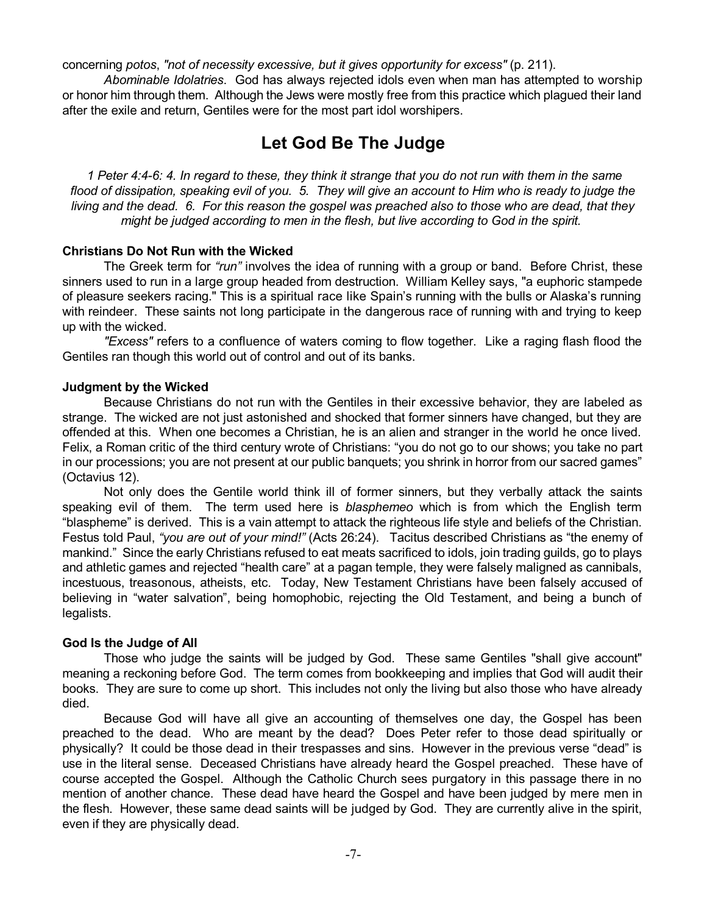concerning *potos*, *"not of necessity excessive, but it gives opportunity for excess"* (p. 211).

*Abominable Idolatries*. God has always rejected idols even when man has attempted to worship or honor him through them. Although the Jews were mostly free from this practice which plagued their land after the exile and return, Gentiles were for the most part idol worshipers.

## Let God Be The Judge

*1 Peter 4:4-6: 4. In regard to these, they think it strange that you do not run with them in the same flood of dissipation, speaking evil of you. 5. They will give an account to Him who is ready to judge the living and the dead. 6. For this reason the gospel was preached also to those who are dead, that they might be judged according to men in the flesh, but live according to God in the spirit.*

### Christians Do Not Run with the Wicked

The Greek term for *"run"* involves the idea of running with a group or band. Before Christ, these sinners used to run in a large group headed from destruction. William Kelley says, "a euphoric stampede of pleasure seekers racing." This is a spiritual race like Spain's running with the bulls or Alaska's running with reindeer. These saints not long participate in the dangerous race of running with and trying to keep up with the wicked.

*"Excess"* refers to a confluence of waters coming to flow together. Like a raging flash flood the Gentiles ran though this world out of control and out of its banks.

### Judgment by the Wicked

Because Christians do not run with the Gentiles in their excessive behavior, they are labeled as strange. The wicked are not just astonished and shocked that former sinners have changed, but they are offended at this. When one becomes a Christian, he is an alien and stranger in the world he once lived. Felix, a Roman critic of the third century wrote of Christians: "you do not go to our shows; you take no part in our processions; you are not present at our public banquets; you shrink in horror from our sacred games" (Octavius 12).

Not only does the Gentile world think ill of former sinners, but they verbally attack the saints speaking evil of them. The term used here is *blasphemeo* which is from which the English term "blaspheme" is derived. This is a vain attempt to attack the righteous life style and beliefs of the Christian. Festus told Paul, *"you are out of your mind!"* (Acts 26:24). Tacitus described Christians as "the enemy of mankind." Since the early Christians refused to eat meats sacrificed to idols, join trading guilds, go to plays and athletic games and rejected "health care" at a pagan temple, they were falsely maligned as cannibals, incestuous, treasonous, atheists, etc. Today, New Testament Christians have been falsely accused of believing in "water salvation", being homophobic, rejecting the Old Testament, and being a bunch of legalists.

### God Is the Judge of All

Those who judge the saints will be judged by God. These same Gentiles "shall give account" meaning a reckoning before God. The term comes from bookkeeping and implies that God will audit their books. They are sure to come up short. This includes not only the living but also those who have already died.

Because God will have all give an accounting of themselves one day, the Gospel has been preached to the dead. Who are meant by the dead? Does Peter refer to those dead spiritually or physically? It could be those dead in their trespasses and sins. However in the previous verse "dead" is use in the literal sense. Deceased Christians have already heard the Gospel preached. These have of course accepted the Gospel. Although the Catholic Church sees purgatory in this passage there in no mention of another chance. These dead have heard the Gospel and have been judged by mere men in the flesh. However, these same dead saints will be judged by God. They are currently alive in the spirit, even if they are physically dead.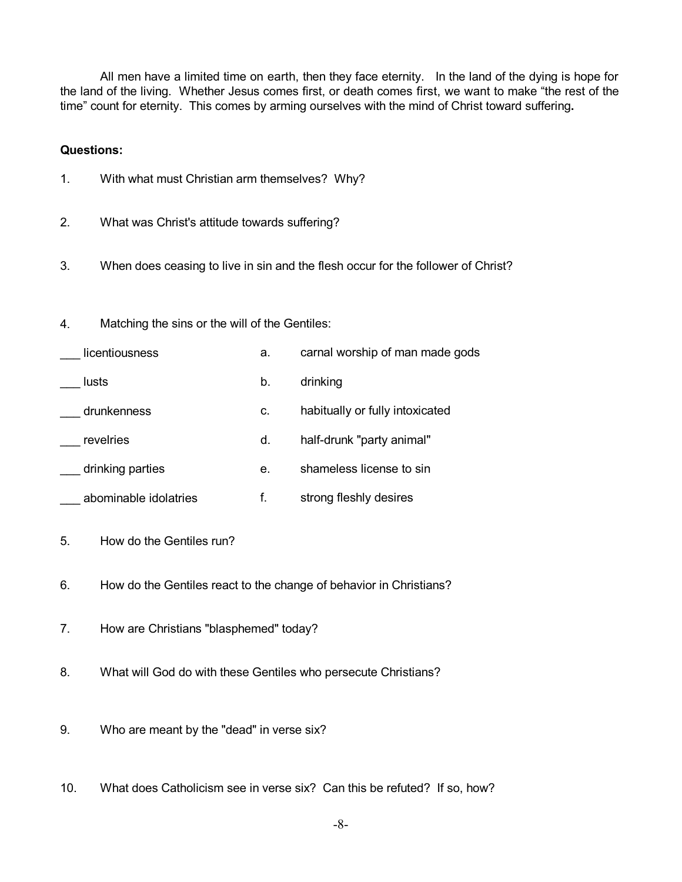All men have a limited time on earth, then they face eternity. In the land of the dying is hope for the land of the living. Whether Jesus comes first, or death comes first, we want to make "the rest of the time" count for eternity. This comes by arming ourselves with the mind of Christ toward suffering**.**

**Questions:**

1. With what must Christian arm themselves? Why?

2. What was Christ's attitude towards suffering?

3. When does ceasing to live in sin and the flesh occur for the follower of Christ?

4. Matching the sins or the will of the Gentiles:

| | | |
|---|---|---|
| ___ licentiousness | a. | carnal worship of man made gods |
| ___ lusts | b. | drinking |
| ___ drunkenness | c. | habitually or fully intoxicated |
| ___ revelries | d. | half-drunk "party animal" |
| ___ drinking parties | e. | shameless license to sin |
| ___ abominable idolatries | f. | strong fleshly desires |

5. How do the Gentiles run?

6. How do the Gentiles react to the change of behavior in Christians?

7. How are Christians "blasphemed" today?

8. What will God do with these Gentiles who persecute Christians?

9. Who are meant by the "dead" in verse six?

10. What does Catholicism see in verse six? Can this be refuted? If so, how?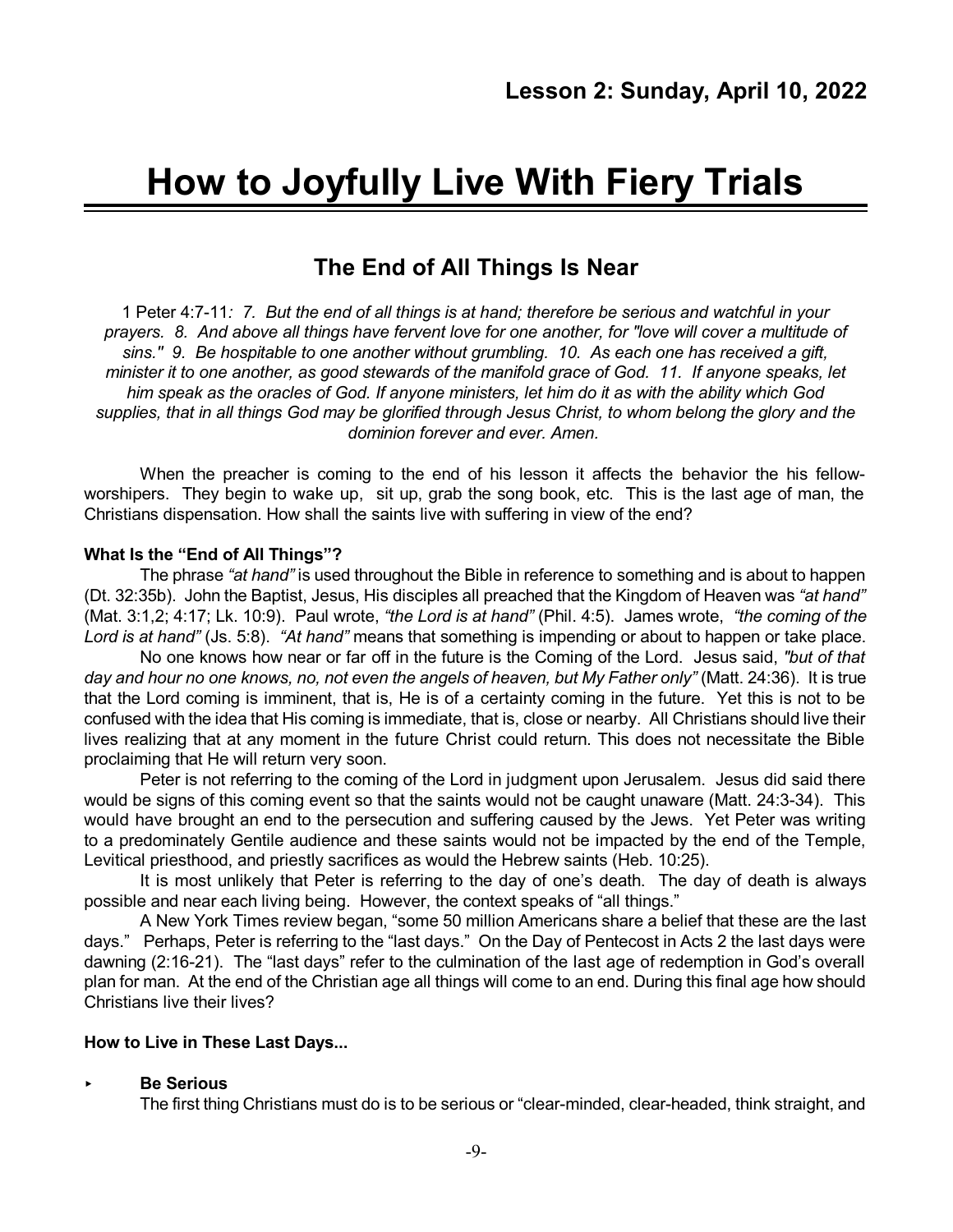## Lesson 2: Sunday, April 10, 2022

# How to Joyfully Live With Fiery Trials

## The End of All Things Is Near

1 Peter 4:7-11*: 7. But the end of all things is at hand; therefore be serious and watchful in your prayers. 8. And above all things have fervent love for one another, for "love will cover a multitude of sins." 9. Be hospitable to one another without grumbling. 10. As each one has received a gift, minister it to one another, as good stewards of the manifold grace of God. 11. If anyone speaks, let him speak as the oracles of God. If anyone ministers, let him do it as with the ability which God supplies, that in all things God may be glorified through Jesus Christ, to whom belong the glory and the dominion forever and ever. Amen.*

When the preacher is coming to the end of his lesson it affects the behavior the his fellow-worshipers. They begin to wake up, sit up, grab the song book, etc. This is the last age of man, the Christians dispensation. How shall the saints live with suffering in view of the end?

**What Is the "End of All Things"?**

The phrase *"at hand"* is used throughout the Bible in reference to something and is about to happen (Dt. 32:35b). John the Baptist, Jesus, His disciples all preached that the Kingdom of Heaven was *"at hand"* (Mat. 3:1,2; 4:17; Lk. 10:9). Paul wrote, *"the Lord is at hand"* (Phil. 4:5). James wrote, *"the coming of the Lord is at hand"* (Js. 5:8). *"At hand"* means that something is impending or about to happen or take place.

No one knows how near or far off in the future is the Coming of the Lord. Jesus said, *"but of that day and hour no one knows, no, not even the angels of heaven, but My Father only"* (Matt. 24:36). It is true that the Lord coming is imminent, that is, He is of a certainty coming in the future. Yet this is not to be confused with the idea that His coming is immediate, that is, close or nearby. All Christians should live their lives realizing that at any moment in the future Christ could return. This does not necessitate the Bible proclaiming that He will return very soon.

Peter is not referring to the coming of the Lord in judgment upon Jerusalem. Jesus did said there would be signs of this coming event so that the saints would not be caught unaware (Matt. 24:3-34). This would have brought an end to the persecution and suffering caused by the Jews. Yet Peter was writing to a predominately Gentile audience and these saints would not be impacted by the end of the Temple, Levitical priesthood, and priestly sacrifices as would the Hebrew saints (Heb. 10:25).

It is most unlikely that Peter is referring to the day of one's death. The day of death is always possible and near each living being. However, the context speaks of "all things."

A New York Times review began, "some 50 million Americans share a belief that these are the last days." Perhaps, Peter is referring to the "last days." On the Day of Pentecost in Acts 2 the last days were dawning (2:16-21). The "last days" refer to the culmination of the last age of redemption in God's overall plan for man. At the end of the Christian age all things will come to an end. During this final age how should Christians live their lives?

**How to Live in These Last Days...**

- **Be Serious**

  The first thing Christians must do is to be serious or "clear-minded, clear-headed, think straight, and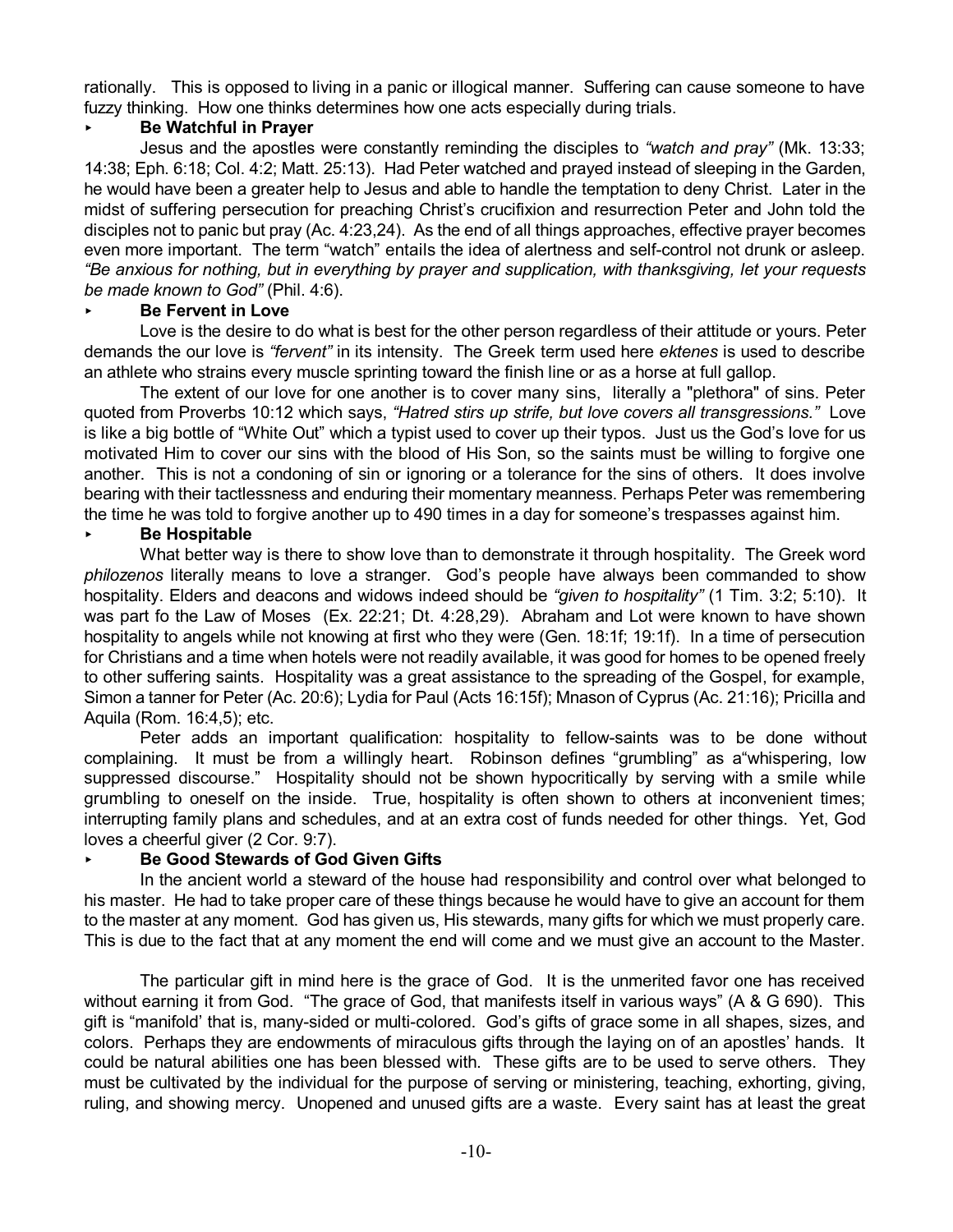rationally. This is opposed to living in a panic or illogical manner. Suffering can cause someone to have fuzzy thinking. How one thinks determines how one acts especially during trials.

- **Be Watchful in Prayer**

Jesus and the apostles were constantly reminding the disciples to *"watch and pray"* (Mk. 13:33; 14:38; Eph. 6:18; Col. 4:2; Matt. 25:13). Had Peter watched and prayed instead of sleeping in the Garden, he would have been a greater help to Jesus and able to handle the temptation to deny Christ. Later in the midst of suffering persecution for preaching Christ's crucifixion and resurrection Peter and John told the disciples not to panic but pray (Ac. 4:23,24). As the end of all things approaches, effective prayer becomes even more important. The term "watch" entails the idea of alertness and self-control not drunk or asleep. *"Be anxious for nothing, but in everything by prayer and supplication, with thanksgiving, let your requests be made known to God"* (Phil. 4:6).

- **Be Fervent in Love**

Love is the desire to do what is best for the other person regardless of their attitude or yours. Peter demands the our love is *"fervent"* in its intensity. The Greek term used here *ektenes* is used to describe an athlete who strains every muscle sprinting toward the finish line or as a horse at full gallop.

The extent of our love for one another is to cover many sins, literally a "plethora" of sins. Peter quoted from Proverbs 10:12 which says, *"Hatred stirs up strife, but love covers all transgressions."* Love is like a big bottle of "White Out" which a typist used to cover up their typos. Just us the God's love for us motivated Him to cover our sins with the blood of His Son, so the saints must be willing to forgive one another. This is not a condoning of sin or ignoring or a tolerance for the sins of others. It does involve bearing with their tactlessness and enduring their momentary meanness. Perhaps Peter was remembering the time he was told to forgive another up to 490 times in a day for someone's trespasses against him.

- **Be Hospitable**

What better way is there to show love than to demonstrate it through hospitality. The Greek word *philozenos* literally means to love a stranger. God's people have always been commanded to show hospitality. Elders and deacons and widows indeed should be *"given to hospitality"* (1 Tim. 3:2; 5:10). It was part fo the Law of Moses (Ex. 22:21; Dt. 4:28,29). Abraham and Lot were known to have shown hospitality to angels while not knowing at first who they were (Gen. 18:1f; 19:1f). In a time of persecution for Christians and a time when hotels were not readily available, it was good for homes to be opened freely to other suffering saints. Hospitality was a great assistance to the spreading of the Gospel, for example, Simon a tanner for Peter (Ac. 20:6); Lydia for Paul (Acts 16:15f); Mnason of Cyprus (Ac. 21:16); Pricilla and Aquila (Rom. 16:4,5); etc.

Peter adds an important qualification: hospitality to fellow-saints was to be done without complaining. It must be from a willingly heart. Robinson defines "grumbling" as a"whispering, low suppressed discourse." Hospitality should not be shown hypocritically by serving with a smile while grumbling to oneself on the inside. True, hospitality is often shown to others at inconvenient times; interrupting family plans and schedules, and at an extra cost of funds needed for other things. Yet, God loves a cheerful giver (2 Cor. 9:7).

- **Be Good Stewards of God Given Gifts**

In the ancient world a steward of the house had responsibility and control over what belonged to his master. He had to take proper care of these things because he would have to give an account for them to the master at any moment. God has given us, His stewards, many gifts for which we must properly care. This is due to the fact that at any moment the end will come and we must give an account to the Master.

The particular gift in mind here is the grace of God. It is the unmerited favor one has received without earning it from God. "The grace of God, that manifests itself in various ways" (A & G 690). This gift is "manifold' that is, many-sided or multi-colored. God's gifts of grace some in all shapes, sizes, and colors. Perhaps they are endowments of miraculous gifts through the laying on of an apostles' hands. It could be natural abilities one has been blessed with. These gifts are to be used to serve others. They must be cultivated by the individual for the purpose of serving or ministering, teaching, exhorting, giving, ruling, and showing mercy. Unopened and unused gifts are a waste. Every saint has at least the great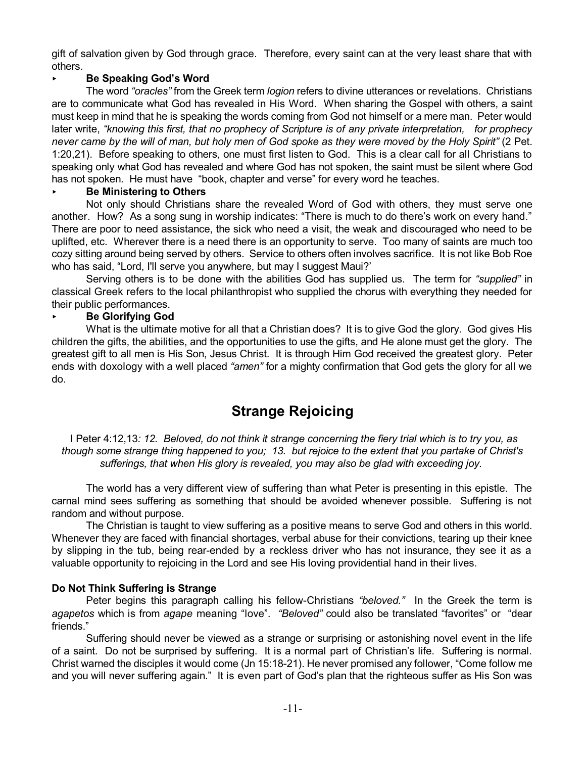gift of salvation given by God through grace. Therefore, every saint can at the very least share that with others.

- **Be Speaking God's Word**

The word *"oracles"* from the Greek term *logion* refers to divine utterances or revelations. Christians are to communicate what God has revealed in His Word. When sharing the Gospel with others, a saint must keep in mind that he is speaking the words coming from God not himself or a mere man. Peter would later write, *"knowing this first, that no prophecy of Scripture is of any private interpretation, for prophecy never came by the will of man, but holy men of God spoke as they were moved by the Holy Spirit"* (2 Pet. 1:20,21). Before speaking to others, one must first listen to God. This is a clear call for all Christians to speaking only what God has revealed and where God has not spoken, the saint must be silent where God has not spoken. He must have "book, chapter and verse" for every word he teaches.

- **Be Ministering to Others**

Not only should Christians share the revealed Word of God with others, they must serve one another. How? As a song sung in worship indicates: "There is much to do there's work on every hand." There are poor to need assistance, the sick who need a visit, the weak and discouraged who need to be uplifted, etc. Wherever there is a need there is an opportunity to serve. Too many of saints are much too cozy sitting around being served by others. Service to others often involves sacrifice. It is not like Bob Roe who has said, "Lord, I'll serve you anywhere, but may I suggest Maui?'

Serving others is to be done with the abilities God has supplied us. The term for *"supplied"* in classical Greek refers to the local philanthropist who supplied the chorus with everything they needed for their public performances.

- **Be Glorifying God**

What is the ultimate motive for all that a Christian does? It is to give God the glory. God gives His children the gifts, the abilities, and the opportunities to use the gifts, and He alone must get the glory. The greatest gift to all men is His Son, Jesus Christ. It is through Him God received the greatest glory. Peter ends with doxology with a well placed *"amen"* for a mighty confirmation that God gets the glory for all we do.

# Strange Rejoicing

I Peter 4:12,13*: 12. Beloved, do not think it strange concerning the fiery trial which is to try you, as though some strange thing happened to you; 13. but rejoice to the extent that you partake of Christ's sufferings, that when His glory is revealed, you may also be glad with exceeding joy.*

The world has a very different view of suffering than what Peter is presenting in this epistle. The carnal mind sees suffering as something that should be avoided whenever possible. Suffering is not random and without purpose.

The Christian is taught to view suffering as a positive means to serve God and others in this world. Whenever they are faced with financial shortages, verbal abuse for their convictions, tearing up their knee by slipping in the tub, being rear-ended by a reckless driver who has not insurance, they see it as a valuable opportunity to rejoicing in the Lord and see His loving providential hand in their lives.

**Do Not Think Suffering is Strange**

Peter begins this paragraph calling his fellow-Christians *"beloved."* In the Greek the term is *agapetos* which is from *agape* meaning "love". *"Beloved"* could also be translated "favorites" or "dear friends."

Suffering should never be viewed as a strange or surprising or astonishing novel event in the life of a saint. Do not be surprised by suffering. It is a normal part of Christian's life. Suffering is normal. Christ warned the disciples it would come (Jn 15:18-21). He never promised any follower, "Come follow me and you will never suffering again." It is even part of God's plan that the righteous suffer as His Son was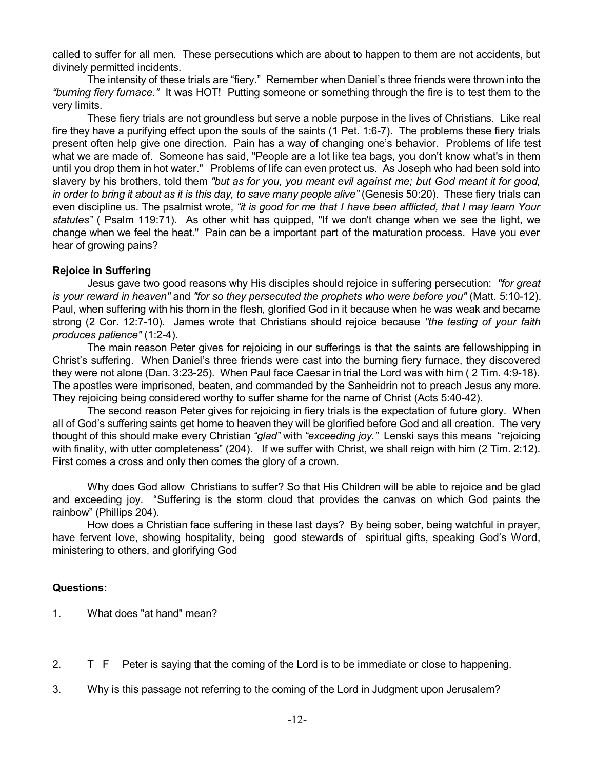called to suffer for all men. These persecutions which are about to happen to them are not accidents, but divinely permitted incidents.

The intensity of these trials are "fiery." Remember when Daniel's three friends were thrown into the *"burning fiery furnace."* It was HOT! Putting someone or something through the fire is to test them to the very limits.

These fiery trials are not groundless but serve a noble purpose in the lives of Christians. Like real fire they have a purifying effect upon the souls of the saints (1 Pet. 1:6-7). The problems these fiery trials present often help give one direction. Pain has a way of changing one's behavior. Problems of life test what we are made of. Someone has said, "People are a lot like tea bags, you don't know what's in them until you drop them in hot water." Problems of life can even protect us. As Joseph who had been sold into slavery by his brothers, told them *"but as for you, you meant evil against me; but God meant it for good, in order to bring it about as it is this day, to save many people alive"* (Genesis 50:20). These fiery trials can even discipline us. The psalmist wrote, *"it is good for me that I have been afflicted, that I may learn Your statutes"* ( Psalm 119:71). As other whit has quipped, "If we don't change when we see the light, we change when we feel the heat." Pain can be a important part of the maturation process. Have you ever hear of growing pains?

**Rejoice in Suffering**

Jesus gave two good reasons why His disciples should rejoice in suffering persecution: *"for great is your reward in heaven"* and *"for so they persecuted the prophets who were before you"* (Matt. 5:10-12). Paul, when suffering with his thorn in the flesh, glorified God in it because when he was weak and became strong (2 Cor. 12:7-10). James wrote that Christians should rejoice because *"the testing of your faith produces patience"* (1:2-4).

The main reason Peter gives for rejoicing in our sufferings is that the saints are fellowshipping in Christ's suffering. When Daniel's three friends were cast into the burning fiery furnace, they discovered they were not alone (Dan. 3:23-25). When Paul face Caesar in trial the Lord was with him ( 2 Tim. 4:9-18). The apostles were imprisoned, beaten, and commanded by the Sanheidrin not to preach Jesus any more. They rejoicing being considered worthy to suffer shame for the name of Christ (Acts 5:40-42).

The second reason Peter gives for rejoicing in fiery trials is the expectation of future glory. When all of God's suffering saints get home to heaven they will be glorified before God and all creation. The very thought of this should make every Christian *"glad"* with *"exceeding joy."* Lenski says this means "rejoicing with finality, with utter completeness" (204). If we suffer with Christ, we shall reign with him (2 Tim. 2:12). First comes a cross and only then comes the glory of a crown.

Why does God allow Christians to suffer? So that His Children will be able to rejoice and be glad and exceeding joy. "Suffering is the storm cloud that provides the canvas on which God paints the rainbow" (Phillips 204).

How does a Christian face suffering in these last days? By being sober, being watchful in prayer, have fervent love, showing hospitality, being good stewards of spiritual gifts, speaking God's Word, ministering to others, and glorifying God

**Questions:**

1. What does "at hand" mean?

2. T F Peter is saying that the coming of the Lord is to be immediate or close to happening.

3. Why is this passage not referring to the coming of the Lord in Judgment upon Jerusalem?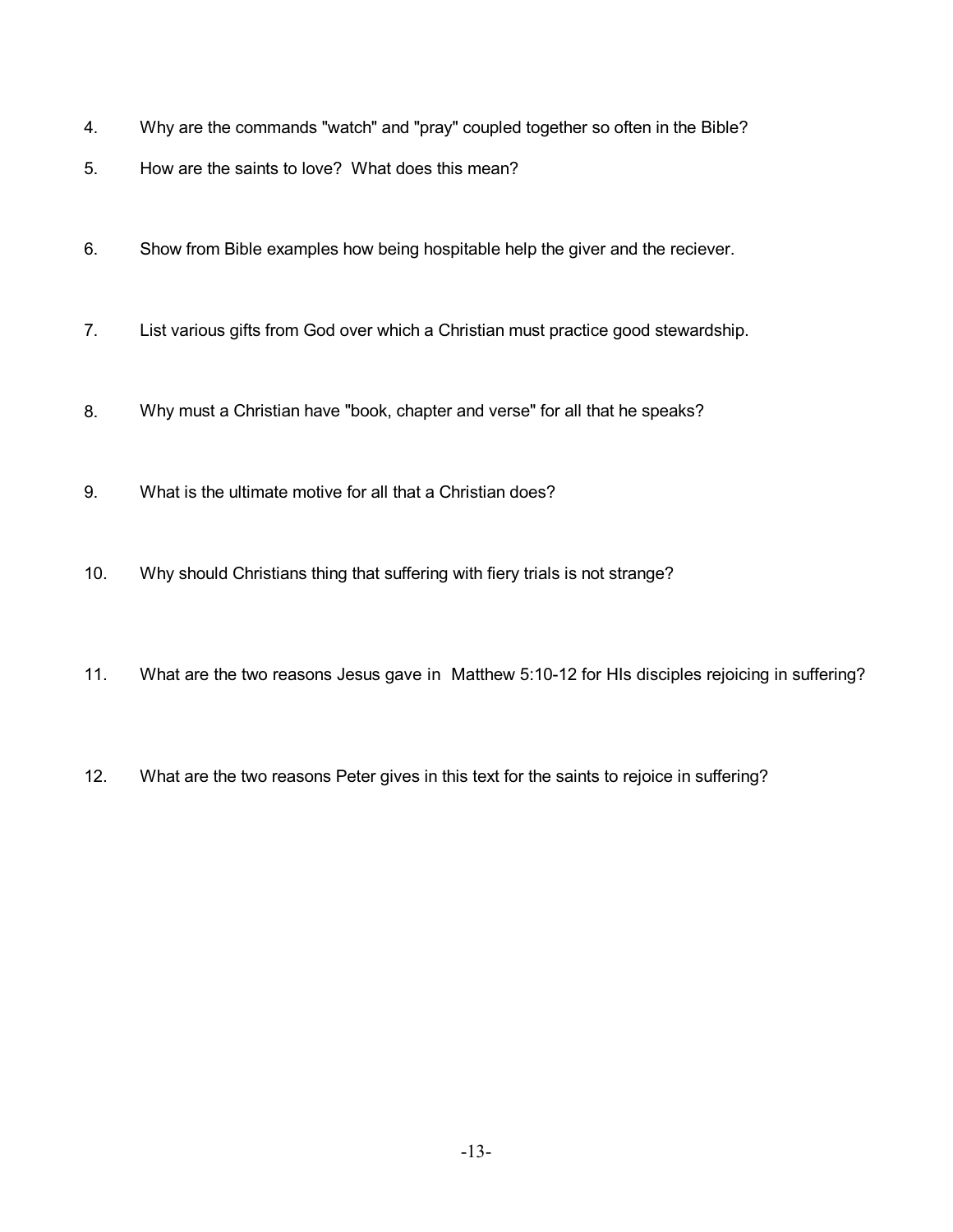4. Why are the commands "watch" and "pray" coupled together so often in the Bible?

5. How are the saints to love? What does this mean?

6. Show from Bible examples how being hospitable help the giver and the reciever.

7. List various gifts from God over which a Christian must practice good stewardship.

8. Why must a Christian have "book, chapter and verse" for all that he speaks?

9. What is the ultimate motive for all that a Christian does?

10. Why should Christians thing that suffering with fiery trials is not strange?

11. What are the two reasons Jesus gave in Matthew 5:10-12 for HIs disciples rejoicing in suffering?

12. What are the two reasons Peter gives in this text for the saints to rejoice in suffering?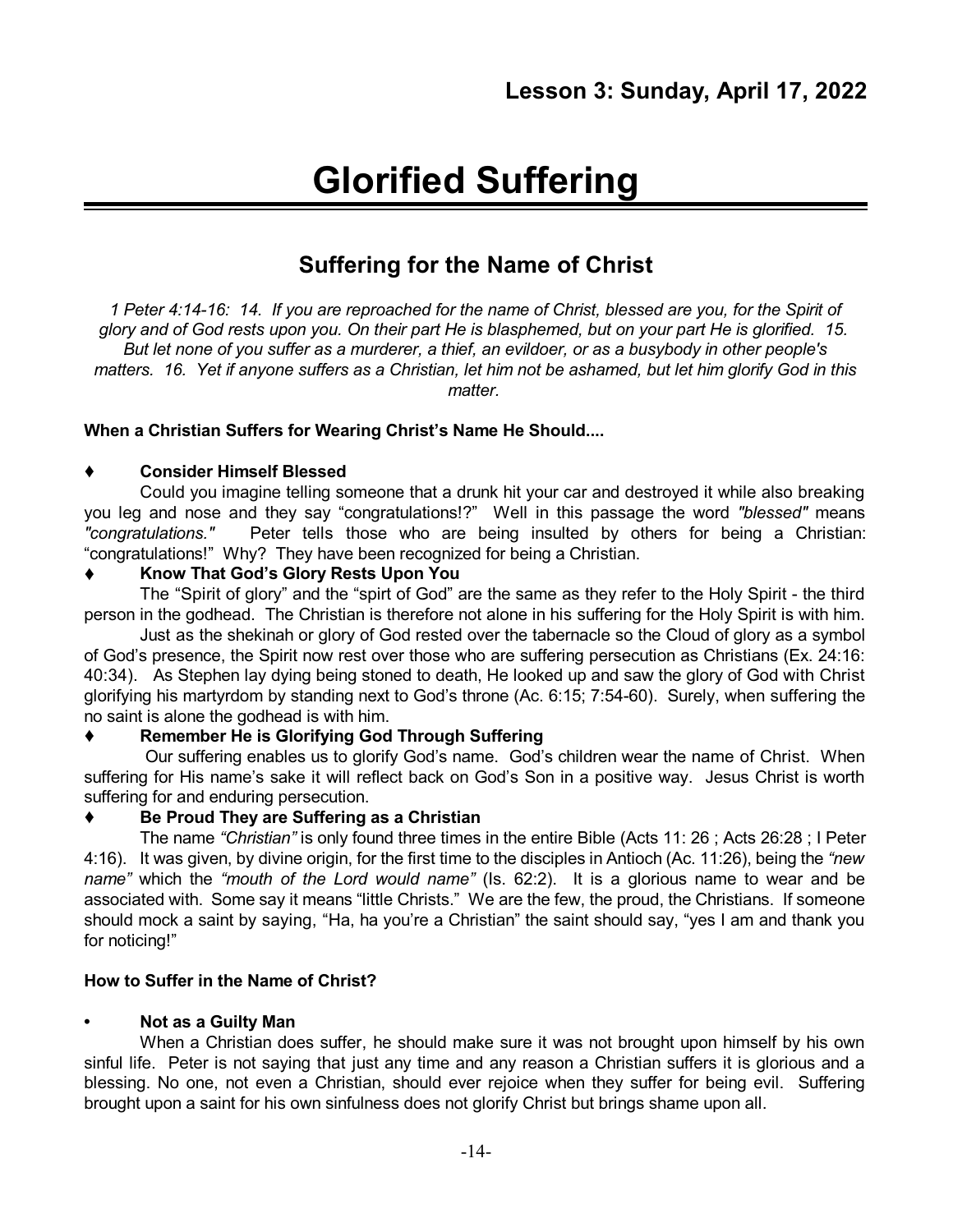## Lesson 3: Sunday, April 17, 2022

# Glorified Suffering

## Suffering for the Name of Christ

*1 Peter 4:14-16: 14. If you are reproached for the name of Christ, blessed are you, for the Spirit of glory and of God rests upon you. On their part He is blasphemed, but on your part He is glorified. 15. But let none of you suffer as a murderer, a thief, an evildoer, or as a busybody in other people's matters. 16. Yet if anyone suffers as a Christian, let him not be ashamed, but let him glorify God in this matter.*

**When a Christian Suffers for Wearing Christ's Name He Should....**

♦ **Consider Himself Blessed**

Could you imagine telling someone that a drunk hit your car and destroyed it while also breaking you leg and nose and they say "congratulations!?" Well in this passage the word *"blessed"* means *"congratulations."* Peter tells those who are being insulted by others for being a Christian: "congratulations!" Why? They have been recognized for being a Christian.

♦ **Know That God's Glory Rests Upon You**

The "Spirit of glory" and the "spirt of God" are the same as they refer to the Holy Spirit - the third person in the godhead. The Christian is therefore not alone in his suffering for the Holy Spirit is with him.

Just as the shekinah or glory of God rested over the tabernacle so the Cloud of glory as a symbol of God's presence, the Spirit now rest over those who are suffering persecution as Christians (Ex. 24:16: 40:34). As Stephen lay dying being stoned to death, He looked up and saw the glory of God with Christ glorifying his martyrdom by standing next to God's throne (Ac. 6:15; 7:54-60). Surely, when suffering the no saint is alone the godhead is with him.

♦ **Remember He is Glorifying God Through Suffering**

Our suffering enables us to glorify God's name. God's children wear the name of Christ. When suffering for His name's sake it will reflect back on God's Son in a positive way. Jesus Christ is worth suffering for and enduring persecution.

♦ **Be Proud They are Suffering as a Christian**

The name *"Christian"* is only found three times in the entire Bible (Acts 11: 26 ; Acts 26:28 ; I Peter 4:16). It was given, by divine origin, for the first time to the disciples in Antioch (Ac. 11:26), being the *"new name"* which the *"mouth of the Lord would name"* (Is. 62:2). It is a glorious name to wear and be associated with. Some say it means "little Christs." We are the few, the proud, the Christians. If someone should mock a saint by saying, "Ha, ha you're a Christian" the saint should say, "yes I am and thank you for noticing!"

**How to Suffer in the Name of Christ?**

- **Not as a Guilty Man**

When a Christian does suffer, he should make sure it was not brought upon himself by his own sinful life. Peter is not saying that just any time and any reason a Christian suffers it is glorious and a blessing. No one, not even a Christian, should ever rejoice when they suffer for being evil. Suffering brought upon a saint for his own sinfulness does not glorify Christ but brings shame upon all.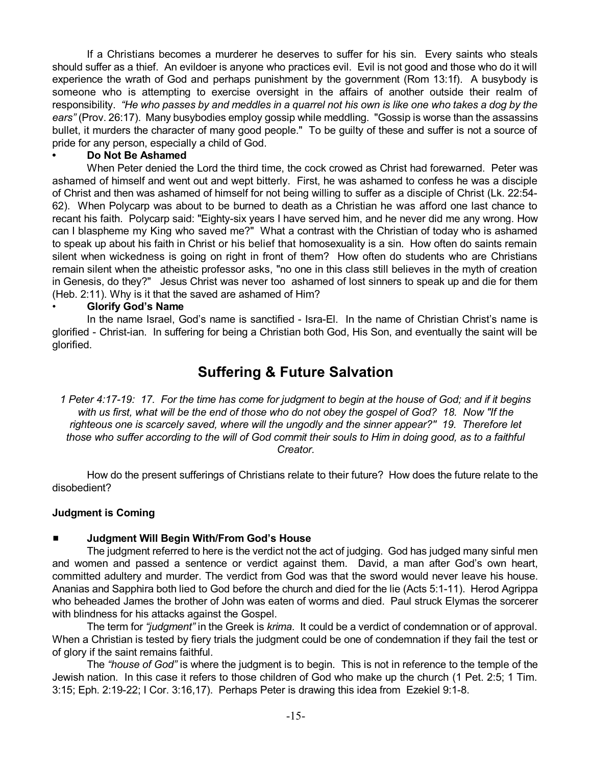If a Christians becomes a murderer he deserves to suffer for his sin. Every saints who steals should suffer as a thief. An evildoer is anyone who practices evil. Evil is not good and those who do it will experience the wrath of God and perhaps punishment by the government (Rom 13:1f). A busybody is someone who is attempting to exercise oversight in the affairs of another outside their realm of responsibility. *"He who passes by and meddles in a quarrel not his own is like one who takes a dog by the ears"* (Prov. 26:17). Many busybodies employ gossip while meddling. "Gossip is worse than the assassins bullet, it murders the character of many good people." To be guilty of these and suffer is not a source of pride for any person, especially a child of God.

- **Do Not Be Ashamed**

When Peter denied the Lord the third time, the cock crowed as Christ had forewarned. Peter was ashamed of himself and went out and wept bitterly. First, he was ashamed to confess he was a disciple of Christ and then was ashamed of himself for not being willing to suffer as a disciple of Christ (Lk. 22:54-62). When Polycarp was about to be burned to death as a Christian he was afford one last chance to recant his faith. Polycarp said: "Eighty-six years I have served him, and he never did me any wrong. How can I blaspheme my King who saved me?" What a contrast with the Christian of today who is ashamed to speak up about his faith in Christ or his belief that homosexuality is a sin. How often do saints remain silent when wickedness is going on right in front of them? How often do students who are Christians remain silent when the atheistic professor asks, "no one in this class still believes in the myth of creation in Genesis, do they?" Jesus Christ was never too ashamed of lost sinners to speak up and die for them (Heb. 2:11). Why is it that the saved are ashamed of Him?

- **Glorify God's Name**

In the name Israel, God's name is sanctified - Isra-El. In the name of Christian Christ's name is glorified - Christ-ian. In suffering for being a Christian both God, His Son, and eventually the saint will be glorified.

# Suffering & Future Salvation

*1 Peter 4:17-19: 17. For the time has come for judgment to begin at the house of God; and if it begins with us first, what will be the end of those who do not obey the gospel of God? 18. Now "If the righteous one is scarcely saved, where will the ungodly and the sinner appear?" 19. Therefore let those who suffer according to the will of God commit their souls to Him in doing good, as to a faithful Creator.*

How do the present sufferings of Christians relate to their future? How does the future relate to the disobedient?

**Judgment is Coming**

- **Judgment Will Begin With/From God's House**

The judgment referred to here is the verdict not the act of judging. God has judged many sinful men and women and passed a sentence or verdict against them. David, a man after God's own heart, committed adultery and murder. The verdict from God was that the sword would never leave his house. Ananias and Sapphira both lied to God before the church and died for the lie (Acts 5:1-11). Herod Agrippa who beheaded James the brother of John was eaten of worms and died. Paul struck Elymas the sorcerer with blindness for his attacks against the Gospel.

The term for *"judgment"* in the Greek is *krima*. It could be a verdict of condemnation or of approval. When a Christian is tested by fiery trials the judgment could be one of condemnation if they fail the test or of glory if the saint remains faithful.

The *"house of God"* is where the judgment is to begin. This is not in reference to the temple of the Jewish nation. In this case it refers to those children of God who make up the church (1 Pet. 2:5; 1 Tim. 3:15; Eph. 2:19-22; I Cor. 3:16,17). Perhaps Peter is drawing this idea from Ezekiel 9:1-8.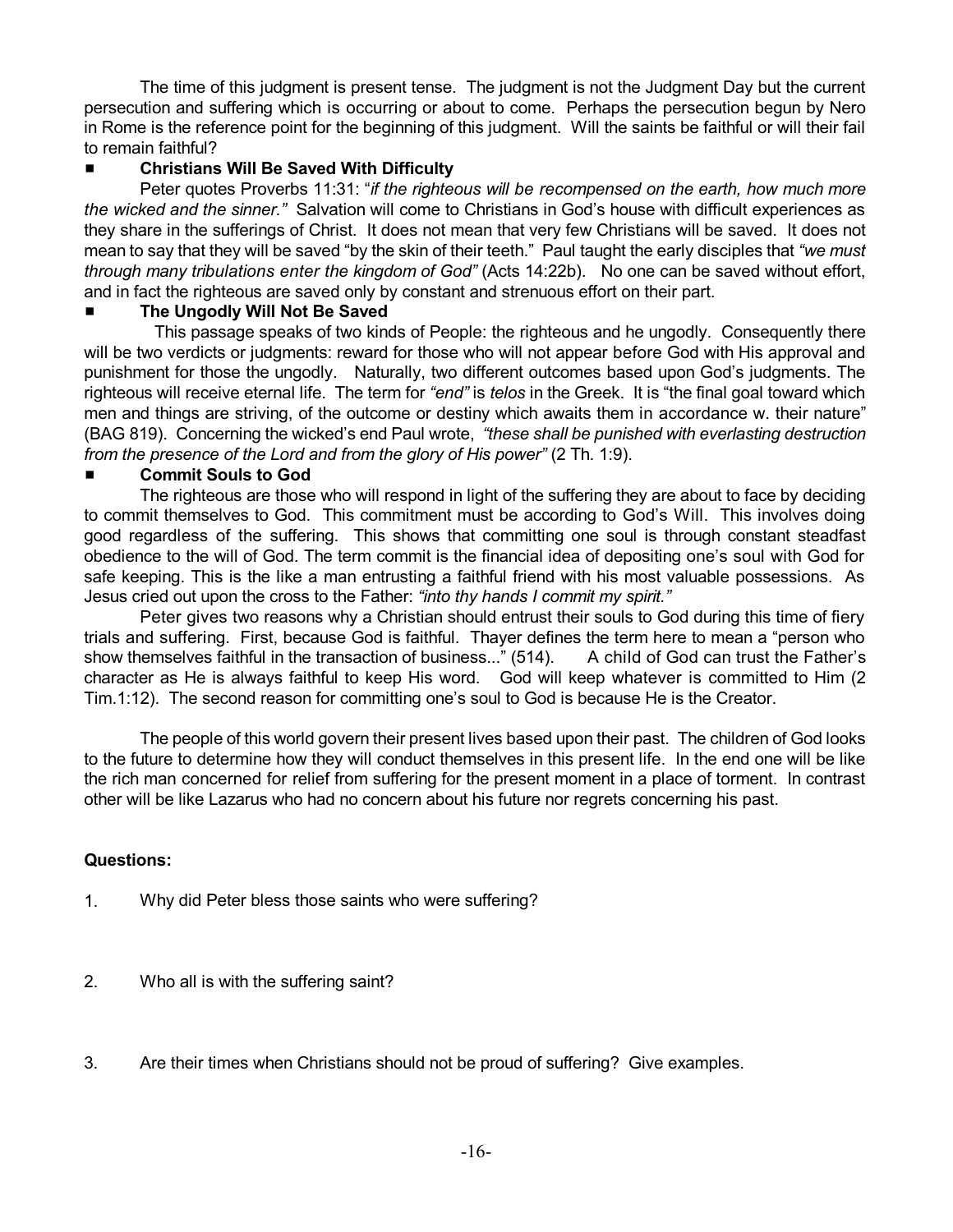The time of this judgment is present tense. The judgment is not the Judgment Day but the current persecution and suffering which is occurring or about to come. Perhaps the persecution begun by Nero in Rome is the reference point for the beginning of this judgment. Will the saints be faithful or will their fail to remain faithful?

- **Christians Will Be Saved With Difficulty**

Peter quotes Proverbs 11:31: "*if the righteous will be recompensed on the earth, how much more the wicked and the sinner."* Salvation will come to Christians in God's house with difficult experiences as they share in the sufferings of Christ. It does not mean that very few Christians will be saved. It does not mean to say that they will be saved "by the skin of their teeth." Paul taught the early disciples that *"we must through many tribulations enter the kingdom of God"* (Acts 14:22b). No one can be saved without effort, and in fact the righteous are saved only by constant and strenuous effort on their part.

- **The Ungodly Will Not Be Saved**

This passage speaks of two kinds of People: the righteous and he ungodly. Consequently there will be two verdicts or judgments: reward for those who will not appear before God with His approval and punishment for those the ungodly. Naturally, two different outcomes based upon God's judgments. The righteous will receive eternal life. The term for *"end"* is *telos* in the Greek. It is "the final goal toward which men and things are striving, of the outcome or destiny which awaits them in accordance w. their nature" (BAG 819). Concerning the wicked's end Paul wrote, *"these shall be punished with everlasting destruction from the presence of the Lord and from the glory of His power"* (2 Th. 1:9).

- **Commit Souls to God**

The righteous are those who will respond in light of the suffering they are about to face by deciding to commit themselves to God. This commitment must be according to God's Will. This involves doing good regardless of the suffering. This shows that committing one soul is through constant steadfast obedience to the will of God. The term commit is the financial idea of depositing one's soul with God for safe keeping. This is the like a man entrusting a faithful friend with his most valuable possessions. As Jesus cried out upon the cross to the Father: *"into thy hands I commit my spirit."*

Peter gives two reasons why a Christian should entrust their souls to God during this time of fiery trials and suffering. First, because God is faithful. Thayer defines the term here to mean a "person who show themselves faithful in the transaction of business..." (514). A child of God can trust the Father's character as He is always faithful to keep His word. God will keep whatever is committed to Him (2 Tim.1:12). The second reason for committing one's soul to God is because He is the Creator.

The people of this world govern their present lives based upon their past. The children of God looks to the future to determine how they will conduct themselves in this present life. In the end one will be like the rich man concerned for relief from suffering for the present moment in a place of torment. In contrast other will be like Lazarus who had no concern about his future nor regrets concerning his past.

**Questions:**

1. Why did Peter bless those saints who were suffering?

2. Who all is with the suffering saint?

3. Are their times when Christians should not be proud of suffering? Give examples.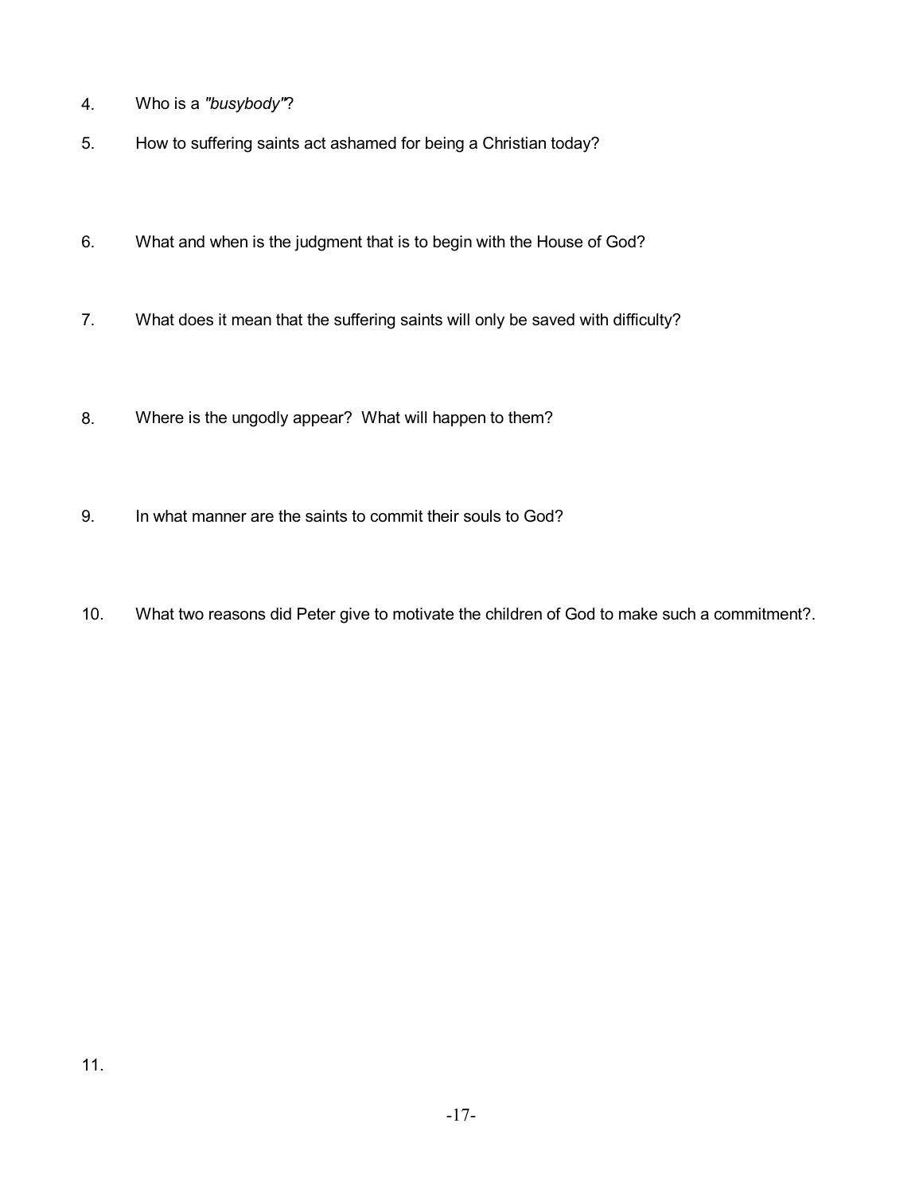4. Who is a *"busybody"*?

5. How to suffering saints act ashamed for being a Christian today?

6. What and when is the judgment that is to begin with the House of God?

7. What does it mean that the suffering saints will only be saved with difficulty?

8. Where is the ungodly appear? What will happen to them?

9. In what manner are the saints to commit their souls to God?

10. What two reasons did Peter give to motivate the children of God to make such a commitment?.

11.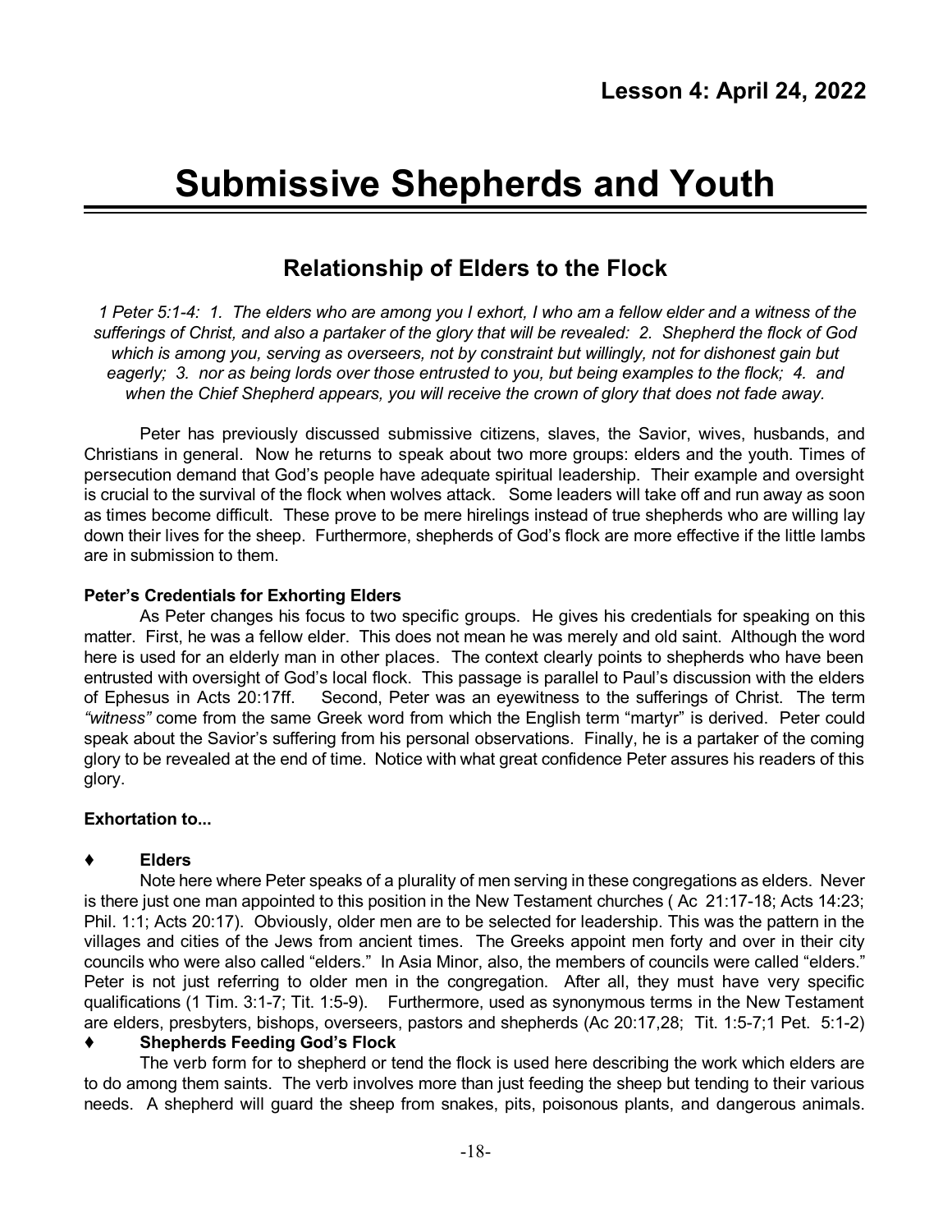## Lesson 4: April 24, 2022

# Submissive Shepherds and Youth

## Relationship of Elders to the Flock

*1 Peter 5:1-4: 1. The elders who are among you I exhort, I who am a fellow elder and a witness of the sufferings of Christ, and also a partaker of the glory that will be revealed: 2. Shepherd the flock of God which is among you, serving as overseers, not by constraint but willingly, not for dishonest gain but eagerly; 3. nor as being lords over those entrusted to you, but being examples to the flock; 4. and when the Chief Shepherd appears, you will receive the crown of glory that does not fade away.*

Peter has previously discussed submissive citizens, slaves, the Savior, wives, husbands, and Christians in general. Now he returns to speak about two more groups: elders and the youth. Times of persecution demand that God's people have adequate spiritual leadership. Their example and oversight is crucial to the survival of the flock when wolves attack. Some leaders will take off and run away as soon as times become difficult. These prove to be mere hirelings instead of true shepherds who are willing lay down their lives for the sheep. Furthermore, shepherds of God's flock are more effective if the little lambs are in submission to them.

**Peter's Credentials for Exhorting Elders**

As Peter changes his focus to two specific groups. He gives his credentials for speaking on this matter. First, he was a fellow elder. This does not mean he was merely and old saint. Although the word here is used for an elderly man in other places. The context clearly points to shepherds who have been entrusted with oversight of God's local flock. This passage is parallel to Paul's discussion with the elders of Ephesus in Acts 20:17ff. Second, Peter was an eyewitness to the sufferings of Christ. The term *"witness"* come from the same Greek word from which the English term "martyr" is derived. Peter could speak about the Savior's suffering from his personal observations. Finally, he is a partaker of the coming glory to be revealed at the end of time. Notice with what great confidence Peter assures his readers of this glory.

**Exhortation to...**

♦ **Elders**

Note here where Peter speaks of a plurality of men serving in these congregations as elders. Never is there just one man appointed to this position in the New Testament churches ( Ac 21:17-18; Acts 14:23; Phil. 1:1; Acts 20:17). Obviously, older men are to be selected for leadership. This was the pattern in the villages and cities of the Jews from ancient times. The Greeks appoint men forty and over in their city councils who were also called "elders." In Asia Minor, also, the members of councils were called "elders." Peter is not just referring to older men in the congregation. After all, they must have very specific qualifications (1 Tim. 3:1-7; Tit. 1:5-9). Furthermore, used as synonymous terms in the New Testament are elders, presbyters, bishops, overseers, pastors and shepherds (Ac 20:17,28; Tit. 1:5-7;1 Pet. 5:1-2)

♦ **Shepherds Feeding God's Flock**

The verb form for to shepherd or tend the flock is used here describing the work which elders are to do among them saints. The verb involves more than just feeding the sheep but tending to their various needs. A shepherd will guard the sheep from snakes, pits, poisonous plants, and dangerous animals.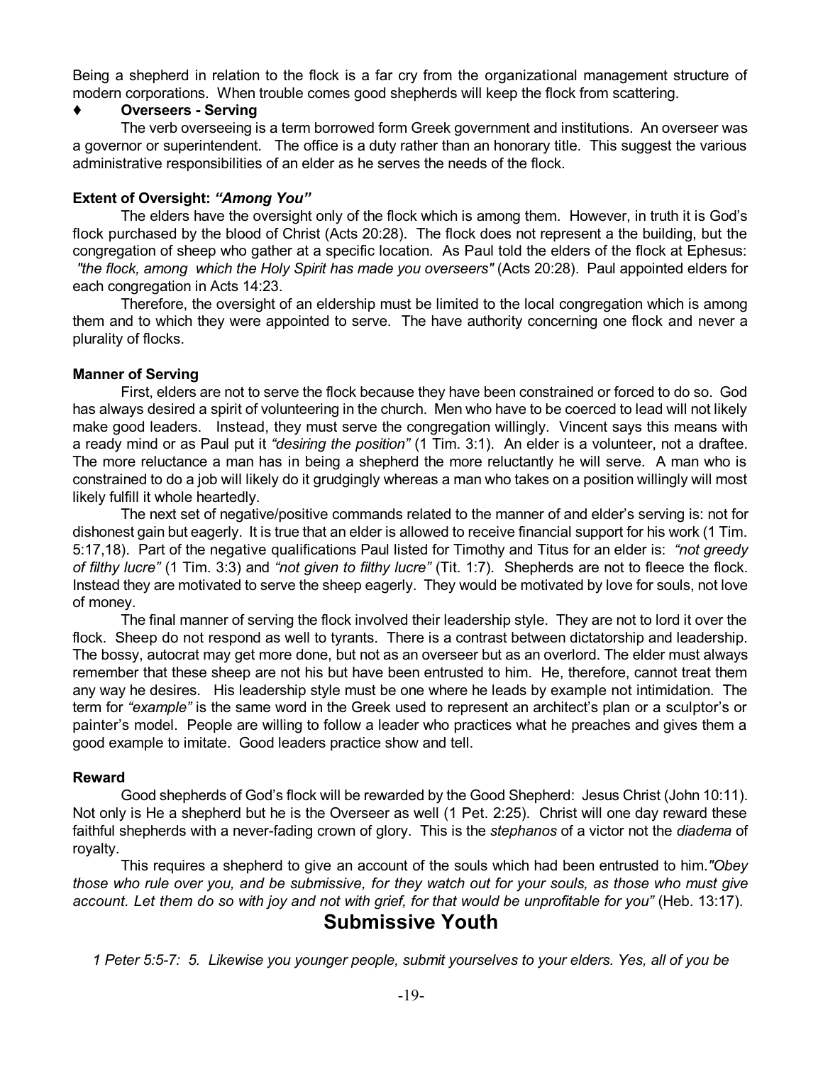Being a shepherd in relation to the flock is a far cry from the organizational management structure of modern corporations. When trouble comes good shepherds will keep the flock from scattering.

♦ **Overseers - Serving**

The verb overseeing is a term borrowed form Greek government and institutions. An overseer was a governor or superintendent. The office is a duty rather than an honorary title. This suggest the various administrative responsibilities of an elder as he serves the needs of the flock.

**Extent of Oversight: *"Among You"***

The elders have the oversight only of the flock which is among them. However, in truth it is God's flock purchased by the blood of Christ (Acts 20:28). The flock does not represent a the building, but the congregation of sheep who gather at a specific location. As Paul told the elders of the flock at Ephesus: *"the flock, among which the Holy Spirit has made you overseers"* (Acts 20:28). Paul appointed elders for each congregation in Acts 14:23.

Therefore, the oversight of an eldership must be limited to the local congregation which is among them and to which they were appointed to serve. The have authority concerning one flock and never a plurality of flocks.

**Manner of Serving**

First, elders are not to serve the flock because they have been constrained or forced to do so. God has always desired a spirit of volunteering in the church. Men who have to be coerced to lead will not likely make good leaders. Instead, they must serve the congregation willingly. Vincent says this means with a ready mind or as Paul put it *"desiring the position"* (1 Tim. 3:1). An elder is a volunteer, not a draftee. The more reluctance a man has in being a shepherd the more reluctantly he will serve. A man who is constrained to do a job will likely do it grudgingly whereas a man who takes on a position willingly will most likely fulfill it whole heartedly.

The next set of negative/positive commands related to the manner of and elder's serving is: not for dishonest gain but eagerly. It is true that an elder is allowed to receive financial support for his work (1 Tim. 5:17,18). Part of the negative qualifications Paul listed for Timothy and Titus for an elder is: *"not greedy of filthy lucre"* (1 Tim. 3:3) and *"not given to filthy lucre"* (Tit. 1:7). Shepherds are not to fleece the flock. Instead they are motivated to serve the sheep eagerly. They would be motivated by love for souls, not love of money.

The final manner of serving the flock involved their leadership style. They are not to lord it over the flock. Sheep do not respond as well to tyrants. There is a contrast between dictatorship and leadership. The bossy, autocrat may get more done, but not as an overseer but as an overlord. The elder must always remember that these sheep are not his but have been entrusted to him. He, therefore, cannot treat them any way he desires. His leadership style must be one where he leads by example not intimidation. The term for *"example"* is the same word in the Greek used to represent an architect's plan or a sculptor's or painter's model. People are willing to follow a leader who practices what he preaches and gives them a good example to imitate. Good leaders practice show and tell.

**Reward**

Good shepherds of God's flock will be rewarded by the Good Shepherd: Jesus Christ (John 10:11). Not only is He a shepherd but he is the Overseer as well (1 Pet. 2:25). Christ will one day reward these faithful shepherds with a never-fading crown of glory. This is the *stephanos* of a victor not the *diadema* of royalty.

This requires a shepherd to give an account of the souls which had been entrusted to him.*"Obey those who rule over you, and be submissive, for they watch out for your souls, as those who must give account. Let them do so with joy and not with grief, for that would be unprofitable for you"* (Heb. 13:17).

## Submissive Youth

*1 Peter 5:5-7: 5. Likewise you younger people, submit yourselves to your elders. Yes, all of you be*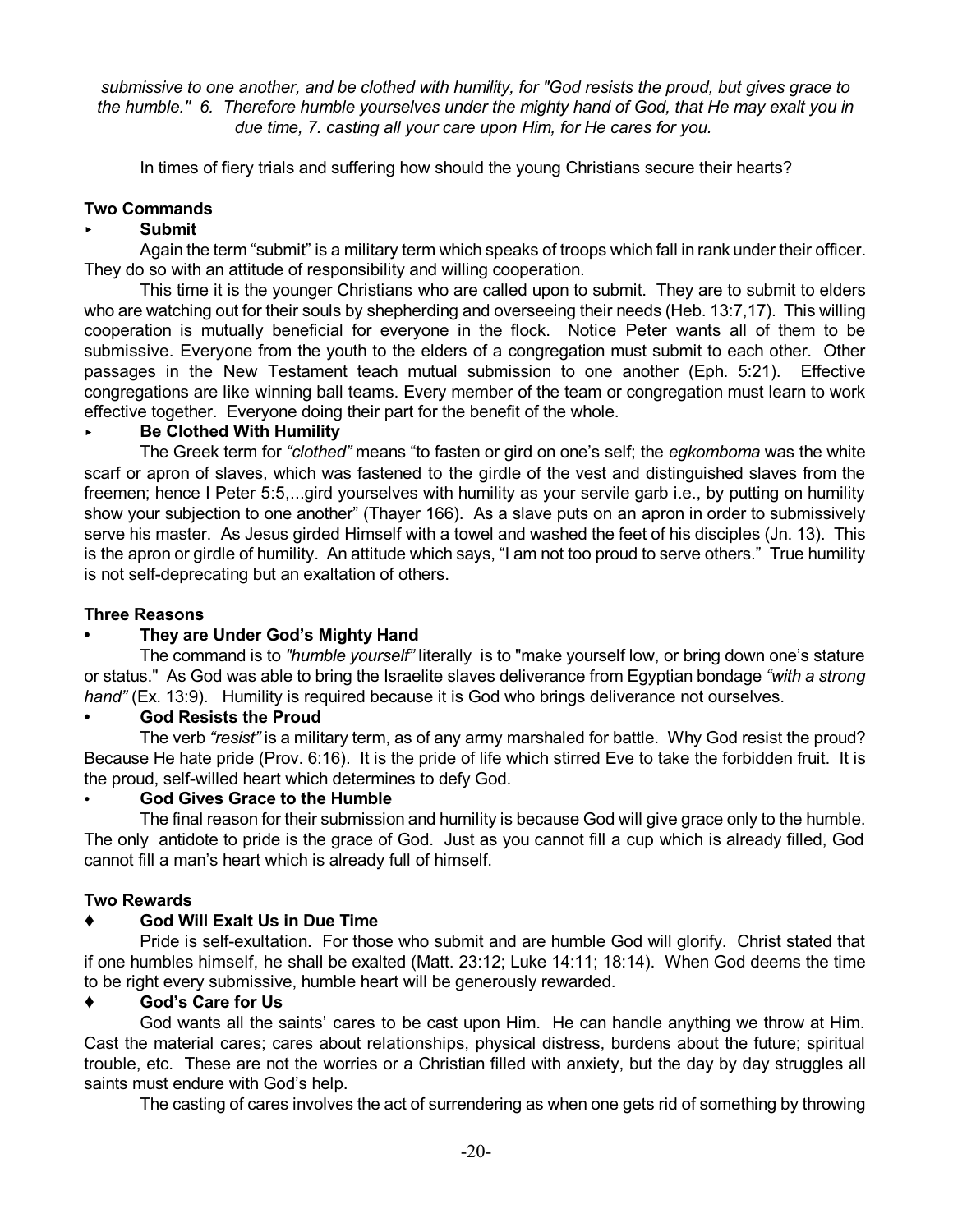*submissive to one another, and be clothed with humility, for "God resists the proud, but gives grace to the humble." 6. Therefore humble yourselves under the mighty hand of God, that He may exalt you in due time, 7. casting all your care upon Him, for He cares for you.*

In times of fiery trials and suffering how should the young Christians secure their hearts?

**Two Commands**

‣ **Submit**

Again the term "submit" is a military term which speaks of troops which fall in rank under their officer. They do so with an attitude of responsibility and willing cooperation.

This time it is the younger Christians who are called upon to submit. They are to submit to elders who are watching out for their souls by shepherding and overseeing their needs (Heb. 13:7,17). This willing cooperation is mutually beneficial for everyone in the flock. Notice Peter wants all of them to be submissive. Everyone from the youth to the elders of a congregation must submit to each other. Other passages in the New Testament teach mutual submission to one another (Eph. 5:21). Effective congregations are like winning ball teams. Every member of the team or congregation must learn to work effective together. Everyone doing their part for the benefit of the whole.

‣ **Be Clothed With Humility**

The Greek term for *"clothed"* means "to fasten or gird on one's self; the *egkomboma* was the white scarf or apron of slaves, which was fastened to the girdle of the vest and distinguished slaves from the freemen; hence I Peter 5:5,...gird yourselves with humility as your servile garb i.e., by putting on humility show your subjection to one another" (Thayer 166). As a slave puts on an apron in order to submissively serve his master. As Jesus girded Himself with a towel and washed the feet of his disciples (Jn. 13). This is the apron or girdle of humility. An attitude which says, "I am not too proud to serve others." True humility is not self-deprecating but an exaltation of others.

**Three Reasons**

- **They are Under God's Mighty Hand**

The command is to *"humble yourself"* literally is to "make yourself low, or bring down one's stature or status." As God was able to bring the Israelite slaves deliverance from Egyptian bondage *"with a strong hand"* (Ex. 13:9). Humility is required because it is God who brings deliverance not ourselves.

- **God Resists the Proud**

The verb *"resist"* is a military term, as of any army marshaled for battle. Why God resist the proud? Because He hate pride (Prov. 6:16). It is the pride of life which stirred Eve to take the forbidden fruit. It is the proud, self-willed heart which determines to defy God.

- **God Gives Grace to the Humble**

The final reason for their submission and humility is because God will give grace only to the humble. The only antidote to pride is the grace of God. Just as you cannot fill a cup which is already filled, God cannot fill a man's heart which is already full of himself.

**Two Rewards**

♦ **God Will Exalt Us in Due Time**

Pride is self-exultation. For those who submit and are humble God will glorify. Christ stated that if one humbles himself, he shall be exalted (Matt. 23:12; Luke 14:11; 18:14). When God deems the time to be right every submissive, humble heart will be generously rewarded.

♦ **God's Care for Us**

God wants all the saints' cares to be cast upon Him. He can handle anything we throw at Him. Cast the material cares; cares about relationships, physical distress, burdens about the future; spiritual trouble, etc. These are not the worries or a Christian filled with anxiety, but the day by day struggles all saints must endure with God's help.

The casting of cares involves the act of surrendering as when one gets rid of something by throwing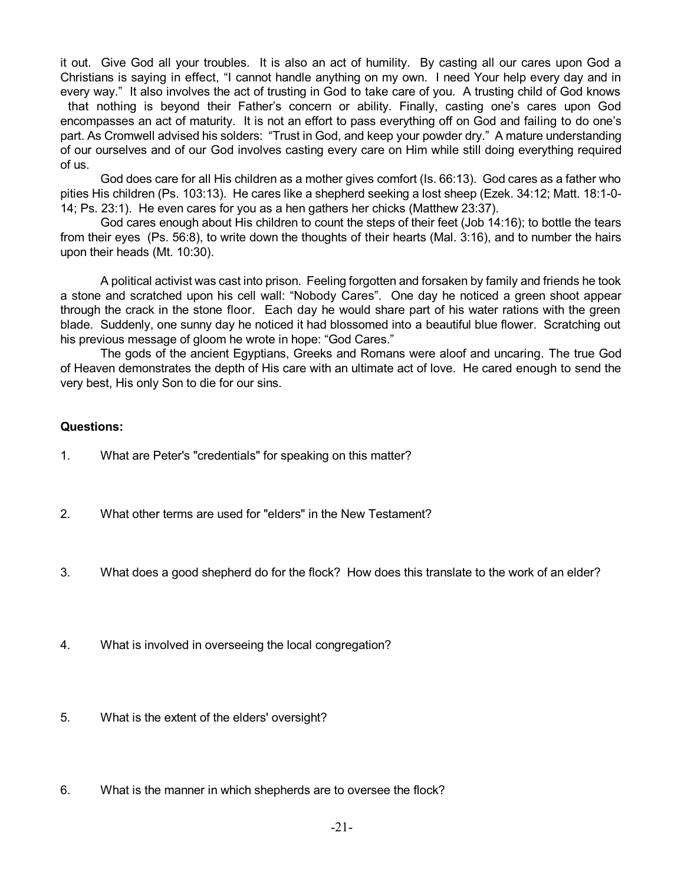it out. Give God all your troubles. It is also an act of humility. By casting all our cares upon God a Christians is saying in effect, "I cannot handle anything on my own. I need Your help every day and in every way." It also involves the act of trusting in God to take care of you. A trusting child of God knows that nothing is beyond their Father's concern or ability. Finally, casting one's cares upon God encompasses an act of maturity. It is not an effort to pass everything off on God and failing to do one's part. As Cromwell advised his solders: "Trust in God, and keep your powder dry." A mature understanding of our ourselves and of our God involves casting every care on Him while still doing everything required of us.

God does care for all His children as a mother gives comfort (Is. 66:13). God cares as a father who pities His children (Ps. 103:13). He cares like a shepherd seeking a lost sheep (Ezek. 34:12; Matt. 18:1-0-14; Ps. 23:1). He even cares for you as a hen gathers her chicks (Matthew 23:37).

God cares enough about His children to count the steps of their feet (Job 14:16); to bottle the tears from their eyes (Ps. 56:8), to write down the thoughts of their hearts (Mal. 3:16), and to number the hairs upon their heads (Mt. 10:30).

A political activist was cast into prison. Feeling forgotten and forsaken by family and friends he took a stone and scratched upon his cell wall: "Nobody Cares". One day he noticed a green shoot appear through the crack in the stone floor. Each day he would share part of his water rations with the green blade. Suddenly, one sunny day he noticed it had blossomed into a beautiful blue flower. Scratching out his previous message of gloom he wrote in hope: "God Cares."

The gods of the ancient Egyptians, Greeks and Romans were aloof and uncaring. The true God of Heaven demonstrates the depth of His care with an ultimate act of love. He cared enough to send the very best, His only Son to die for our sins.

**Questions:**

1. What are Peter's "credentials" for speaking on this matter?

2. What other terms are used for "elders" in the New Testament?

3. What does a good shepherd do for the flock? How does this translate to the work of an elder?

4. What is involved in overseeing the local congregation?

5. What is the extent of the elders' oversight?

6. What is the manner in which shepherds are to oversee the flock?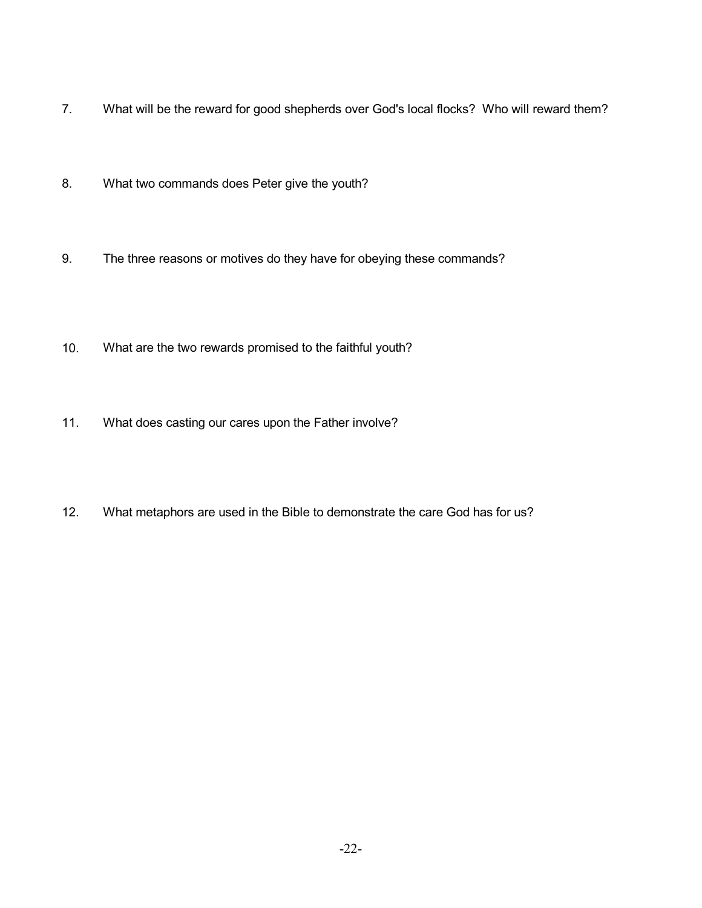7. What will be the reward for good shepherds over God's local flocks? Who will reward them?

8. What two commands does Peter give the youth?

9. The three reasons or motives do they have for obeying these commands?

10. What are the two rewards promised to the faithful youth?

11. What does casting our cares upon the Father involve?

12. What metaphors are used in the Bible to demonstrate the care God has for us?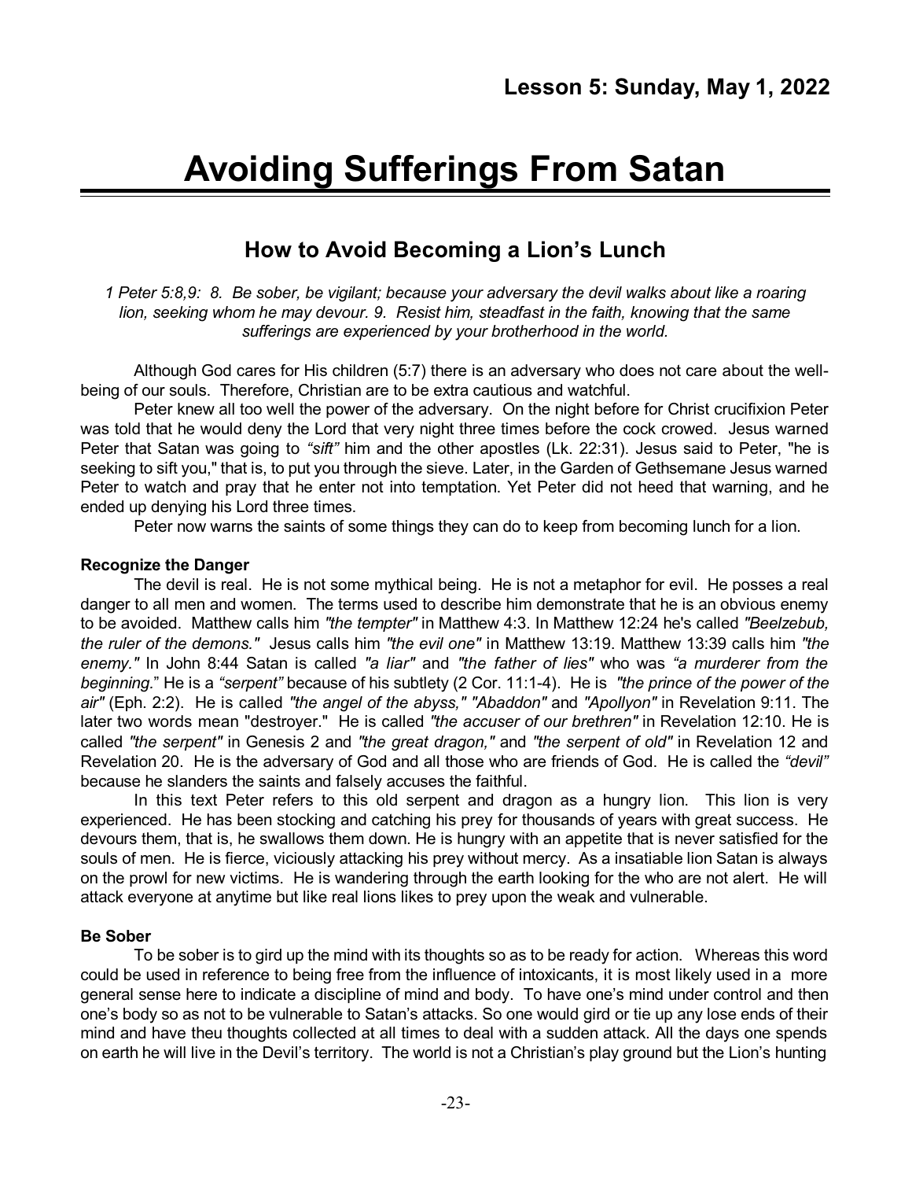## Lesson 5: Sunday, May 1, 2022

# Avoiding Sufferings From Satan

## How to Avoid Becoming a Lion's Lunch

*1 Peter 5:8,9: 8. Be sober, be vigilant; because your adversary the devil walks about like a roaring lion, seeking whom he may devour. 9. Resist him, steadfast in the faith, knowing that the same sufferings are experienced by your brotherhood in the world.*

Although God cares for His children (5:7) there is an adversary who does not care about the well-being of our souls. Therefore, Christian are to be extra cautious and watchful.

Peter knew all too well the power of the adversary. On the night before for Christ crucifixion Peter was told that he would deny the Lord that very night three times before the cock crowed. Jesus warned Peter that Satan was going to *"sift"* him and the other apostles (Lk. 22:31). Jesus said to Peter, "he is seeking to sift you," that is, to put you through the sieve. Later, in the Garden of Gethsemane Jesus warned Peter to watch and pray that he enter not into temptation. Yet Peter did not heed that warning, and he ended up denying his Lord three times.

Peter now warns the saints of some things they can do to keep from becoming lunch for a lion.

**Recognize the Danger**

The devil is real. He is not some mythical being. He is not a metaphor for evil. He posses a real danger to all men and women. The terms used to describe him demonstrate that he is an obvious enemy to be avoided. Matthew calls him *"the tempter"* in Matthew 4:3. In Matthew 12:24 he's called *"Beelzebub, the ruler of the demons."* Jesus calls him *"the evil one"* in Matthew 13:19. Matthew 13:39 calls him *"the enemy."* In John 8:44 Satan is called *"a liar"* and *"the father of lies"* who was *"a murderer from the beginning.*" He is a *"serpent"* because of his subtlety (2 Cor. 11:1-4). He is *"the prince of the power of the air"* (Eph. 2:2). He is called *"the angel of the abyss," "Abaddon"* and *"Apollyon"* in Revelation 9:11. The later two words mean "destroyer." He is called *"the accuser of our brethren"* in Revelation 12:10. He is called *"the serpent"* in Genesis 2 and *"the great dragon,"* and *"the serpent of old"* in Revelation 12 and Revelation 20. He is the adversary of God and all those who are friends of God. He is called the *"devil"* because he slanders the saints and falsely accuses the faithful.

In this text Peter refers to this old serpent and dragon as a hungry lion. This lion is very experienced. He has been stocking and catching his prey for thousands of years with great success. He devours them, that is, he swallows them down. He is hungry with an appetite that is never satisfied for the souls of men. He is fierce, viciously attacking his prey without mercy. As a insatiable lion Satan is always on the prowl for new victims. He is wandering through the earth looking for the who are not alert. He will attack everyone at anytime but like real lions likes to prey upon the weak and vulnerable.

**Be Sober**

To be sober is to gird up the mind with its thoughts so as to be ready for action. Whereas this word could be used in reference to being free from the influence of intoxicants, it is most likely used in a more general sense here to indicate a discipline of mind and body. To have one's mind under control and then one's body so as not to be vulnerable to Satan's attacks. So one would gird or tie up any lose ends of their mind and have theu thoughts collected at all times to deal with a sudden attack. All the days one spends on earth he will live in the Devil's territory. The world is not a Christian's play ground but the Lion's hunting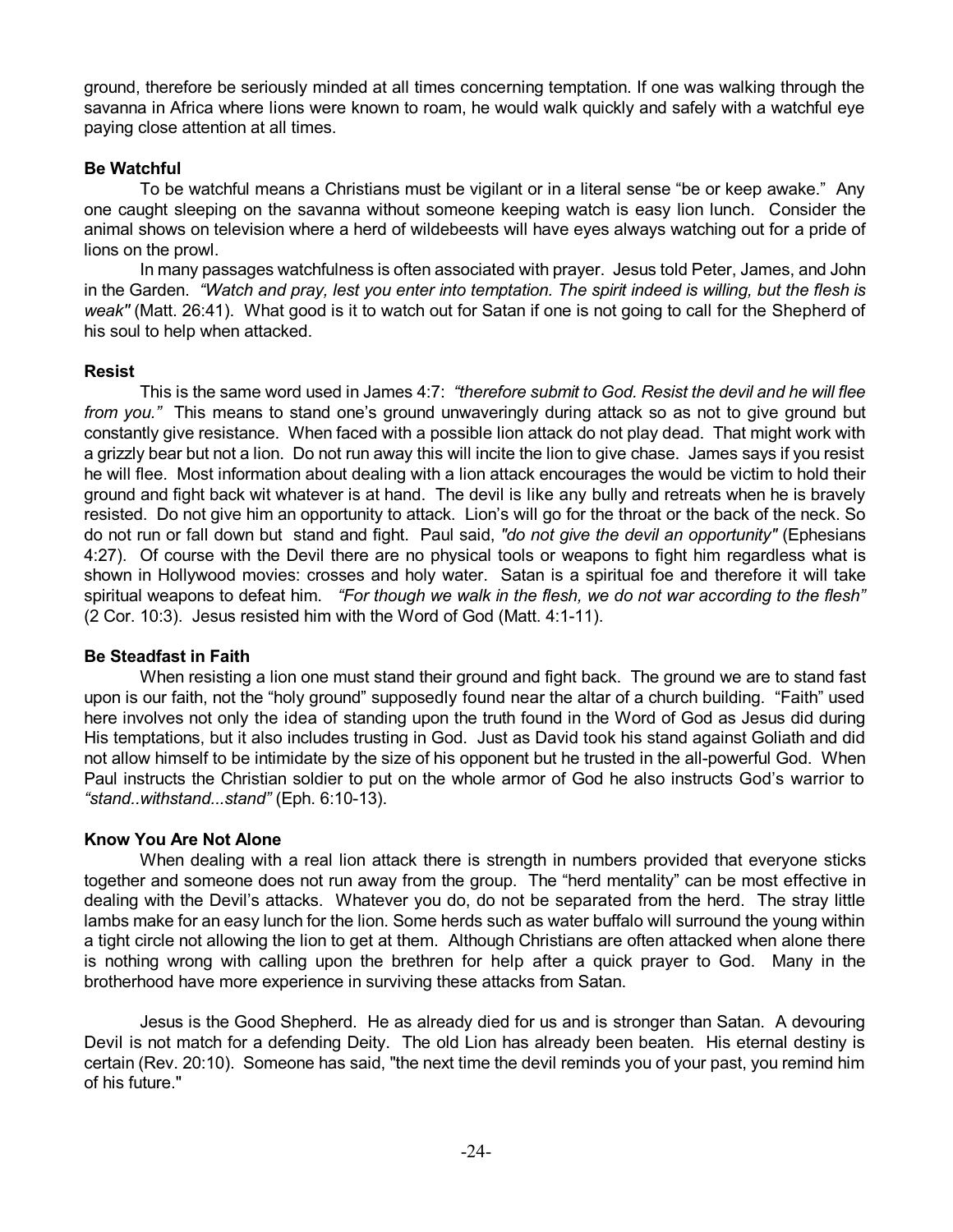ground, therefore be seriously minded at all times concerning temptation. If one was walking through the savanna in Africa where lions were known to roam, he would walk quickly and safely with a watchful eye paying close attention at all times.

**Be Watchful**

To be watchful means a Christians must be vigilant or in a literal sense "be or keep awake." Any one caught sleeping on the savanna without someone keeping watch is easy lion lunch. Consider the animal shows on television where a herd of wildebeests will have eyes always watching out for a pride of lions on the prowl.

In many passages watchfulness is often associated with prayer. Jesus told Peter, James, and John in the Garden. *"Watch and pray, lest you enter into temptation. The spirit indeed is willing, but the flesh is weak"* (Matt. 26:41). What good is it to watch out for Satan if one is not going to call for the Shepherd of his soul to help when attacked.

**Resist**

This is the same word used in James 4:7: *"therefore submit to God. Resist the devil and he will flee from you."* This means to stand one's ground unwaveringly during attack so as not to give ground but constantly give resistance. When faced with a possible lion attack do not play dead. That might work with a grizzly bear but not a lion. Do not run away this will incite the lion to give chase. James says if you resist he will flee. Most information about dealing with a lion attack encourages the would be victim to hold their ground and fight back wit whatever is at hand. The devil is like any bully and retreats when he is bravely resisted. Do not give him an opportunity to attack. Lion's will go for the throat or the back of the neck. So do not run or fall down but stand and fight. Paul said, *"do not give the devil an opportunity"* (Ephesians 4:27). Of course with the Devil there are no physical tools or weapons to fight him regardless what is shown in Hollywood movies: crosses and holy water. Satan is a spiritual foe and therefore it will take spiritual weapons to defeat him. *"For though we walk in the flesh, we do not war according to the flesh"* (2 Cor. 10:3). Jesus resisted him with the Word of God (Matt. 4:1-11).

**Be Steadfast in Faith**

When resisting a lion one must stand their ground and fight back. The ground we are to stand fast upon is our faith, not the "holy ground" supposedly found near the altar of a church building. "Faith" used here involves not only the idea of standing upon the truth found in the Word of God as Jesus did during His temptations, but it also includes trusting in God. Just as David took his stand against Goliath and did not allow himself to be intimidate by the size of his opponent but he trusted in the all-powerful God. When Paul instructs the Christian soldier to put on the whole armor of God he also instructs God's warrior to *"stand..withstand...stand"* (Eph. 6:10-13).

**Know You Are Not Alone**

When dealing with a real lion attack there is strength in numbers provided that everyone sticks together and someone does not run away from the group. The "herd mentality" can be most effective in dealing with the Devil's attacks. Whatever you do, do not be separated from the herd. The stray little lambs make for an easy lunch for the lion. Some herds such as water buffalo will surround the young within a tight circle not allowing the lion to get at them. Although Christians are often attacked when alone there is nothing wrong with calling upon the brethren for help after a quick prayer to God. Many in the brotherhood have more experience in surviving these attacks from Satan.

Jesus is the Good Shepherd. He as already died for us and is stronger than Satan. A devouring Devil is not match for a defending Deity. The old Lion has already been beaten. His eternal destiny is certain (Rev. 20:10). Someone has said, "the next time the devil reminds you of your past, you remind him of his future."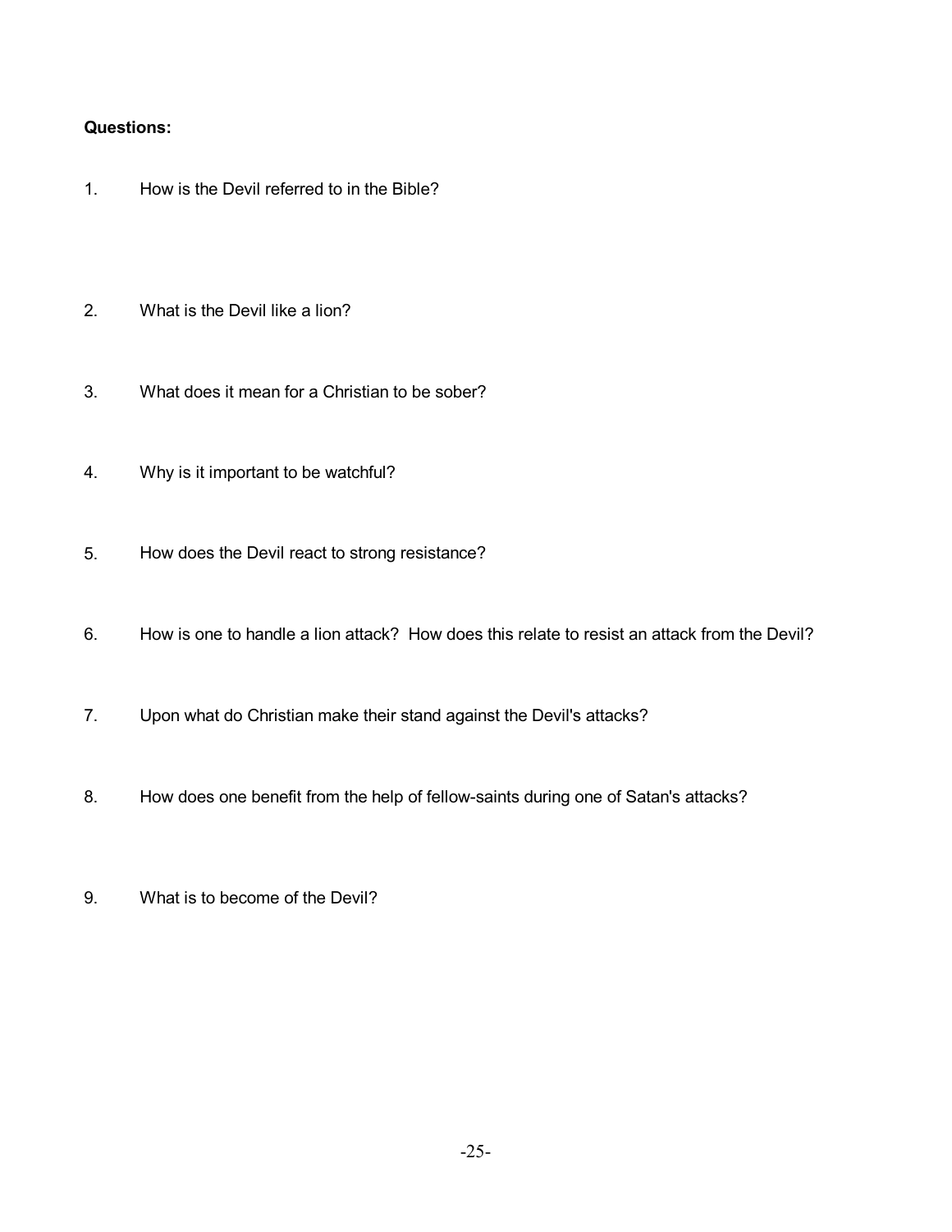**Questions:**

1. How is the Devil referred to in the Bible?

2. What is the Devil like a lion?

3. What does it mean for a Christian to be sober?

4. Why is it important to be watchful?

5. How does the Devil react to strong resistance?

6. How is one to handle a lion attack? How does this relate to resist an attack from the Devil?

7. Upon what do Christian make their stand against the Devil's attacks?

8. How does one benefit from the help of fellow-saints during one of Satan's attacks?

9. What is to become of the Devil?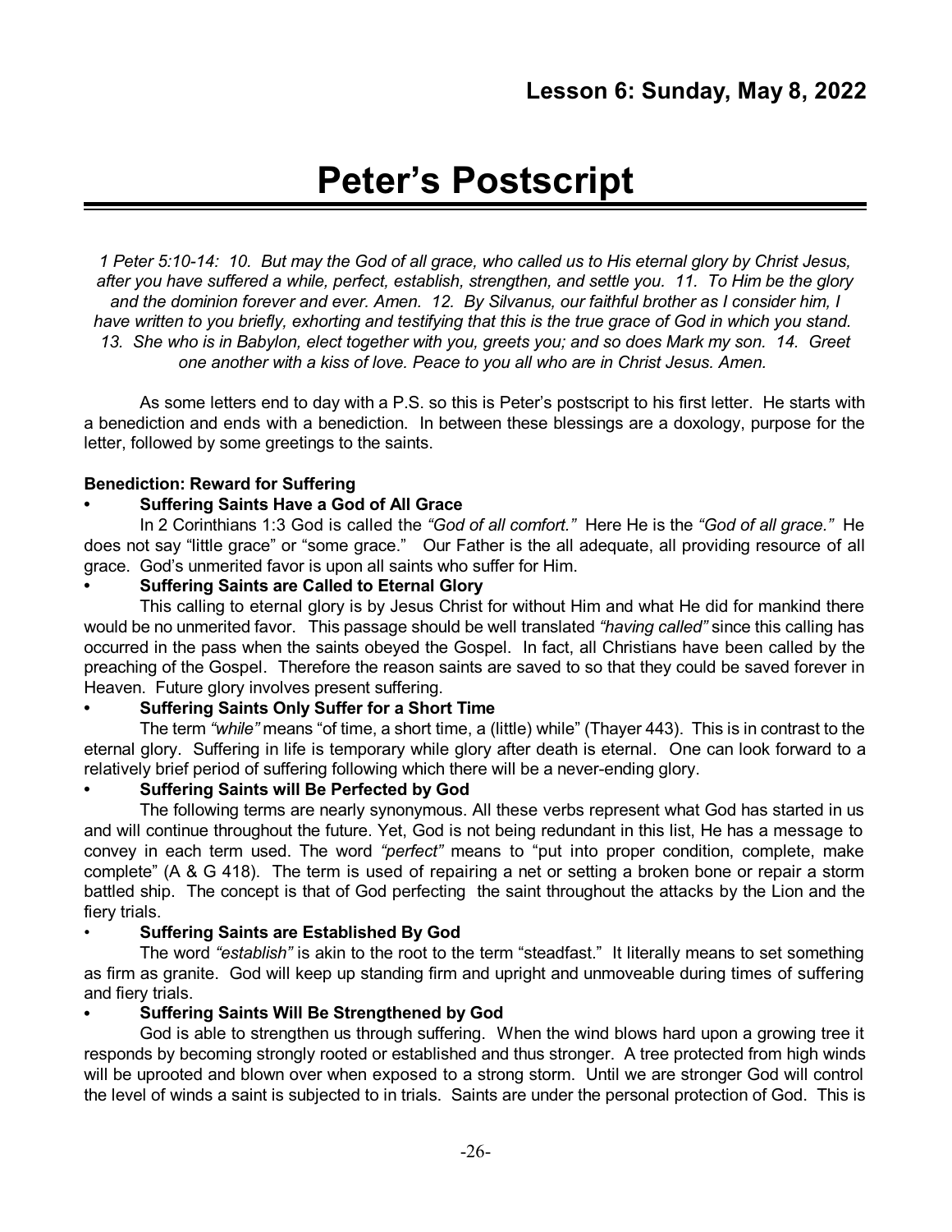## Lesson 6: Sunday, May 8, 2022

# Peter's Postscript

*1 Peter 5:10-14: 10. But may the God of all grace, who called us to His eternal glory by Christ Jesus, after you have suffered a while, perfect, establish, strengthen, and settle you. 11. To Him be the glory and the dominion forever and ever. Amen. 12. By Silvanus, our faithful brother as I consider him, I have written to you briefly, exhorting and testifying that this is the true grace of God in which you stand. 13. She who is in Babylon, elect together with you, greets you; and so does Mark my son. 14. Greet one another with a kiss of love. Peace to you all who are in Christ Jesus. Amen.*

As some letters end to day with a P.S. so this is Peter's postscript to his first letter. He starts with a benediction and ends with a benediction. In between these blessings are a doxology, purpose for the letter, followed by some greetings to the saints.

**Benediction: Reward for Suffering**

- **Suffering Saints Have a God of All Grace**

In 2 Corinthians 1:3 God is called the *"God of all comfort."* Here He is the *"God of all grace."* He does not say "little grace" or "some grace." Our Father is the all adequate, all providing resource of all grace. God's unmerited favor is upon all saints who suffer for Him.

- **Suffering Saints are Called to Eternal Glory**

This calling to eternal glory is by Jesus Christ for without Him and what He did for mankind there would be no unmerited favor. This passage should be well translated *"having called"* since this calling has occurred in the pass when the saints obeyed the Gospel. In fact, all Christians have been called by the preaching of the Gospel. Therefore the reason saints are saved to so that they could be saved forever in Heaven. Future glory involves present suffering.

- **Suffering Saints Only Suffer for a Short Time**

The term *"while"* means "of time, a short time, a (little) while" (Thayer 443). This is in contrast to the eternal glory. Suffering in life is temporary while glory after death is eternal. One can look forward to a relatively brief period of suffering following which there will be a never-ending glory.

- **Suffering Saints will Be Perfected by God**

The following terms are nearly synonymous. All these verbs represent what God has started in us and will continue throughout the future. Yet, God is not being redundant in this list, He has a message to convey in each term used. The word *"perfect"* means to "put into proper condition, complete, make complete" (A & G 418). The term is used of repairing a net or setting a broken bone or repair a storm battled ship. The concept is that of God perfecting the saint throughout the attacks by the Lion and the fiery trials.

- **Suffering Saints are Established By God**

The word *"establish"* is akin to the root to the term "steadfast." It literally means to set something as firm as granite. God will keep up standing firm and upright and unmoveable during times of suffering and fiery trials.

- **Suffering Saints Will Be Strengthened by God**

God is able to strengthen us through suffering. When the wind blows hard upon a growing tree it responds by becoming strongly rooted or established and thus stronger. A tree protected from high winds will be uprooted and blown over when exposed to a strong storm. Until we are stronger God will control the level of winds a saint is subjected to in trials. Saints are under the personal protection of God. This is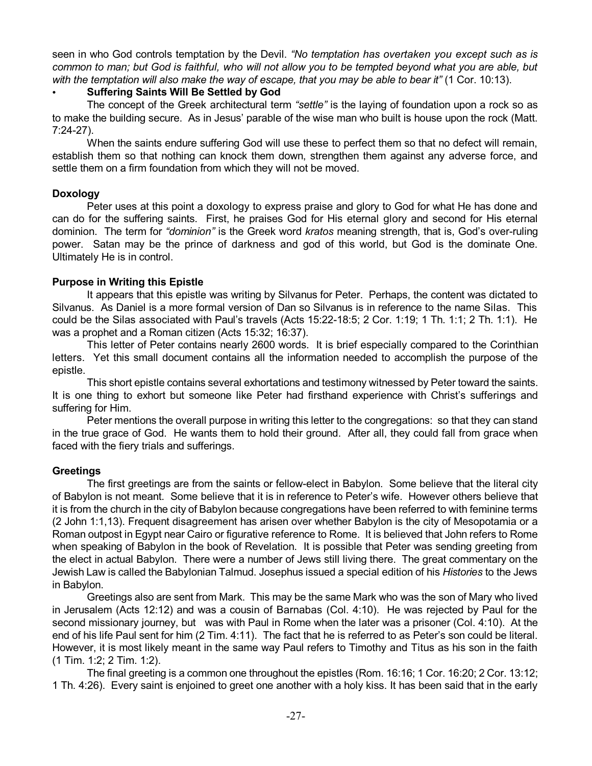seen in who God controls temptation by the Devil. *"No temptation has overtaken you except such as is common to man; but God is faithful, who will not allow you to be tempted beyond what you are able, but with the temptation will also make the way of escape, that you may be able to bear it"* (1 Cor. 10:13).

- **Suffering Saints Will Be Settled by God**

The concept of the Greek architectural term *"settle"* is the laying of foundation upon a rock so as to make the building secure. As in Jesus' parable of the wise man who built is house upon the rock (Matt. 7:24-27).

When the saints endure suffering God will use these to perfect them so that no defect will remain, establish them so that nothing can knock them down, strengthen them against any adverse force, and settle them on a firm foundation from which they will not be moved.

**Doxology**

Peter uses at this point a doxology to express praise and glory to God for what He has done and can do for the suffering saints. First, he praises God for His eternal glory and second for His eternal dominion. The term for *"dominion"* is the Greek word *kratos* meaning strength, that is, God's over-ruling power. Satan may be the prince of darkness and god of this world, but God is the dominate One. Ultimately He is in control.

**Purpose in Writing this Epistle**

It appears that this epistle was writing by Silvanus for Peter. Perhaps, the content was dictated to Silvanus. As Daniel is a more formal version of Dan so Silvanus is in reference to the name Silas. This could be the Silas associated with Paul's travels (Acts 15:22-18:5; 2 Cor. 1:19; 1 Th. 1:1; 2 Th. 1:1). He was a prophet and a Roman citizen (Acts 15:32; 16:37).

This letter of Peter contains nearly 2600 words. It is brief especially compared to the Corinthian letters. Yet this small document contains all the information needed to accomplish the purpose of the epistle.

This short epistle contains several exhortations and testimony witnessed by Peter toward the saints. It is one thing to exhort but someone like Peter had firsthand experience with Christ's sufferings and suffering for Him.

Peter mentions the overall purpose in writing this letter to the congregations: so that they can stand in the true grace of God. He wants them to hold their ground. After all, they could fall from grace when faced with the fiery trials and sufferings.

**Greetings**

The first greetings are from the saints or fellow-elect in Babylon. Some believe that the literal city of Babylon is not meant. Some believe that it is in reference to Peter's wife. However others believe that it is from the church in the city of Babylon because congregations have been referred to with feminine terms (2 John 1:1,13). Frequent disagreement has arisen over whether Babylon is the city of Mesopotamia or a Roman outpost in Egypt near Cairo or figurative reference to Rome. It is believed that John refers to Rome when speaking of Babylon in the book of Revelation. It is possible that Peter was sending greeting from the elect in actual Babylon. There were a number of Jews still living there. The great commentary on the Jewish Law is called the Babylonian Talmud. Josephus issued a special edition of his *Histories* to the Jews in Babylon.

Greetings also are sent from Mark. This may be the same Mark who was the son of Mary who lived in Jerusalem (Acts 12:12) and was a cousin of Barnabas (Col. 4:10). He was rejected by Paul for the second missionary journey, but was with Paul in Rome when the later was a prisoner (Col. 4:10). At the end of his life Paul sent for him (2 Tim. 4:11). The fact that he is referred to as Peter's son could be literal. However, it is most likely meant in the same way Paul refers to Timothy and Titus as his son in the faith (1 Tim. 1:2; 2 Tim. 1:2).

The final greeting is a common one throughout the epistles (Rom. 16:16; 1 Cor. 16:20; 2 Cor. 13:12; 1 Th. 4:26). Every saint is enjoined to greet one another with a holy kiss. It has been said that in the early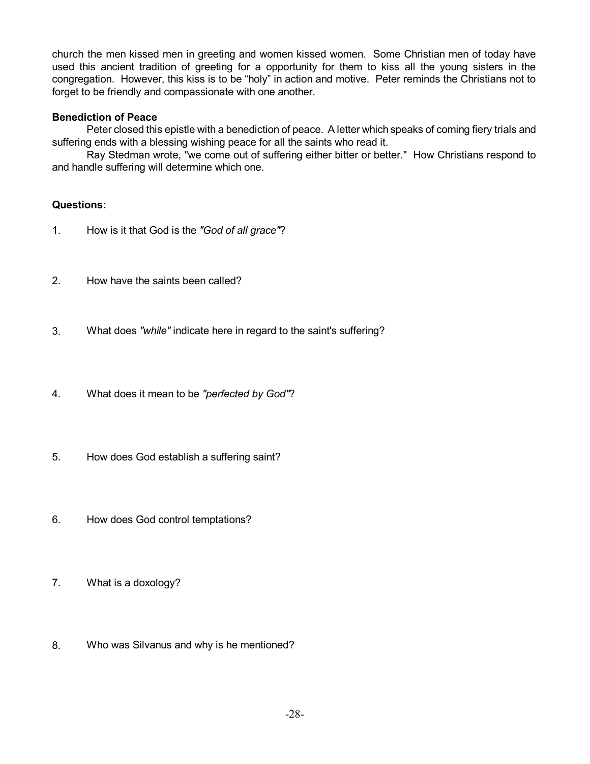church the men kissed men in greeting and women kissed women. Some Christian men of today have used this ancient tradition of greeting for a opportunity for them to kiss all the young sisters in the congregation. However, this kiss is to be "holy" in action and motive. Peter reminds the Christians not to forget to be friendly and compassionate with one another.

**Benediction of Peace**

Peter closed this epistle with a benediction of peace. A letter which speaks of coming fiery trials and suffering ends with a blessing wishing peace for all the saints who read it.

Ray Stedman wrote, "we come out of suffering either bitter or better." How Christians respond to and handle suffering will determine which one.

**Questions:**

1. How is it that God is the *"God of all grace"*?

2. How have the saints been called?

3. What does *"while"* indicate here in regard to the saint's suffering?

4. What does it mean to be *"perfected by God"*?

5. How does God establish a suffering saint?

6. How does God control temptations?

7. What is a doxology?

8. Who was Silvanus and why is he mentioned?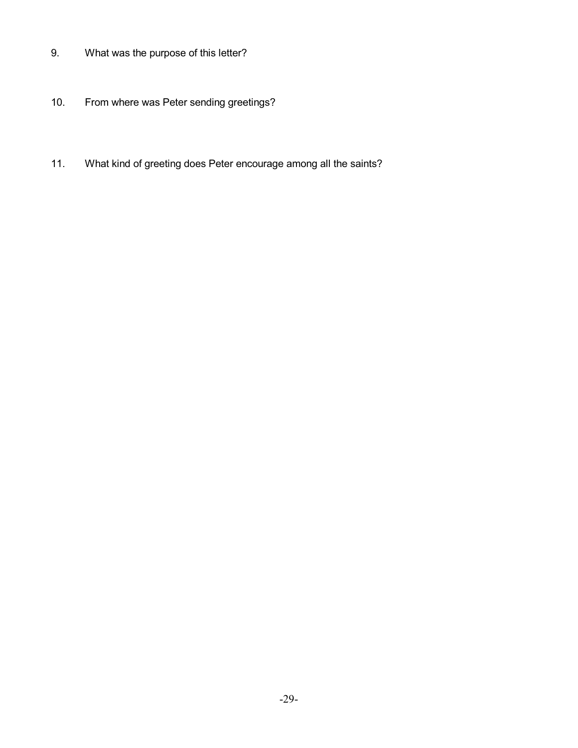9. What was the purpose of this letter?

10. From where was Peter sending greetings?

11. What kind of greeting does Peter encourage among all the saints?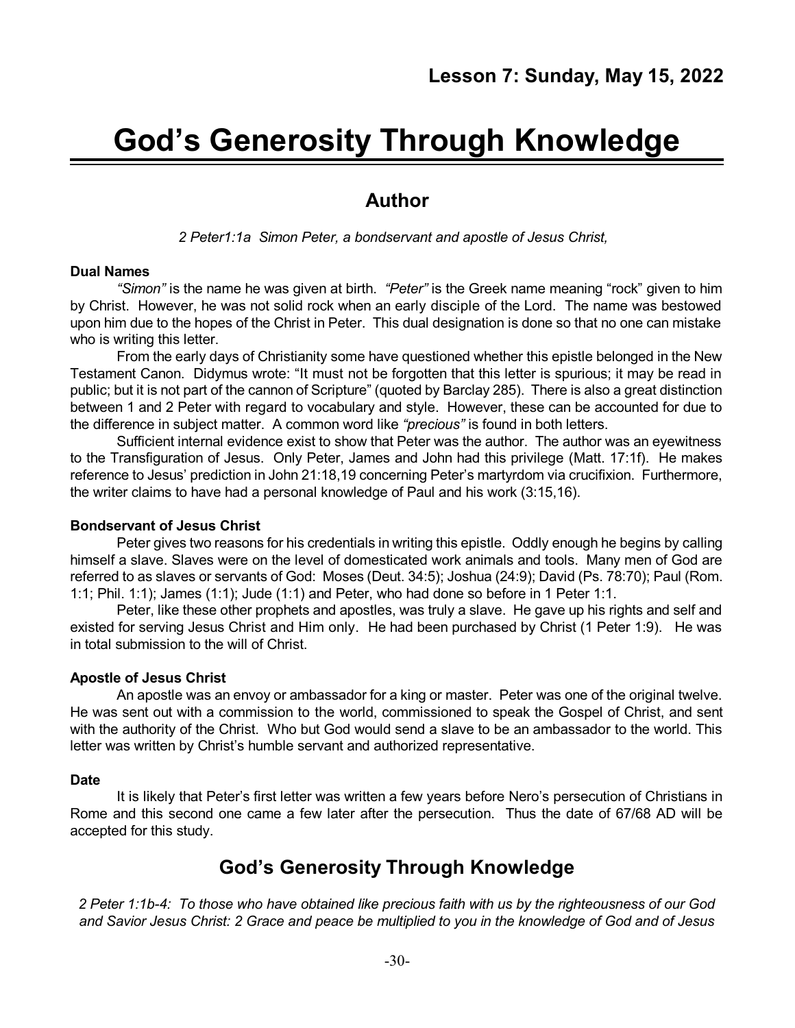## Lesson 7: Sunday, May 15, 2022

# God's Generosity Through Knowledge

## Author

*2 Peter1:1a Simon Peter, a bondservant and apostle of Jesus Christ,*

**Dual Names**

*"Simon"* is the name he was given at birth. *"Peter"* is the Greek name meaning "rock" given to him by Christ. However, he was not solid rock when an early disciple of the Lord. The name was bestowed upon him due to the hopes of the Christ in Peter. This dual designation is done so that no one can mistake who is writing this letter.

From the early days of Christianity some have questioned whether this epistle belonged in the New Testament Canon. Didymus wrote: "It must not be forgotten that this letter is spurious; it may be read in public; but it is not part of the cannon of Scripture" (quoted by Barclay 285). There is also a great distinction between 1 and 2 Peter with regard to vocabulary and style. However, these can be accounted for due to the difference in subject matter. A common word like *"precious"* is found in both letters.

Sufficient internal evidence exist to show that Peter was the author. The author was an eyewitness to the Transfiguration of Jesus. Only Peter, James and John had this privilege (Matt. 17:1f). He makes reference to Jesus' prediction in John 21:18,19 concerning Peter's martyrdom via crucifixion. Furthermore, the writer claims to have had a personal knowledge of Paul and his work (3:15,16).

**Bondservant of Jesus Christ**

Peter gives two reasons for his credentials in writing this epistle. Oddly enough he begins by calling himself a slave. Slaves were on the level of domesticated work animals and tools. Many men of God are referred to as slaves or servants of God: Moses (Deut. 34:5); Joshua (24:9); David (Ps. 78:70); Paul (Rom. 1:1; Phil. 1:1); James (1:1); Jude (1:1) and Peter, who had done so before in 1 Peter 1:1.

Peter, like these other prophets and apostles, was truly a slave. He gave up his rights and self and existed for serving Jesus Christ and Him only. He had been purchased by Christ (1 Peter 1:9). He was in total submission to the will of Christ.

**Apostle of Jesus Christ**

An apostle was an envoy or ambassador for a king or master. Peter was one of the original twelve. He was sent out with a commission to the world, commissioned to speak the Gospel of Christ, and sent with the authority of the Christ. Who but God would send a slave to be an ambassador to the world. This letter was written by Christ's humble servant and authorized representative.

**Date**

It is likely that Peter's first letter was written a few years before Nero's persecution of Christians in Rome and this second one came a few later after the persecution. Thus the date of 67/68 AD will be accepted for this study.

## God's Generosity Through Knowledge

*2 Peter 1:1b-4: To those who have obtained like precious faith with us by the righteousness of our God and Savior Jesus Christ: 2 Grace and peace be multiplied to you in the knowledge of God and of Jesus*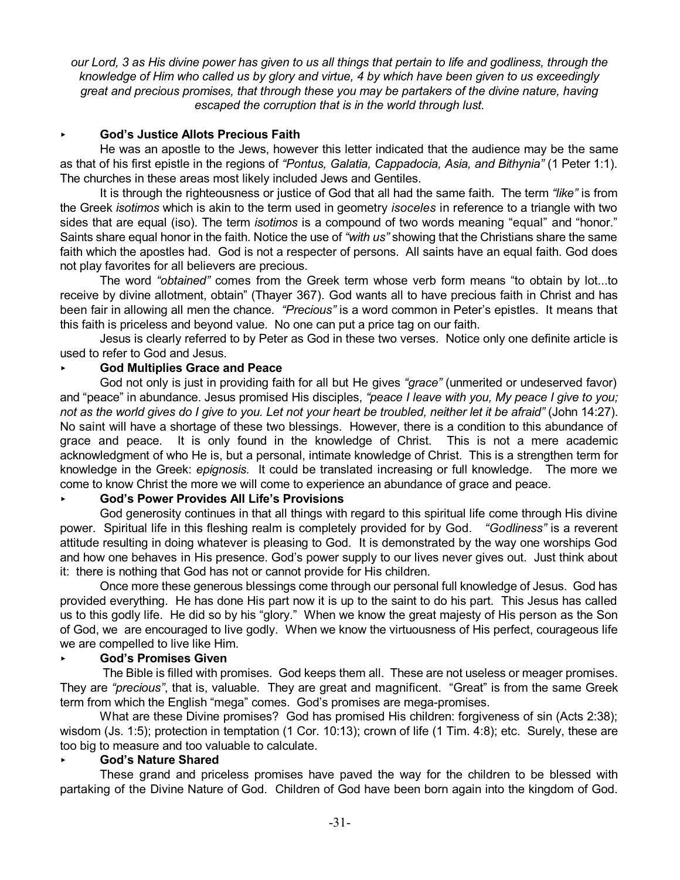*our Lord, 3 as His divine power has given to us all things that pertain to life and godliness, through the knowledge of Him who called us by glory and virtue, 4 by which have been given to us exceedingly great and precious promises, that through these you may be partakers of the divine nature, having escaped the corruption that is in the world through lust.*

- **God's Justice Allots Precious Faith**

He was an apostle to the Jews, however this letter indicated that the audience may be the same as that of his first epistle in the regions of *"Pontus, Galatia, Cappadocia, Asia, and Bithynia"* (1 Peter 1:1). The churches in these areas most likely included Jews and Gentiles.

It is through the righteousness or justice of God that all had the same faith. The term *"like"* is from the Greek *isotimos* which is akin to the term used in geometry *isoceles* in reference to a triangle with two sides that are equal (iso). The term *isotimos* is a compound of two words meaning "equal" and "honor." Saints share equal honor in the faith. Notice the use of *"with us"* showing that the Christians share the same faith which the apostles had. God is not a respecter of persons. All saints have an equal faith. God does not play favorites for all believers are precious.

The word *"obtained"* comes from the Greek term whose verb form means "to obtain by lot...to receive by divine allotment, obtain" (Thayer 367). God wants all to have precious faith in Christ and has been fair in allowing all men the chance. *"Precious"* is a word common in Peter's epistles. It means that this faith is priceless and beyond value. No one can put a price tag on our faith.

Jesus is clearly referred to by Peter as God in these two verses. Notice only one definite article is used to refer to God and Jesus.

- **God Multiplies Grace and Peace**

God not only is just in providing faith for all but He gives *"grace"* (unmerited or undeserved favor) and "peace" in abundance. Jesus promised His disciples, *"peace I leave with you, My peace I give to you; not as the world gives do I give to you. Let not your heart be troubled, neither let it be afraid"* (John 14:27). No saint will have a shortage of these two blessings. However, there is a condition to this abundance of grace and peace. It is only found in the knowledge of Christ. This is not a mere academic acknowledgment of who He is, but a personal, intimate knowledge of Christ. This is a strengthen term for knowledge in the Greek: *epignosis.* It could be translated increasing or full knowledge. The more we come to know Christ the more we will come to experience an abundance of grace and peace.

- **God's Power Provides All Life's Provisions**

God generosity continues in that all things with regard to this spiritual life come through His divine power. Spiritual life in this fleshing realm is completely provided for by God. *"Godliness"* is a reverent attitude resulting in doing whatever is pleasing to God. It is demonstrated by the way one worships God and how one behaves in His presence. God's power supply to our lives never gives out. Just think about it: there is nothing that God has not or cannot provide for His children.

Once more these generous blessings come through our personal full knowledge of Jesus. God has provided everything. He has done His part now it is up to the saint to do his part. This Jesus has called us to this godly life. He did so by his "glory." When we know the great majesty of His person as the Son of God, we are encouraged to live godly. When we know the virtuousness of His perfect, courageous life we are compelled to live like Him.

- **God's Promises Given**

The Bible is filled with promises. God keeps them all. These are not useless or meager promises. They are *"precious"*, that is, valuable. They are great and magnificent. "Great" is from the same Greek term from which the English "mega" comes. God's promises are mega-promises.

What are these Divine promises? God has promised His children: forgiveness of sin (Acts 2:38); wisdom (Js. 1:5); protection in temptation (1 Cor. 10:13); crown of life (1 Tim. 4:8); etc. Surely, these are too big to measure and too valuable to calculate.

- **God's Nature Shared**

These grand and priceless promises have paved the way for the children to be blessed with partaking of the Divine Nature of God. Children of God have been born again into the kingdom of God.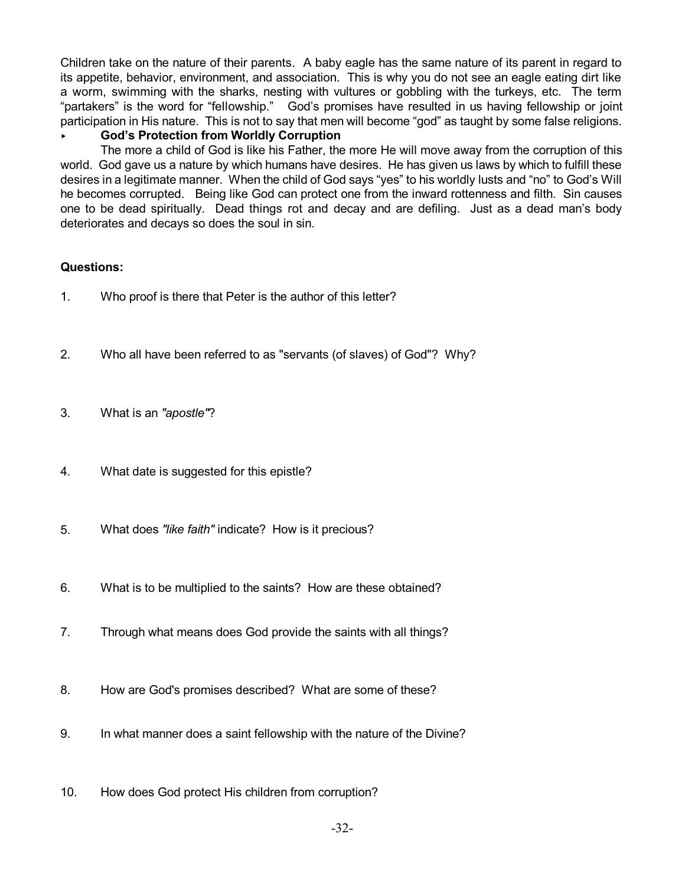Children take on the nature of their parents. A baby eagle has the same nature of its parent in regard to its appetite, behavior, environment, and association. This is why you do not see an eagle eating dirt like a worm, swimming with the sharks, nesting with vultures or gobbling with the turkeys, etc. The term "partakers" is the word for "fellowship." God's promises have resulted in us having fellowship or joint participation in His nature. This is not to say that men will become "god" as taught by some false religions.

- **God's Protection from Worldly Corruption**

The more a child of God is like his Father, the more He will move away from the corruption of this world. God gave us a nature by which humans have desires. He has given us laws by which to fulfill these desires in a legitimate manner. When the child of God says "yes" to his worldly lusts and "no" to God's Will he becomes corrupted. Being like God can protect one from the inward rottenness and filth. Sin causes one to be dead spiritually. Dead things rot and decay and are defiling. Just as a dead man's body deteriorates and decays so does the soul in sin.

**Questions:**

1. Who proof is there that Peter is the author of this letter?

2. Who all have been referred to as "servants (of slaves) of God"? Why?

3. What is an *"apostle"*?

4. What date is suggested for this epistle?

5. What does *"like faith"* indicate? How is it precious?

6. What is to be multiplied to the saints? How are these obtained?

7. Through what means does God provide the saints with all things?

8. How are God's promises described? What are some of these?

9. In what manner does a saint fellowship with the nature of the Divine?

10. How does God protect His children from corruption?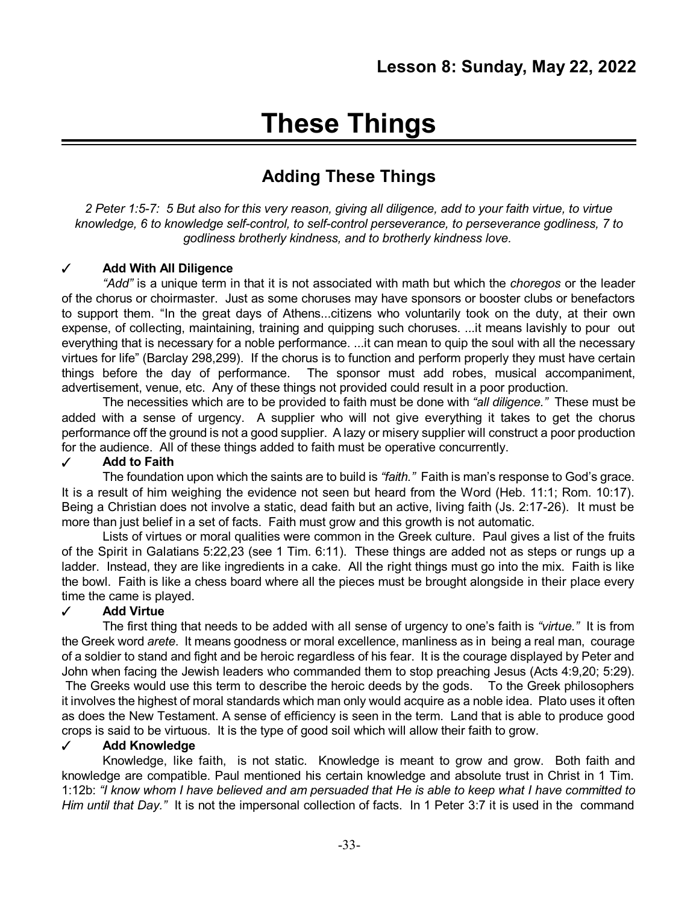**Lesson 8: Sunday, May 22, 2022**

# These Things

## Adding These Things

*2 Peter 1:5-7: 5 But also for this very reason, giving all diligence, add to your faith virtue, to virtue knowledge, 6 to knowledge self-control, to self-control perseverance, to perseverance godliness, 7 to godliness brotherly kindness, and to brotherly kindness love.*

### ✓ Add With All Diligence

*"Add"* is a unique term in that it is not associated with math but which the *choregos* or the leader of the chorus or choirmaster. Just as some choruses may have sponsors or booster clubs or benefactors to support them. "In the great days of Athens...citizens who voluntarily took on the duty, at their own expense, of collecting, maintaining, training and quipping such choruses. ...it means lavishly to pour out everything that is necessary for a noble performance. ...it can mean to quip the soul with all the necessary virtues for life" (Barclay 298,299). If the chorus is to function and perform properly they must have certain things before the day of performance. The sponsor must add robes, musical accompaniment, advertisement, venue, etc. Any of these things not provided could result in a poor production.

The necessities which are to be provided to faith must be done with *"all diligence."* These must be added with a sense of urgency. A supplier who will not give everything it takes to get the chorus performance off the ground is not a good supplier. A lazy or misery supplier will construct a poor production for the audience. All of these things added to faith must be operative concurrently.

### ✓ Add to Faith

The foundation upon which the saints are to build is *"faith."* Faith is man's response to God's grace. It is a result of him weighing the evidence not seen but heard from the Word (Heb. 11:1; Rom. 10:17). Being a Christian does not involve a static, dead faith but an active, living faith (Js. 2:17-26). It must be more than just belief in a set of facts. Faith must grow and this growth is not automatic.

Lists of virtues or moral qualities were common in the Greek culture. Paul gives a list of the fruits of the Spirit in Galatians 5:22,23 (see 1 Tim. 6:11). These things are added not as steps or rungs up a ladder. Instead, they are like ingredients in a cake. All the right things must go into the mix. Faith is like the bowl. Faith is like a chess board where all the pieces must be brought alongside in their place every time the came is played.

### ✓ Add Virtue

The first thing that needs to be added with all sense of urgency to one's faith is *"virtue."* It is from the Greek word *arete*. It means goodness or moral excellence, manliness as in being a real man, courage of a soldier to stand and fight and be heroic regardless of his fear. It is the courage displayed by Peter and John when facing the Jewish leaders who commanded them to stop preaching Jesus (Acts 4:9,20; 5:29). The Greeks would use this term to describe the heroic deeds by the gods. To the Greek philosophers it involves the highest of moral standards which man only would acquire as a noble idea. Plato uses it often as does the New Testament. A sense of efficiency is seen in the term. Land that is able to produce good crops is said to be virtuous. It is the type of good soil which will allow their faith to grow.

### ✓ Add Knowledge

Knowledge, like faith, is not static. Knowledge is meant to grow and grow. Both faith and knowledge are compatible. Paul mentioned his certain knowledge and absolute trust in Christ in 1 Tim. 1:12b: *"I know whom I have believed and am persuaded that He is able to keep what I have committed to Him until that Day."* It is not the impersonal collection of facts. In 1 Peter 3:7 it is used in the command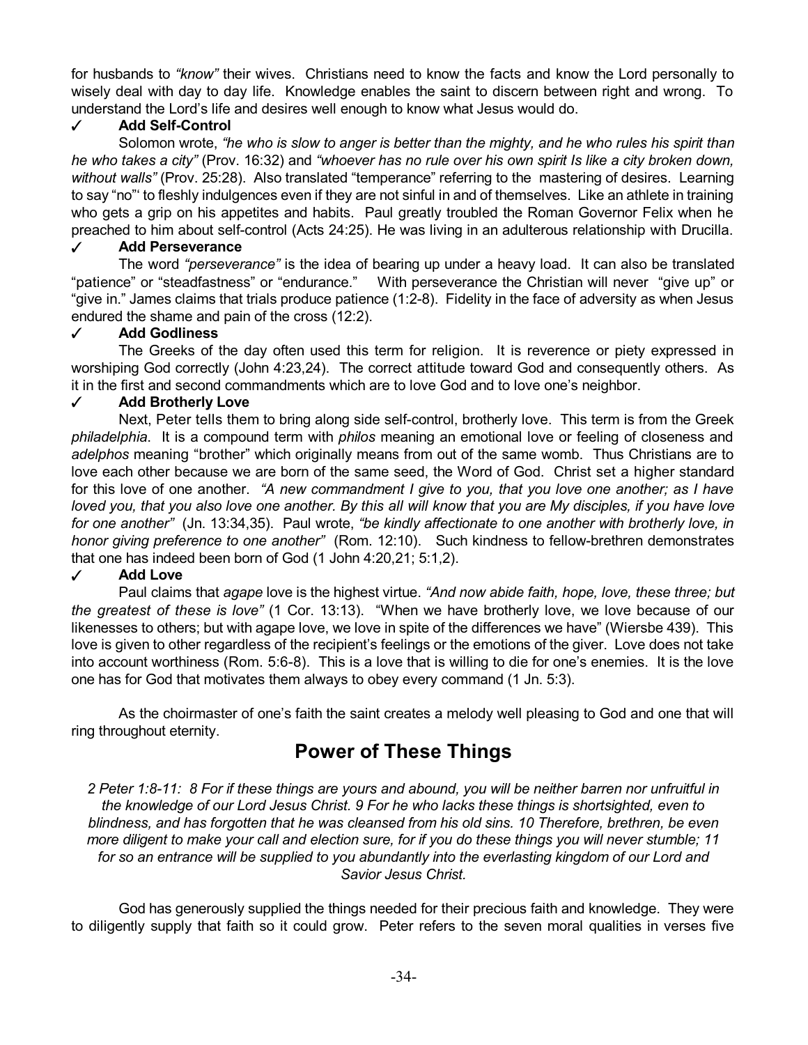for husbands to *"know"* their wives. Christians need to know the facts and know the Lord personally to wisely deal with day to day life. Knowledge enables the saint to discern between right and wrong. To understand the Lord's life and desires well enough to know what Jesus would do.

✓ **Add Self-Control**

Solomon wrote, *"he who is slow to anger is better than the mighty, and he who rules his spirit than he who takes a city"* (Prov. 16:32) and *"whoever has no rule over his own spirit Is like a city broken down, without walls"* (Prov. 25:28). Also translated "temperance" referring to the mastering of desires. Learning to say "no"' to fleshly indulgences even if they are not sinful in and of themselves. Like an athlete in training who gets a grip on his appetites and habits. Paul greatly troubled the Roman Governor Felix when he preached to him about self-control (Acts 24:25). He was living in an adulterous relationship with Drucilla.

✓ **Add Perseverance**

The word *"perseverance"* is the idea of bearing up under a heavy load. It can also be translated "patience" or "steadfastness" or "endurance." With perseverance the Christian will never "give up" or "give in." James claims that trials produce patience (1:2-8). Fidelity in the face of adversity as when Jesus endured the shame and pain of the cross (12:2).

✓ **Add Godliness**

The Greeks of the day often used this term for religion. It is reverence or piety expressed in worshiping God correctly (John 4:23,24). The correct attitude toward God and consequently others. As it in the first and second commandments which are to love God and to love one's neighbor.

✓ **Add Brotherly Love**

Next, Peter tells them to bring along side self-control, brotherly love. This term is from the Greek *philadelphia*. It is a compound term with *philos* meaning an emotional love or feeling of closeness and *adelphos* meaning "brother" which originally means from out of the same womb. Thus Christians are to love each other because we are born of the same seed, the Word of God. Christ set a higher standard for this love of one another. *"A new commandment I give to you, that you love one another; as I have loved you, that you also love one another. By this all will know that you are My disciples, if you have love for one another"* (Jn. 13:34,35). Paul wrote, *"be kindly affectionate to one another with brotherly love, in honor giving preference to one another"* (Rom. 12:10). Such kindness to fellow-brethren demonstrates that one has indeed been born of God (1 John 4:20,21; 5:1,2).

✓ **Add Love**

Paul claims that *agape* love is the highest virtue. *"And now abide faith, hope, love, these three; but the greatest of these is love"* (1 Cor. 13:13). "When we have brotherly love, we love because of our likenesses to others; but with agape love, we love in spite of the differences we have" (Wiersbe 439). This love is given to other regardless of the recipient's feelings or the emotions of the giver. Love does not take into account worthiness (Rom. 5:6-8). This is a love that is willing to die for one's enemies. It is the love one has for God that motivates them always to obey every command (1 Jn. 5:3).

As the choirmaster of one's faith the saint creates a melody well pleasing to God and one that will ring throughout eternity.

## Power of These Things

*2 Peter 1:8-11: 8 For if these things are yours and abound, you will be neither barren nor unfruitful in the knowledge of our Lord Jesus Christ. 9 For he who lacks these things is shortsighted, even to blindness, and has forgotten that he was cleansed from his old sins. 10 Therefore, brethren, be even more diligent to make your call and election sure, for if you do these things you will never stumble; 11 for so an entrance will be supplied to you abundantly into the everlasting kingdom of our Lord and Savior Jesus Christ.*

God has generously supplied the things needed for their precious faith and knowledge. They were to diligently supply that faith so it could grow. Peter refers to the seven moral qualities in verses five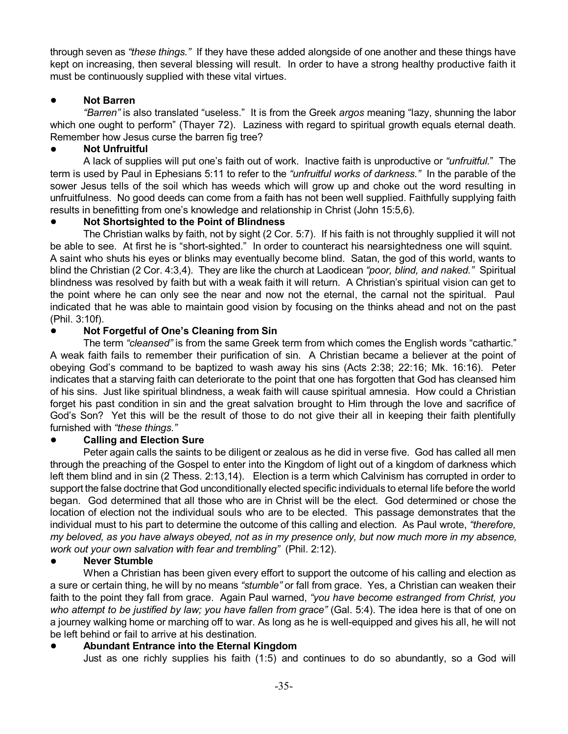through seven as *"these things."* If they have these added alongside of one another and these things have kept on increasing, then several blessing will result. In order to have a strong healthy productive faith it must be continuously supplied with these vital virtues.

- **Not Barren**

*"Barren"* is also translated "useless." It is from the Greek *argos* meaning "lazy, shunning the labor which one ought to perform" (Thayer 72). Laziness with regard to spiritual growth equals eternal death. Remember how Jesus curse the barren fig tree?

- **Not Unfruitful**

A lack of supplies will put one's faith out of work. Inactive faith is unproductive or *"unfruitful."* The term is used by Paul in Ephesians 5:11 to refer to the *"unfruitful works of darkness."* In the parable of the sower Jesus tells of the soil which has weeds which will grow up and choke out the word resulting in unfruitfulness. No good deeds can come from a faith has not been well supplied. Faithfully supplying faith results in benefitting from one's knowledge and relationship in Christ (John 15:5,6).

- **Not Shortsighted to the Point of Blindness**

The Christian walks by faith, not by sight (2 Cor. 5:7). If his faith is not throughly supplied it will not be able to see. At first he is "short-sighted." In order to counteract his nearsightedness one will squint. A saint who shuts his eyes or blinks may eventually become blind. Satan, the god of this world, wants to blind the Christian (2 Cor. 4:3,4). They are like the church at Laodicean *"poor, blind, and naked."* Spiritual blindness was resolved by faith but with a weak faith it will return. A Christian's spiritual vision can get to the point where he can only see the near and now not the eternal, the carnal not the spiritual. Paul indicated that he was able to maintain good vision by focusing on the thinks ahead and not on the past (Phil. 3:10f).

- **Not Forgetful of One's Cleaning from Sin**

The term *"cleansed"* is from the same Greek term from which comes the English words "cathartic." A weak faith fails to remember their purification of sin. A Christian became a believer at the point of obeying God's command to be baptized to wash away his sins (Acts 2:38; 22:16; Mk. 16:16). Peter indicates that a starving faith can deteriorate to the point that one has forgotten that God has cleansed him of his sins. Just like spiritual blindness, a weak faith will cause spiritual amnesia. How could a Christian forget his past condition in sin and the great salvation brought to Him through the love and sacrifice of God's Son? Yet this will be the result of those to do not give their all in keeping their faith plentifully furnished with *"these things."*

- **Calling and Election Sure**

Peter again calls the saints to be diligent or zealous as he did in verse five. God has called all men through the preaching of the Gospel to enter into the Kingdom of light out of a kingdom of darkness which left them blind and in sin (2 Thess. 2:13,14). Election is a term which Calvinism has corrupted in order to support the false doctrine that God unconditionally elected specific individuals to eternal life before the world began. God determined that all those who are in Christ will be the elect. God determined or chose the location of election not the individual souls who are to be elected. This passage demonstrates that the individual must to his part to determine the outcome of this calling and election. As Paul wrote, *"therefore, my beloved, as you have always obeyed, not as in my presence only, but now much more in my absence, work out your own salvation with fear and trembling"* (Phil. 2:12).

- **Never Stumble**

When a Christian has been given every effort to support the outcome of his calling and election as a sure or certain thing, he will by no means *"stumble"* or fall from grace. Yes, a Christian can weaken their faith to the point they fall from grace. Again Paul warned, *"you have become estranged from Christ, you who attempt to be justified by law; you have fallen from grace"* (Gal. 5:4). The idea here is that of one on a journey walking home or marching off to war. As long as he is well-equipped and gives his all, he will not be left behind or fail to arrive at his destination.

- **Abundant Entrance into the Eternal Kingdom**

Just as one richly supplies his faith (1:5) and continues to do so abundantly, so a God will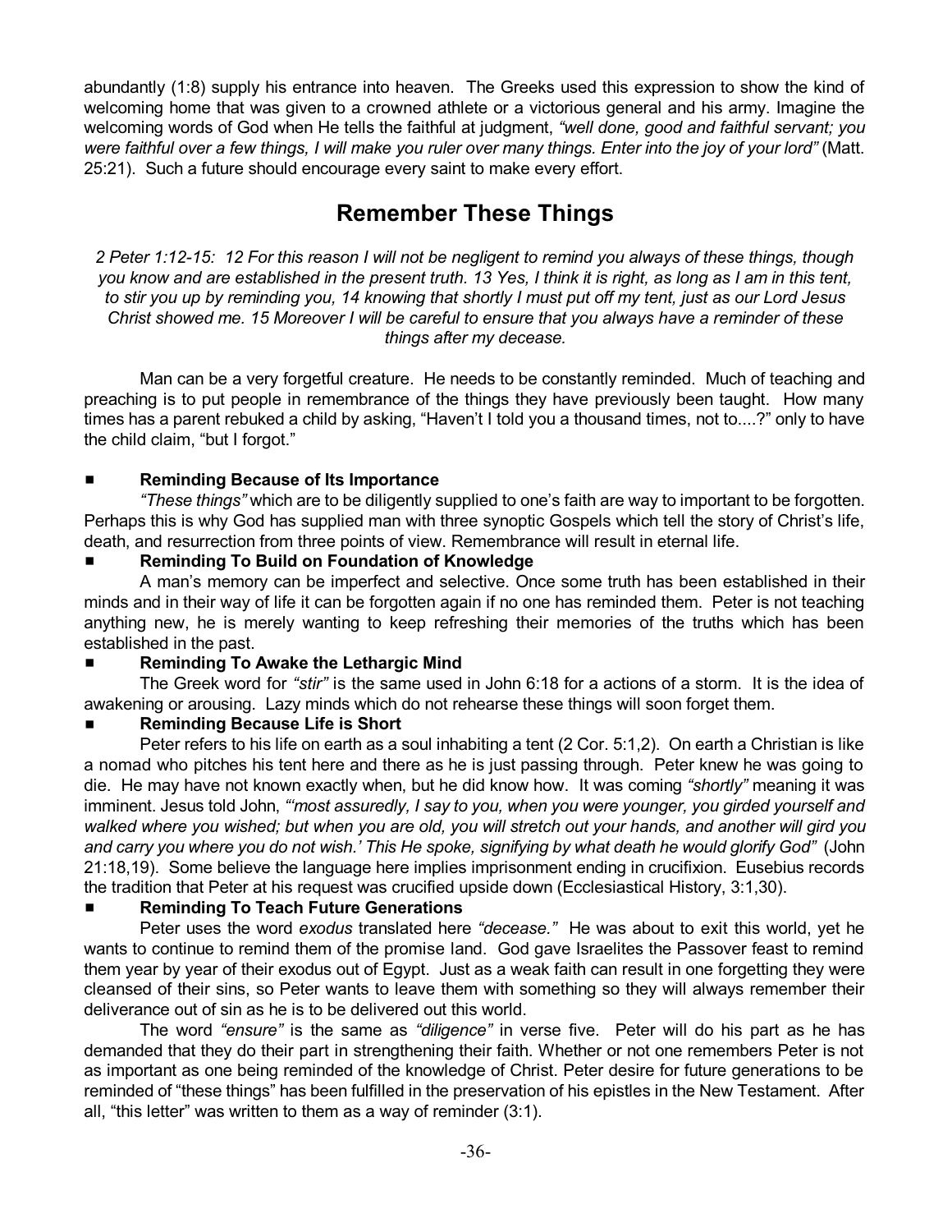abundantly (1:8) supply his entrance into heaven. The Greeks used this expression to show the kind of welcoming home that was given to a crowned athlete or a victorious general and his army. Imagine the welcoming words of God when He tells the faithful at judgment, *"well done, good and faithful servant; you were faithful over a few things, I will make you ruler over many things. Enter into the joy of your lord"* (Matt. 25:21). Such a future should encourage every saint to make every effort.

## Remember These Things

*2 Peter 1:12-15: 12 For this reason I will not be negligent to remind you always of these things, though you know and are established in the present truth. 13 Yes, I think it is right, as long as I am in this tent, to stir you up by reminding you, 14 knowing that shortly I must put off my tent, just as our Lord Jesus Christ showed me. 15 Moreover I will be careful to ensure that you always have a reminder of these things after my decease.*

Man can be a very forgetful creature. He needs to be constantly reminded. Much of teaching and preaching is to put people in remembrance of the things they have previously been taught. How many times has a parent rebuked a child by asking, "Haven't I told you a thousand times, not to....?" only to have the child claim, "but I forgot."

- **Reminding Because of Its Importance**

  *"These things"* which are to be diligently supplied to one's faith are way to important to be forgotten. Perhaps this is why God has supplied man with three synoptic Gospels which tell the story of Christ's life, death, and resurrection from three points of view. Remembrance will result in eternal life.

- **Reminding To Build on Foundation of Knowledge**

  A man's memory can be imperfect and selective. Once some truth has been established in their minds and in their way of life it can be forgotten again if no one has reminded them. Peter is not teaching anything new, he is merely wanting to keep refreshing their memories of the truths which has been established in the past.

- **Reminding To Awake the Lethargic Mind**

  The Greek word for *"stir"* is the same used in John 6:18 for a actions of a storm. It is the idea of awakening or arousing. Lazy minds which do not rehearse these things will soon forget them.

- **Reminding Because Life is Short**

  Peter refers to his life on earth as a soul inhabiting a tent (2 Cor. 5:1,2). On earth a Christian is like a nomad who pitches his tent here and there as he is just passing through. Peter knew he was going to die. He may have not known exactly when, but he did know how. It was coming *"shortly"* meaning it was imminent. Jesus told John, *"'most assuredly, I say to you, when you were younger, you girded yourself and walked where you wished; but when you are old, you will stretch out your hands, and another will gird you and carry you where you do not wish.' This He spoke, signifying by what death he would glorify God"* (John 21:18,19). Some believe the language here implies imprisonment ending in crucifixion. Eusebius records the tradition that Peter at his request was crucified upside down (Ecclesiastical History, 3:1,30).

- **Reminding To Teach Future Generations**

  Peter uses the word *exodus* translated here *"decease."* He was about to exit this world, yet he wants to continue to remind them of the promise land. God gave Israelites the Passover feast to remind them year by year of their exodus out of Egypt. Just as a weak faith can result in one forgetting they were cleansed of their sins, so Peter wants to leave them with something so they will always remember their deliverance out of sin as he is to be delivered out this world.

  The word *"ensure"* is the same as *"diligence"* in verse five. Peter will do his part as he has demanded that they do their part in strengthening their faith. Whether or not one remembers Peter is not as important as one being reminded of the knowledge of Christ. Peter desire for future generations to be reminded of "these things" has been fulfilled in the preservation of his epistles in the New Testament. After all, "this letter" was written to them as a way of reminder (3:1).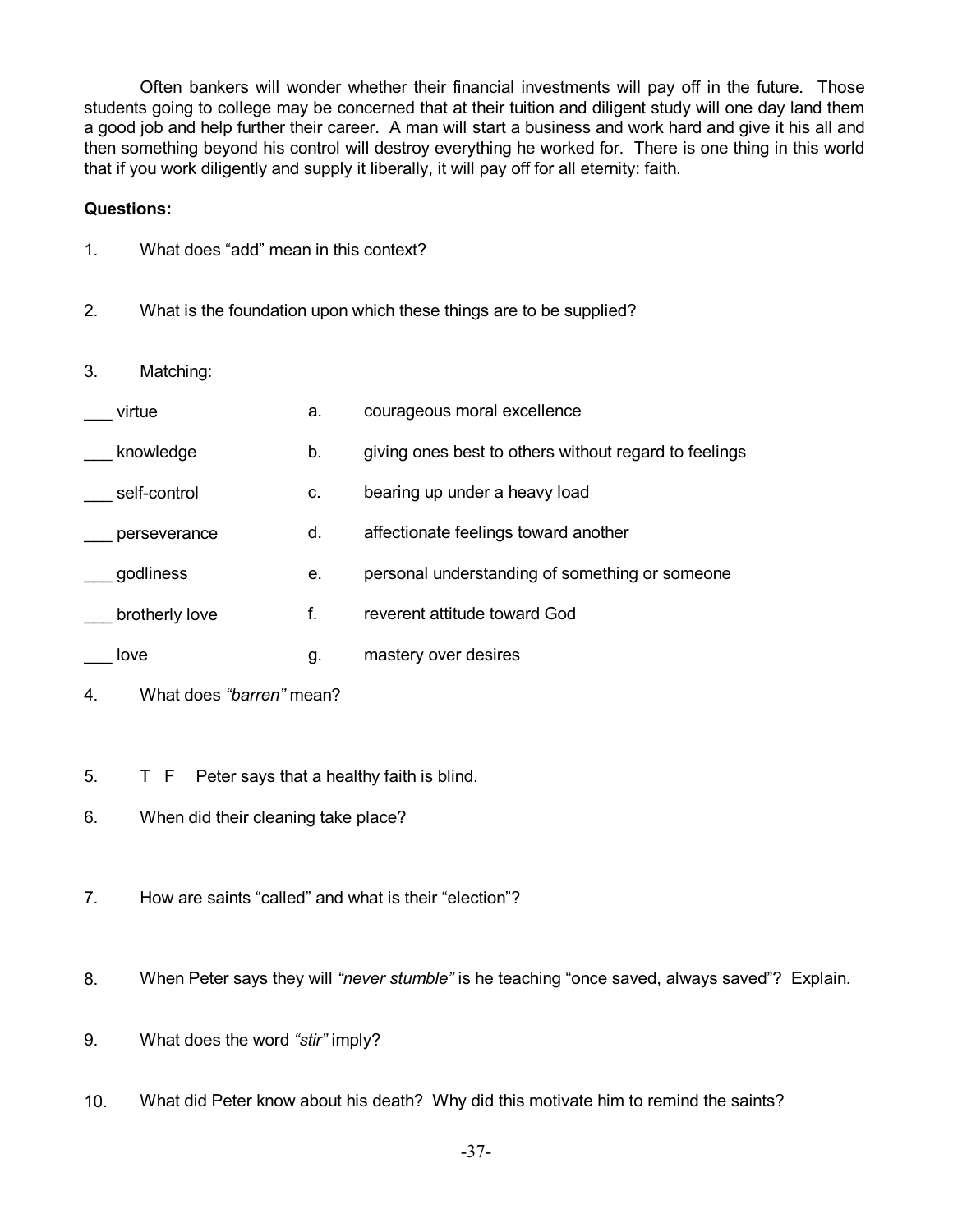Often bankers will wonder whether their financial investments will pay off in the future. Those students going to college may be concerned that at their tuition and diligent study will one day land them a good job and help further their career. A man will start a business and work hard and give it his all and then something beyond his control will destroy everything he worked for. There is one thing in this world that if you work diligently and supply it liberally, it will pay off for all eternity: faith.

**Questions:**

1. What does "add" mean in this context?

2. What is the foundation upon which these things are to be supplied?

3. Matching:

| | | |
|---|---|---|
| ___ virtue | a. | courageous moral excellence |
| ___ knowledge | b. | giving ones best to others without regard to feelings |
| ___ self-control | c. | bearing up under a heavy load |
| ___ perseverance | d. | affectionate feelings toward another |
| ___ godliness | e. | personal understanding of something or someone |
| ___ brotherly love | f. | reverent attitude toward God |
| ___ love | g. | mastery over desires |

4. What does *"barren"* mean?

5. T F Peter says that a healthy faith is blind.

6. When did their cleaning take place?

7. How are saints "called" and what is their "election"?

8. When Peter says they will *"never stumble"* is he teaching "once saved, always saved"? Explain.

9. What does the word *"stir"* imply?

10. What did Peter know about his death? Why did this motivate him to remind the saints?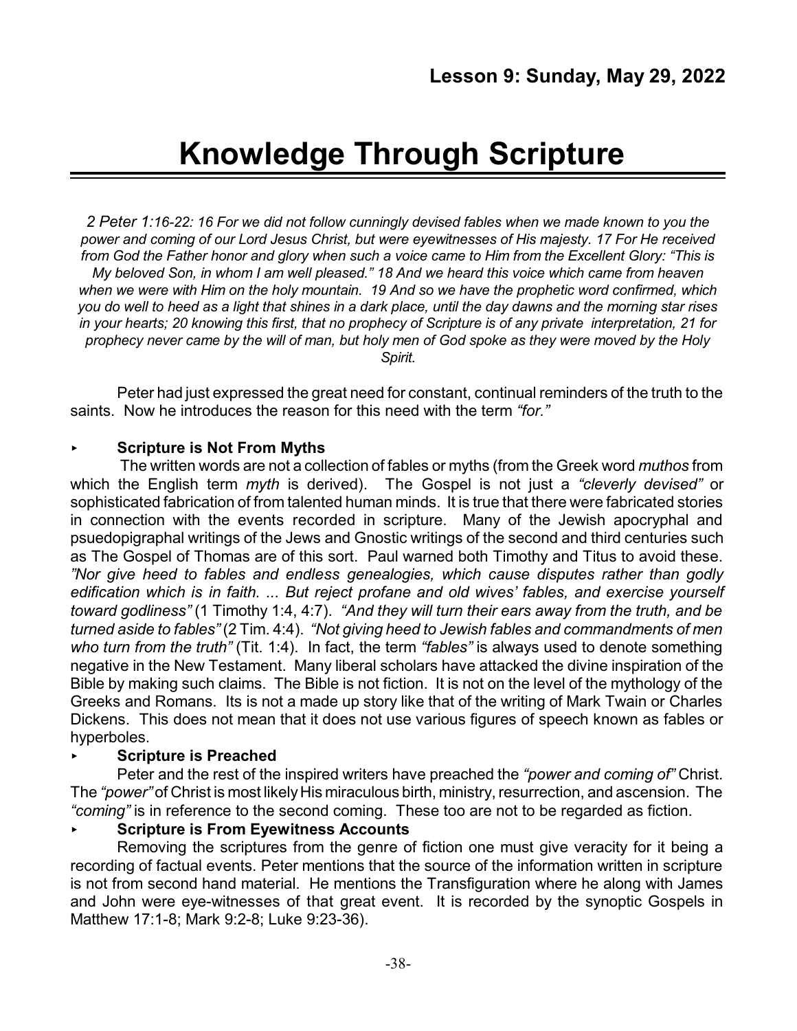**Lesson 9: Sunday, May 29, 2022**

# Knowledge Through Scripture

*2 Peter 1:16-22: 16 For we did not follow cunningly devised fables when we made known to you the power and coming of our Lord Jesus Christ, but were eyewitnesses of His majesty. 17 For He received from God the Father honor and glory when such a voice came to Him from the Excellent Glory: "This is My beloved Son, in whom I am well pleased." 18 And we heard this voice which came from heaven when we were with Him on the holy mountain. 19 And so we have the prophetic word confirmed, which you do well to heed as a light that shines in a dark place, until the day dawns and the morning star rises in your hearts; 20 knowing this first, that no prophecy of Scripture is of any private interpretation, 21 for prophecy never came by the will of man, but holy men of God spoke as they were moved by the Holy Spirit.*

Peter had just expressed the great need for constant, continual reminders of the truth to the saints. Now he introduces the reason for this need with the term *"for."*

- **Scripture is Not From Myths**

The written words are not a collection of fables or myths (from the Greek word *muthos* from which the English term *myth* is derived). The Gospel is not just a *"cleverly devised"* or sophisticated fabrication of from talented human minds. It is true that there were fabricated stories in connection with the events recorded in scripture. Many of the Jewish apocryphal and psuedopigraphal writings of the Jews and Gnostic writings of the second and third centuries such as The Gospel of Thomas are of this sort. Paul warned both Timothy and Titus to avoid these. *"Nor give heed to fables and endless genealogies, which cause disputes rather than godly edification which is in faith. ... But reject profane and old wives' fables, and exercise yourself toward godliness"* (1 Timothy 1:4, 4:7). *"And they will turn their ears away from the truth, and be turned aside to fables"* (2 Tim. 4:4). *"Not giving heed to Jewish fables and commandments of men who turn from the truth"* (Tit. 1:4). In fact, the term *"fables"* is always used to denote something negative in the New Testament. Many liberal scholars have attacked the divine inspiration of the Bible by making such claims. The Bible is not fiction. It is not on the level of the mythology of the Greeks and Romans. Its is not a made up story like that of the writing of Mark Twain or Charles Dickens. This does not mean that it does not use various figures of speech known as fables or hyperboles.

- **Scripture is Preached**

Peter and the rest of the inspired writers have preached the *"power and coming of"* Christ. The *"power"* of Christ is most likely His miraculous birth, ministry, resurrection, and ascension. The *"coming"* is in reference to the second coming. These too are not to be regarded as fiction.

- **Scripture is From Eyewitness Accounts**

Removing the scriptures from the genre of fiction one must give veracity for it being a recording of factual events. Peter mentions that the source of the information written in scripture is not from second hand material. He mentions the Transfiguration where he along with James and John were eye-witnesses of that great event. It is recorded by the synoptic Gospels in Matthew 17:1-8; Mark 9:2-8; Luke 9:23-36).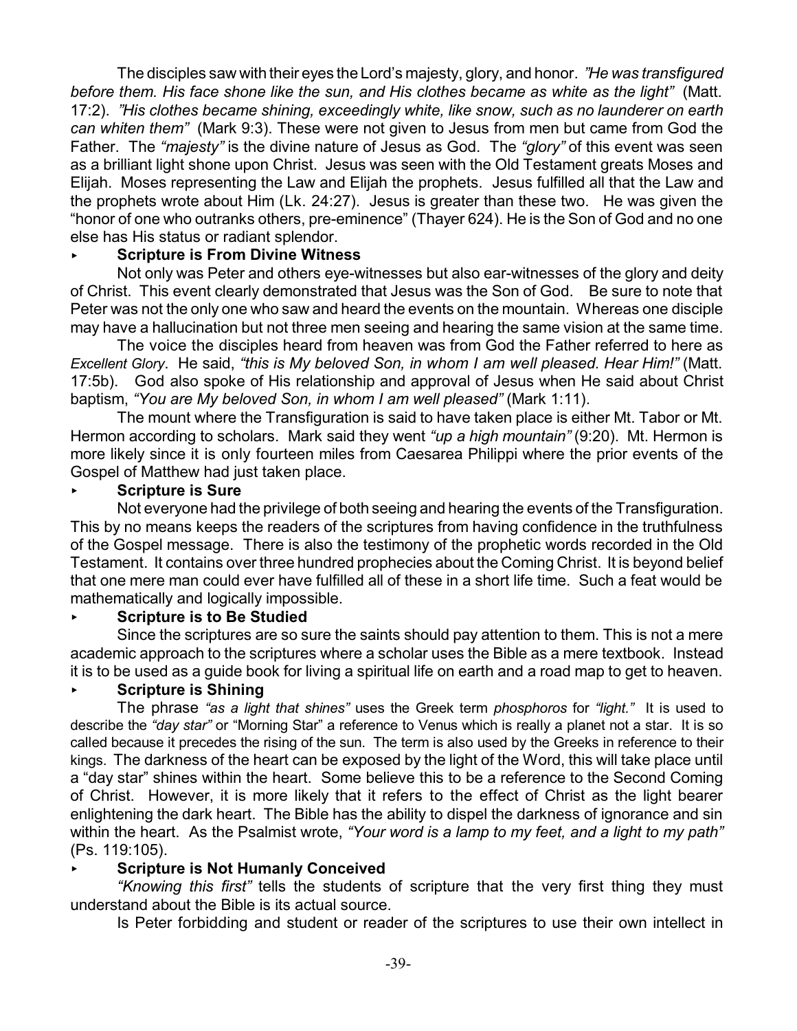The disciples saw with their eyes the Lord's majesty, glory, and honor. *"He was transfigured before them. His face shone like the sun, and His clothes became as white as the light"* (Matt. 17:2). *"His clothes became shining, exceedingly white, like snow, such as no launderer on earth can whiten them"* (Mark 9:3). These were not given to Jesus from men but came from God the Father. The *"majesty"* is the divine nature of Jesus as God. The *"glory"* of this event was seen as a brilliant light shone upon Christ. Jesus was seen with the Old Testament greats Moses and Elijah. Moses representing the Law and Elijah the prophets. Jesus fulfilled all that the Law and the prophets wrote about Him (Lk. 24:27). Jesus is greater than these two. He was given the "honor of one who outranks others, pre-eminence" (Thayer 624). He is the Son of God and no one else has His status or radiant splendor.

- **Scripture is From Divine Witness**

Not only was Peter and others eye-witnesses but also ear-witnesses of the glory and deity of Christ. This event clearly demonstrated that Jesus was the Son of God. Be sure to note that Peter was not the only one who saw and heard the events on the mountain. Whereas one disciple may have a hallucination but not three men seeing and hearing the same vision at the same time.

The voice the disciples heard from heaven was from God the Father referred to here as *Excellent Glory*. He said, *"this is My beloved Son, in whom I am well pleased. Hear Him!"* (Matt. 17:5b). God also spoke of His relationship and approval of Jesus when He said about Christ baptism, *"You are My beloved Son, in whom I am well pleased"* (Mark 1:11).

The mount where the Transfiguration is said to have taken place is either Mt. Tabor or Mt. Hermon according to scholars. Mark said they went *"up a high mountain"* (9:20). Mt. Hermon is more likely since it is only fourteen miles from Caesarea Philippi where the prior events of the Gospel of Matthew had just taken place.

- **Scripture is Sure**

Not everyone had the privilege of both seeing and hearing the events of the Transfiguration. This by no means keeps the readers of the scriptures from having confidence in the truthfulness of the Gospel message. There is also the testimony of the prophetic words recorded in the Old Testament. It contains over three hundred prophecies about the Coming Christ. It is beyond belief that one mere man could ever have fulfilled all of these in a short life time. Such a feat would be mathematically and logically impossible.

- **Scripture is to Be Studied**

Since the scriptures are so sure the saints should pay attention to them. This is not a mere academic approach to the scriptures where a scholar uses the Bible as a mere textbook. Instead it is to be used as a guide book for living a spiritual life on earth and a road map to get to heaven.

- **Scripture is Shining**

The phrase *"as a light that shines"* uses the Greek term *phosphoros* for *"light."* It is used to describe the *"day star"* or "Morning Star" a reference to Venus which is really a planet not a star. It is so called because it precedes the rising of the sun. The term is also used by the Greeks in reference to their kings. The darkness of the heart can be exposed by the light of the Word, this will take place until a "day star" shines within the heart. Some believe this to be a reference to the Second Coming of Christ. However, it is more likely that it refers to the effect of Christ as the light bearer enlightening the dark heart. The Bible has the ability to dispel the darkness of ignorance and sin within the heart. As the Psalmist wrote, *"Your word is a lamp to my feet, and a light to my path"* (Ps. 119:105).

- **Scripture is Not Humanly Conceived**

*"Knowing this first"* tells the students of scripture that the very first thing they must understand about the Bible is its actual source.

Is Peter forbidding and student or reader of the scriptures to use their own intellect in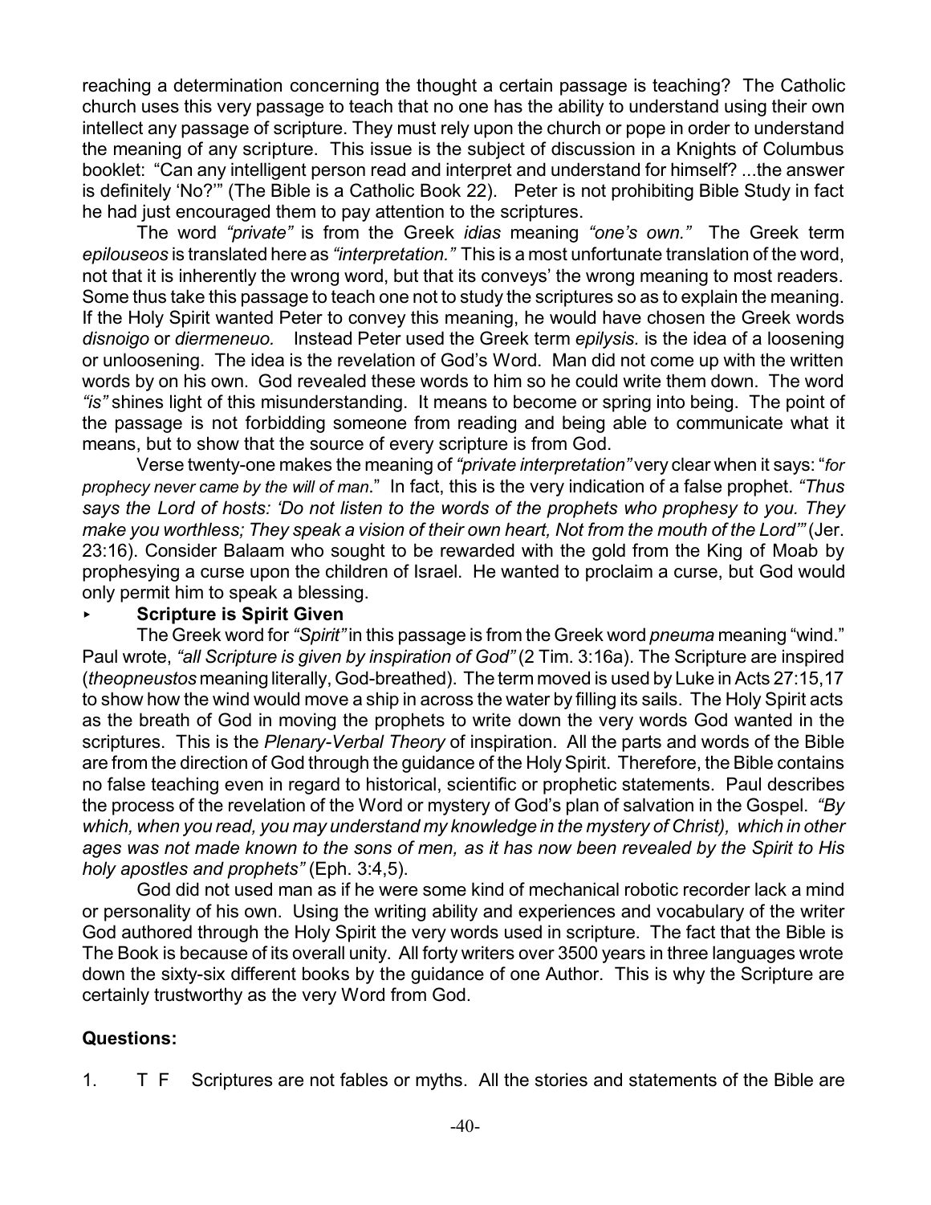reaching a determination concerning the thought a certain passage is teaching? The Catholic church uses this very passage to teach that no one has the ability to understand using their own intellect any passage of scripture. They must rely upon the church or pope in order to understand the meaning of any scripture. This issue is the subject of discussion in a Knights of Columbus booklet: "Can any intelligent person read and interpret and understand for himself? ...the answer is definitely 'No?'" (The Bible is a Catholic Book 22). Peter is not prohibiting Bible Study in fact he had just encouraged them to pay attention to the scriptures.

The word *"private"* is from the Greek *idias* meaning *"one's own."* The Greek term *epilouseos* is translated here as *"interpretation."* This is a most unfortunate translation of the word, not that it is inherently the wrong word, but that its conveys' the wrong meaning to most readers. Some thus take this passage to teach one not to study the scriptures so as to explain the meaning. If the Holy Spirit wanted Peter to convey this meaning, he would have chosen the Greek words *disnoigo* or *diermeneuo.* Instead Peter used the Greek term *epilysis.* is the idea of a loosening or unloosening. The idea is the revelation of God's Word. Man did not come up with the written words by on his own. God revealed these words to him so he could write them down. The word *"is"* shines light of this misunderstanding. It means to become or spring into being. The point of the passage is not forbidding someone from reading and being able to communicate what it means, but to show that the source of every scripture is from God.

Verse twenty-one makes the meaning of *"private interpretation"* very clear when it says: "*for prophecy never came by the will of man*." In fact, this is the very indication of a false prophet. *"Thus says the Lord of hosts: 'Do not listen to the words of the prophets who prophesy to you. They make you worthless; They speak a vision of their own heart, Not from the mouth of the Lord'"* (Jer. 23:16). Consider Balaam who sought to be rewarded with the gold from the King of Moab by prophesying a curse upon the children of Israel. He wanted to proclaim a curse, but God would only permit him to speak a blessing.

- **Scripture is Spirit Given**

The Greek word for *"Spirit"* in this passage is from the Greek word *pneuma* meaning "wind." Paul wrote, *"all Scripture is given by inspiration of God"* (2 Tim. 3:16a). The Scripture are inspired (*theopneustos* meaning literally, God-breathed). The term moved is used by Luke in Acts 27:15,17 to show how the wind would move a ship in across the water by filling its sails. The Holy Spirit acts as the breath of God in moving the prophets to write down the very words God wanted in the scriptures. This is the *Plenary-Verbal Theory* of inspiration. All the parts and words of the Bible are from the direction of God through the guidance of the Holy Spirit. Therefore, the Bible contains no false teaching even in regard to historical, scientific or prophetic statements. Paul describes the process of the revelation of the Word or mystery of God's plan of salvation in the Gospel. *"By which, when you read, you may understand my knowledge in the mystery of Christ), which in other ages was not made known to the sons of men, as it has now been revealed by the Spirit to His holy apostles and prophets"* (Eph. 3:4,5).

God did not used man as if he were some kind of mechanical robotic recorder lack a mind or personality of his own. Using the writing ability and experiences and vocabulary of the writer God authored through the Holy Spirit the very words used in scripture. The fact that the Bible is The Book is because of its overall unity. All forty writers over 3500 years in three languages wrote down the sixty-six different books by the guidance of one Author. This is why the Scripture are certainly trustworthy as the very Word from God.

**Questions:**

1. T F Scriptures are not fables or myths. All the stories and statements of the Bible are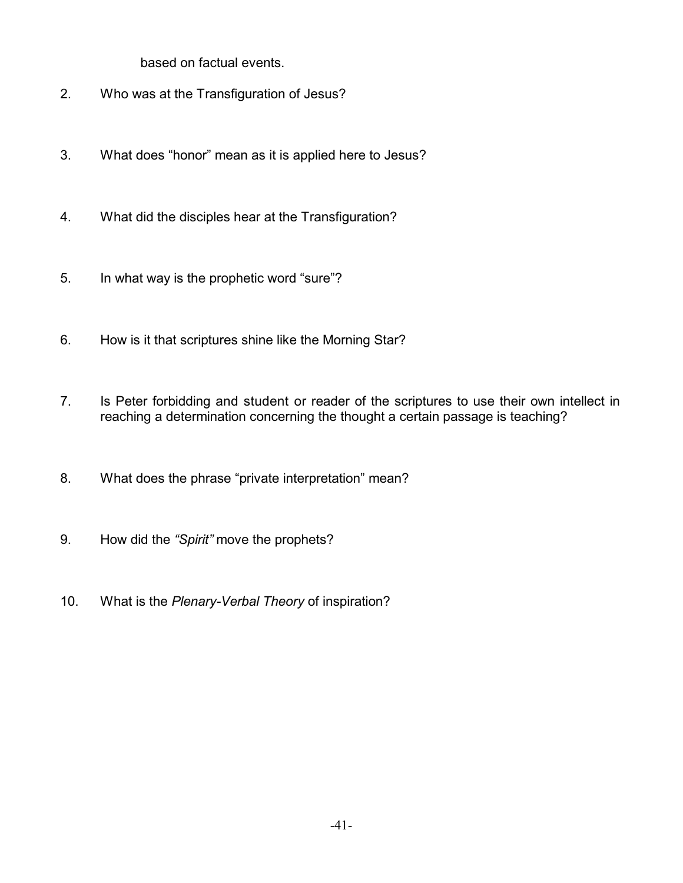based on factual events.

2. Who was at the Transfiguration of Jesus?

3. What does "honor" mean as it is applied here to Jesus?

4. What did the disciples hear at the Transfiguration?

5. In what way is the prophetic word "sure"?

6. How is it that scriptures shine like the Morning Star?

7. Is Peter forbidding and student or reader of the scriptures to use their own intellect in reaching a determination concerning the thought a certain passage is teaching?

8. What does the phrase "private interpretation" mean?

9. How did the *"Spirit"* move the prophets?

10. What is the *Plenary-Verbal Theory* of inspiration?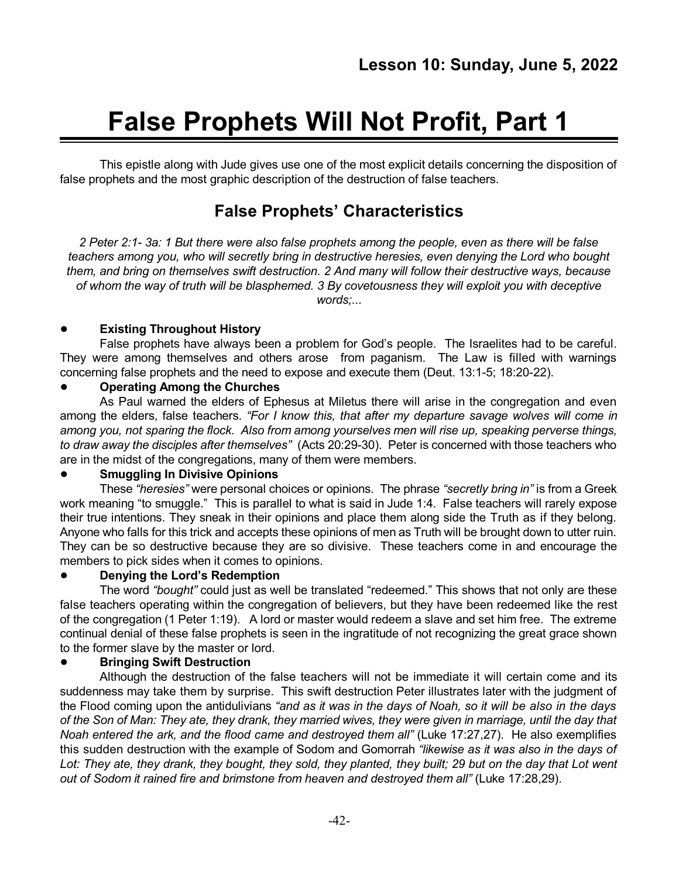## Lesson 10: Sunday, June 5, 2022

# False Prophets Will Not Profit, Part 1

This epistle along with Jude gives use one of the most explicit details concerning the disposition of false prophets and the most graphic description of the destruction of false teachers.

## False Prophets' Characteristics

*2 Peter 2:1- 3a: 1 But there were also false prophets among the people, even as there will be false teachers among you, who will secretly bring in destructive heresies, even denying the Lord who bought them, and bring on themselves swift destruction. 2 And many will follow their destructive ways, because of whom the way of truth will be blasphemed. 3 By covetousness they will exploit you with deceptive words;...*

- **Existing Throughout History**

  False prophets have always been a problem for God's people. The Israelites had to be careful. They were among themselves and others arose from paganism. The Law is filled with warnings concerning false prophets and the need to expose and execute them (Deut. 13:1-5; 18:20-22).

- **Operating Among the Churches**

  As Paul warned the elders of Ephesus at Miletus there will arise in the congregation and even among the elders, false teachers. *"For I know this, that after my departure savage wolves will come in among you, not sparing the flock. Also from among yourselves men will rise up, speaking perverse things, to draw away the disciples after themselves"* (Acts 20:29-30). Peter is concerned with those teachers who are in the midst of the congregations, many of them were members.

- **Smuggling In Divisive Opinions**

  These *"heresies"* were personal choices or opinions. The phrase *"secretly bring in"* is from a Greek work meaning "to smuggle." This is parallel to what is said in Jude 1:4. False teachers will rarely expose their true intentions. They sneak in their opinions and place them along side the Truth as if they belong. Anyone who falls for this trick and accepts these opinions of men as Truth will be brought down to utter ruin. They can be so destructive because they are so divisive. These teachers come in and encourage the members to pick sides when it comes to opinions.

- **Denying the Lord's Redemption**

  The word *"bought"* could just as well be translated "redeemed." This shows that not only are these false teachers operating within the congregation of believers, but they have been redeemed like the rest of the congregation (1 Peter 1:19). A lord or master would redeem a slave and set him free. The extreme continual denial of these false prophets is seen in the ingratitude of not recognizing the great grace shown to the former slave by the master or lord.

- **Bringing Swift Destruction**

  Although the destruction of the false teachers will not be immediate it will certain come and its suddenness may take them by surprise. This swift destruction Peter illustrates later with the judgment of the Flood coming upon the antidulivians *"and as it was in the days of Noah, so it will be also in the days of the Son of Man: They ate, they drank, they married wives, they were given in marriage, until the day that Noah entered the ark, and the flood came and destroyed them all"* (Luke 17:27,27). He also exemplifies this sudden destruction with the example of Sodom and Gomorrah *"likewise as it was also in the days of Lot: They ate, they drank, they bought, they sold, they planted, they built; 29 but on the day that Lot went out of Sodom it rained fire and brimstone from heaven and destroyed them all"* (Luke 17:28,29).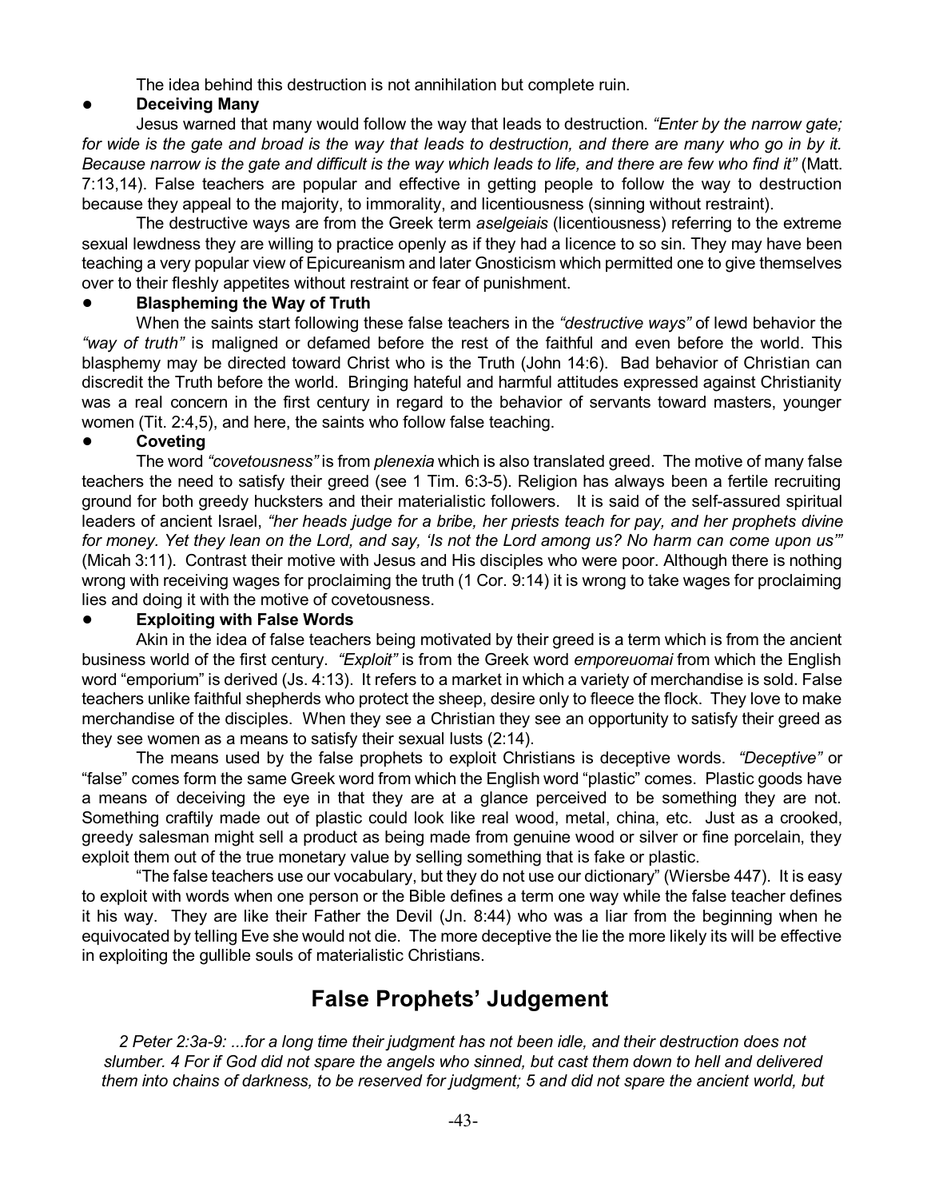The idea behind this destruction is not annihilation but complete ruin.

- **Deceiving Many**

Jesus warned that many would follow the way that leads to destruction. *"Enter by the narrow gate; for wide is the gate and broad is the way that leads to destruction, and there are many who go in by it. Because narrow is the gate and difficult is the way which leads to life, and there are few who find it"* (Matt. 7:13,14). False teachers are popular and effective in getting people to follow the way to destruction because they appeal to the majority, to immorality, and licentiousness (sinning without restraint).

The destructive ways are from the Greek term *aselgeiais* (licentiousness) referring to the extreme sexual lewdness they are willing to practice openly as if they had a licence to so sin. They may have been teaching a very popular view of Epicureanism and later Gnosticism which permitted one to give themselves over to their fleshly appetites without restraint or fear of punishment.

- **Blaspheming the Way of Truth**

When the saints start following these false teachers in the *"destructive ways"* of lewd behavior the *"way of truth"* is maligned or defamed before the rest of the faithful and even before the world. This blasphemy may be directed toward Christ who is the Truth (John 14:6). Bad behavior of Christian can discredit the Truth before the world. Bringing hateful and harmful attitudes expressed against Christianity was a real concern in the first century in regard to the behavior of servants toward masters, younger women (Tit. 2:4,5), and here, the saints who follow false teaching.

- **Coveting**

The word *"covetousness"* is from *plenexia* which is also translated greed. The motive of many false teachers the need to satisfy their greed (see 1 Tim. 6:3-5). Religion has always been a fertile recruiting ground for both greedy hucksters and their materialistic followers. It is said of the self-assured spiritual leaders of ancient Israel, *"her heads judge for a bribe, her priests teach for pay, and her prophets divine for money. Yet they lean on the Lord, and say, 'Is not the Lord among us? No harm can come upon us'"* (Micah 3:11). Contrast their motive with Jesus and His disciples who were poor. Although there is nothing wrong with receiving wages for proclaiming the truth (1 Cor. 9:14) it is wrong to take wages for proclaiming lies and doing it with the motive of covetousness.

- **Exploiting with False Words**

Akin in the idea of false teachers being motivated by their greed is a term which is from the ancient business world of the first century. *"Exploit"* is from the Greek word *emporeuomai* from which the English word "emporium" is derived (Js. 4:13). It refers to a market in which a variety of merchandise is sold. False teachers unlike faithful shepherds who protect the sheep, desire only to fleece the flock. They love to make merchandise of the disciples. When they see a Christian they see an opportunity to satisfy their greed as they see women as a means to satisfy their sexual lusts (2:14).

The means used by the false prophets to exploit Christians is deceptive words. *"Deceptive"* or "false" comes form the same Greek word from which the English word "plastic" comes. Plastic goods have a means of deceiving the eye in that they are at a glance perceived to be something they are not. Something craftily made out of plastic could look like real wood, metal, china, etc. Just as a crooked, greedy salesman might sell a product as being made from genuine wood or silver or fine porcelain, they exploit them out of the true monetary value by selling something that is fake or plastic.

"The false teachers use our vocabulary, but they do not use our dictionary" (Wiersbe 447). It is easy to exploit with words when one person or the Bible defines a term one way while the false teacher defines it his way. They are like their Father the Devil (Jn. 8:44) who was a liar from the beginning when he equivocated by telling Eve she would not die. The more deceptive the lie the more likely its will be effective in exploiting the gullible souls of materialistic Christians.

## False Prophets' Judgement

*2 Peter 2:3a-9: ...for a long time their judgment has not been idle, and their destruction does not slumber. 4 For if God did not spare the angels who sinned, but cast them down to hell and delivered them into chains of darkness, to be reserved for judgment; 5 and did not spare the ancient world, but*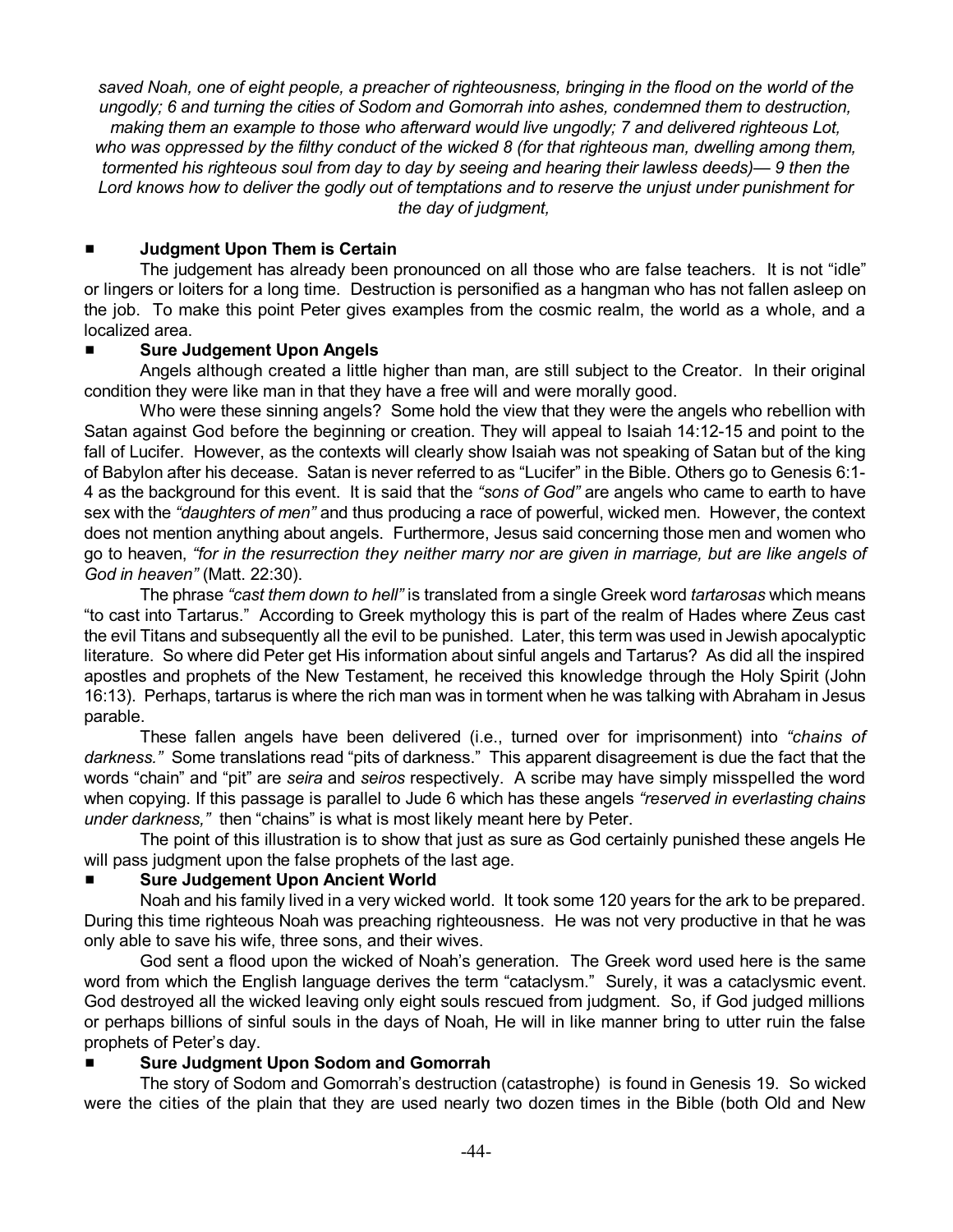*saved Noah, one of eight people, a preacher of righteousness, bringing in the flood on the world of the ungodly; 6 and turning the cities of Sodom and Gomorrah into ashes, condemned them to destruction, making them an example to those who afterward would live ungodly; 7 and delivered righteous Lot, who was oppressed by the filthy conduct of the wicked 8 (for that righteous man, dwelling among them, tormented his righteous soul from day to day by seeing and hearing their lawless deeds)— 9 then the Lord knows how to deliver the godly out of temptations and to reserve the unjust under punishment for the day of judgment,*

## ■ Judgment Upon Them is Certain

The judgement has already been pronounced on all those who are false teachers. It is not "idle" or lingers or loiters for a long time. Destruction is personified as a hangman who has not fallen asleep on the job. To make this point Peter gives examples from the cosmic realm, the world as a whole, and a localized area.

## ■ Sure Judgement Upon Angels

Angels although created a little higher than man, are still subject to the Creator. In their original condition they were like man in that they have a free will and were morally good.

Who were these sinning angels? Some hold the view that they were the angels who rebellion with Satan against God before the beginning or creation. They will appeal to Isaiah 14:12-15 and point to the fall of Lucifer. However, as the contexts will clearly show Isaiah was not speaking of Satan but of the king of Babylon after his decease. Satan is never referred to as "Lucifer" in the Bible. Others go to Genesis 6:1-4 as the background for this event. It is said that the *"sons of God"* are angels who came to earth to have sex with the *"daughters of men"* and thus producing a race of powerful, wicked men. However, the context does not mention anything about angels. Furthermore, Jesus said concerning those men and women who go to heaven, *"for in the resurrection they neither marry nor are given in marriage, but are like angels of God in heaven"* (Matt. 22:30).

The phrase *"cast them down to hell"* is translated from a single Greek word *tartarosas* which means "to cast into Tartarus." According to Greek mythology this is part of the realm of Hades where Zeus cast the evil Titans and subsequently all the evil to be punished. Later, this term was used in Jewish apocalyptic literature. So where did Peter get His information about sinful angels and Tartarus? As did all the inspired apostles and prophets of the New Testament, he received this knowledge through the Holy Spirit (John 16:13). Perhaps, tartarus is where the rich man was in torment when he was talking with Abraham in Jesus parable.

These fallen angels have been delivered (i.e., turned over for imprisonment) into *"chains of darkness."* Some translations read "pits of darkness." This apparent disagreement is due the fact that the words "chain" and "pit" are *seira* and *seiros* respectively. A scribe may have simply misspelled the word when copying. If this passage is parallel to Jude 6 which has these angels *"reserved in everlasting chains under darkness,"* then "chains" is what is most likely meant here by Peter.

The point of this illustration is to show that just as sure as God certainly punished these angels He will pass judgment upon the false prophets of the last age.

## ■ Sure Judgement Upon Ancient World

Noah and his family lived in a very wicked world. It took some 120 years for the ark to be prepared. During this time righteous Noah was preaching righteousness. He was not very productive in that he was only able to save his wife, three sons, and their wives.

God sent a flood upon the wicked of Noah's generation. The Greek word used here is the same word from which the English language derives the term "cataclysm." Surely, it was a cataclysmic event. God destroyed all the wicked leaving only eight souls rescued from judgment. So, if God judged millions or perhaps billions of sinful souls in the days of Noah, He will in like manner bring to utter ruin the false prophets of Peter's day.

## ■ Sure Judgment Upon Sodom and Gomorrah

The story of Sodom and Gomorrah's destruction (catastrophe) is found in Genesis 19. So wicked were the cities of the plain that they are used nearly two dozen times in the Bible (both Old and New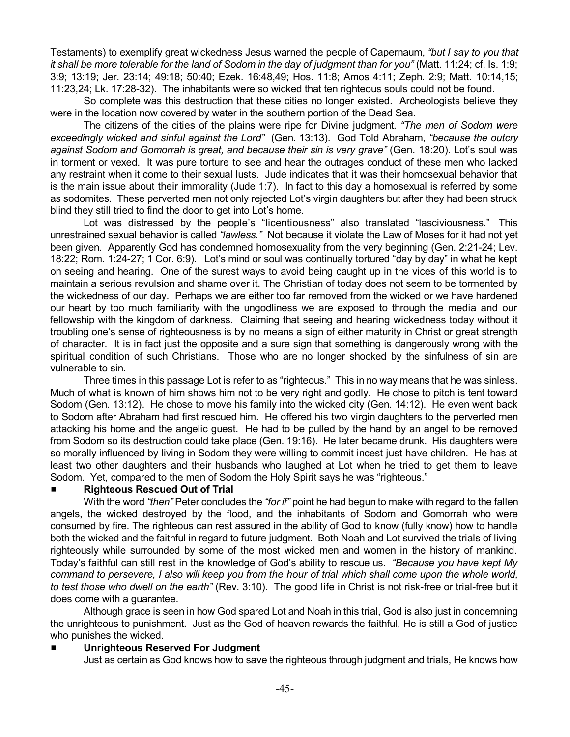Testaments) to exemplify great wickedness Jesus warned the people of Capernaum, *"but I say to you that it shall be more tolerable for the land of Sodom in the day of judgment than for you"* (Matt. 11:24; cf. Is. 1:9; 3:9; 13:19; Jer. 23:14; 49:18; 50:40; Ezek. 16:48,49; Hos. 11:8; Amos 4:11; Zeph. 2:9; Matt. 10:14,15; 11:23,24; Lk. 17:28-32). The inhabitants were so wicked that ten righteous souls could not be found.

So complete was this destruction that these cities no longer existed. Archeologists believe they were in the location now covered by water in the southern portion of the Dead Sea.

The citizens of the cities of the plains were ripe for Divine judgment. *"The men of Sodom were exceedingly wicked and sinful against the Lord"* (Gen. 13:13). God Told Abraham, *"because the outcry against Sodom and Gomorrah is great, and because their sin is very grave"* (Gen. 18:20). Lot's soul was in torment or vexed. It was pure torture to see and hear the outrages conduct of these men who lacked any restraint when it come to their sexual lusts. Jude indicates that it was their homosexual behavior that is the main issue about their immorality (Jude 1:7). In fact to this day a homosexual is referred by some as sodomites. These perverted men not only rejected Lot's virgin daughters but after they had been struck blind they still tried to find the door to get into Lot's home.

Lot was distressed by the people's "licentiousness" also translated "lasciviousness." This unrestrained sexual behavior is called *"lawless."* Not because it violate the Law of Moses for it had not yet been given. Apparently God has condemned homosexuality from the very beginning (Gen. 2:21-24; Lev. 18:22; Rom. 1:24-27; 1 Cor. 6:9). Lot's mind or soul was continually tortured "day by day" in what he kept on seeing and hearing. One of the surest ways to avoid being caught up in the vices of this world is to maintain a serious revulsion and shame over it. The Christian of today does not seem to be tormented by the wickedness of our day. Perhaps we are either too far removed from the wicked or we have hardened our heart by too much familiarity with the ungodliness we are exposed to through the media and our fellowship with the kingdom of darkness. Claiming that seeing and hearing wickedness today without it troubling one's sense of righteousness is by no means a sign of either maturity in Christ or great strength of character. It is in fact just the opposite and a sure sign that something is dangerously wrong with the spiritual condition of such Christians. Those who are no longer shocked by the sinfulness of sin are vulnerable to sin.

Three times in this passage Lot is refer to as "righteous." This in no way means that he was sinless. Much of what is known of him shows him not to be very right and godly. He chose to pitch is tent toward Sodom (Gen. 13:12). He chose to move his family into the wicked city (Gen. 14:12). He even went back to Sodom after Abraham had first rescued him. He offered his two virgin daughters to the perverted men attacking his home and the angelic guest. He had to be pulled by the hand by an angel to be removed from Sodom so its destruction could take place (Gen. 19:16). He later became drunk. His daughters were so morally influenced by living in Sodom they were willing to commit incest just have children. He has at least two other daughters and their husbands who laughed at Lot when he tried to get them to leave Sodom. Yet, compared to the men of Sodom the Holy Spirit says he was "righteous."

### ■ Righteous Rescued Out of Trial

With the word *"then"* Peter concludes the *"for if"* point he had begun to make with regard to the fallen angels, the wicked destroyed by the flood, and the inhabitants of Sodom and Gomorrah who were consumed by fire. The righteous can rest assured in the ability of God to know (fully know) how to handle both the wicked and the faithful in regard to future judgment. Both Noah and Lot survived the trials of living righteously while surrounded by some of the most wicked men and women in the history of mankind. Today's faithful can still rest in the knowledge of God's ability to rescue us. *"Because you have kept My command to persevere, I also will keep you from the hour of trial which shall come upon the whole world, to test those who dwell on the earth"* (Rev. 3:10). The good life in Christ is not risk-free or trial-free but it does come with a guarantee.

Although grace is seen in how God spared Lot and Noah in this trial, God is also just in condemning the unrighteous to punishment. Just as the God of heaven rewards the faithful, He is still a God of justice who punishes the wicked.

### ■ Unrighteous Reserved For Judgment

Just as certain as God knows how to save the righteous through judgment and trials, He knows how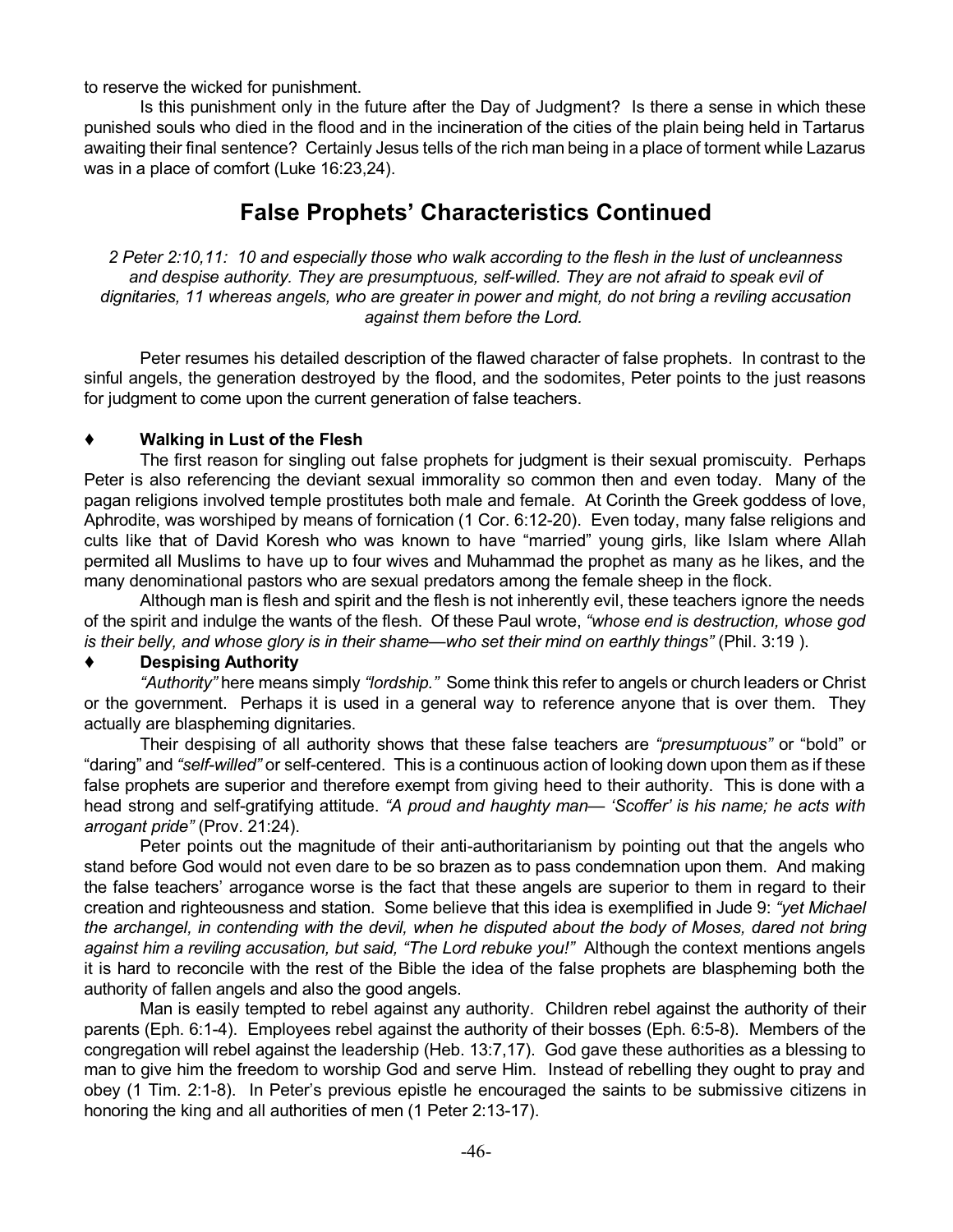to reserve the wicked for punishment.

Is this punishment only in the future after the Day of Judgment? Is there a sense in which these punished souls who died in the flood and in the incineration of the cities of the plain being held in Tartarus awaiting their final sentence? Certainly Jesus tells of the rich man being in a place of torment while Lazarus was in a place of comfort (Luke 16:23,24).

## False Prophets' Characteristics Continued

*2 Peter 2:10,11: 10 and especially those who walk according to the flesh in the lust of uncleanness and despise authority. They are presumptuous, self-willed. They are not afraid to speak evil of dignitaries, 11 whereas angels, who are greater in power and might, do not bring a reviling accusation against them before the Lord.*

Peter resumes his detailed description of the flawed character of false prophets. In contrast to the sinful angels, the generation destroyed by the flood, and the sodomites, Peter points to the just reasons for judgment to come upon the current generation of false teachers.

### ♦ Walking in Lust of the Flesh

The first reason for singling out false prophets for judgment is their sexual promiscuity. Perhaps Peter is also referencing the deviant sexual immorality so common then and even today. Many of the pagan religions involved temple prostitutes both male and female. At Corinth the Greek goddess of love, Aphrodite, was worshiped by means of fornication (1 Cor. 6:12-20). Even today, many false religions and cults like that of David Koresh who was known to have "married" young girls, like Islam where Allah permited all Muslims to have up to four wives and Muhammad the prophet as many as he likes, and the many denominational pastors who are sexual predators among the female sheep in the flock.

Although man is flesh and spirit and the flesh is not inherently evil, these teachers ignore the needs of the spirit and indulge the wants of the flesh. Of these Paul wrote, *"whose end is destruction, whose god is their belly, and whose glory is in their shame—who set their mind on earthly things"* (Phil. 3:19 ).

### ♦ Despising Authority

*"Authority"* here means simply *"lordship."* Some think this refer to angels or church leaders or Christ or the government. Perhaps it is used in a general way to reference anyone that is over them. They actually are blaspheming dignitaries.

Their despising of all authority shows that these false teachers are *"presumptuous"* or "bold" or "daring" and *"self-willed"* or self-centered. This is a continuous action of looking down upon them as if these false prophets are superior and therefore exempt from giving heed to their authority. This is done with a head strong and self-gratifying attitude. *"A proud and haughty man— 'Scoffer' is his name; he acts with arrogant pride"* (Prov. 21:24).

Peter points out the magnitude of their anti-authoritarianism by pointing out that the angels who stand before God would not even dare to be so brazen as to pass condemnation upon them. And making the false teachers' arrogance worse is the fact that these angels are superior to them in regard to their creation and righteousness and station. Some believe that this idea is exemplified in Jude 9: *"yet Michael the archangel, in contending with the devil, when he disputed about the body of Moses, dared not bring against him a reviling accusation, but said, "The Lord rebuke you!"* Although the context mentions angels it is hard to reconcile with the rest of the Bible the idea of the false prophets are blaspheming both the authority of fallen angels and also the good angels.

Man is easily tempted to rebel against any authority. Children rebel against the authority of their parents (Eph. 6:1-4). Employees rebel against the authority of their bosses (Eph. 6:5-8). Members of the congregation will rebel against the leadership (Heb. 13:7,17). God gave these authorities as a blessing to man to give him the freedom to worship God and serve Him. Instead of rebelling they ought to pray and obey (1 Tim. 2:1-8). In Peter's previous epistle he encouraged the saints to be submissive citizens in honoring the king and all authorities of men (1 Peter 2:13-17).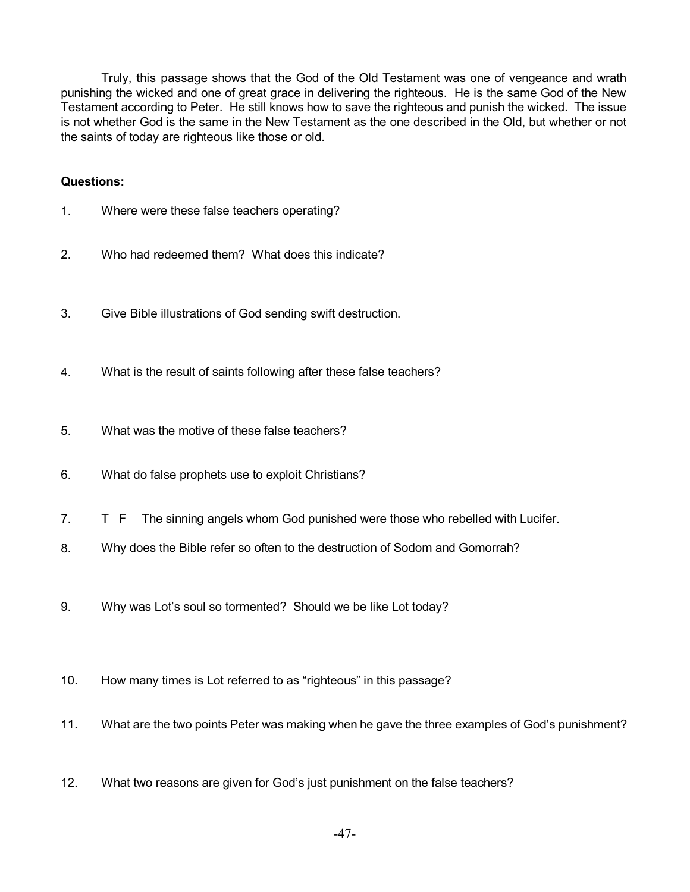Truly, this passage shows that the God of the Old Testament was one of vengeance and wrath punishing the wicked and one of great grace in delivering the righteous. He is the same God of the New Testament according to Peter. He still knows how to save the righteous and punish the wicked. The issue is not whether God is the same in the New Testament as the one described in the Old, but whether or not the saints of today are righteous like those or old.

**Questions:**

1. Where were these false teachers operating?

2. Who had redeemed them? What does this indicate?

3. Give Bible illustrations of God sending swift destruction.

4. What is the result of saints following after these false teachers?

5. What was the motive of these false teachers?

6. What do false prophets use to exploit Christians?

7. T F The sinning angels whom God punished were those who rebelled with Lucifer.

8. Why does the Bible refer so often to the destruction of Sodom and Gomorrah?

9. Why was Lot's soul so tormented? Should we be like Lot today?

10. How many times is Lot referred to as "righteous" in this passage?

11. What are the two points Peter was making when he gave the three examples of God's punishment?

12. What two reasons are given for God's just punishment on the false teachers?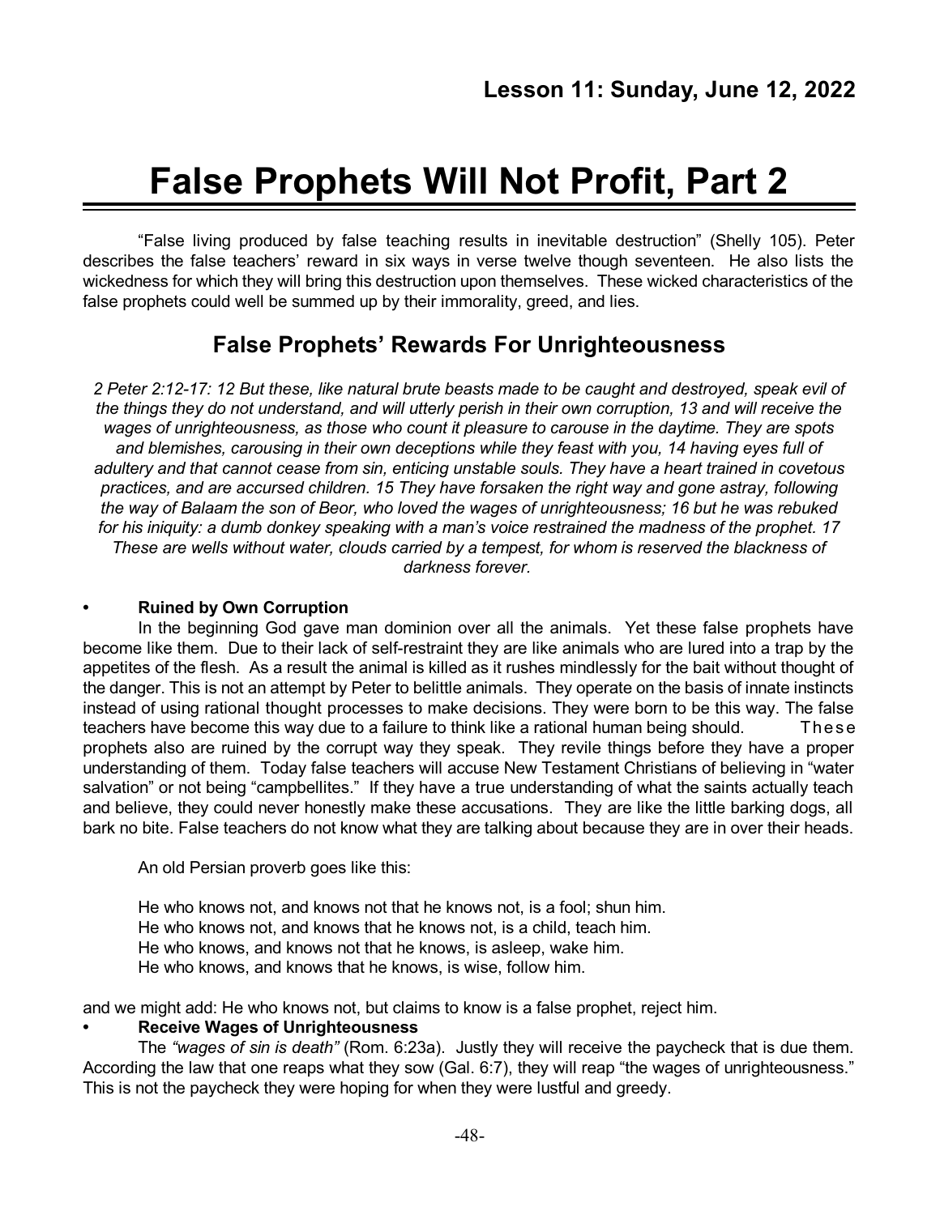**Lesson 11: Sunday, June 12, 2022**

# False Prophets Will Not Profit, Part 2

"False living produced by false teaching results in inevitable destruction" (Shelly 105). Peter describes the false teachers' reward in six ways in verse twelve though seventeen. He also lists the wickedness for which they will bring this destruction upon themselves. These wicked characteristics of the false prophets could well be summed up by their immorality, greed, and lies.

## False Prophets' Rewards For Unrighteousness

*2 Peter 2:12-17: 12 But these, like natural brute beasts made to be caught and destroyed, speak evil of the things they do not understand, and will utterly perish in their own corruption, 13 and will receive the wages of unrighteousness, as those who count it pleasure to carouse in the daytime. They are spots and blemishes, carousing in their own deceptions while they feast with you, 14 having eyes full of adultery and that cannot cease from sin, enticing unstable souls. They have a heart trained in covetous practices, and are accursed children. 15 They have forsaken the right way and gone astray, following the way of Balaam the son of Beor, who loved the wages of unrighteousness; 16 but he was rebuked for his iniquity: a dumb donkey speaking with a man's voice restrained the madness of the prophet. 17 These are wells without water, clouds carried by a tempest, for whom is reserved the blackness of darkness forever.*

- **Ruined by Own Corruption**

In the beginning God gave man dominion over all the animals. Yet these false prophets have become like them. Due to their lack of self-restraint they are like animals who are lured into a trap by the appetites of the flesh. As a result the animal is killed as it rushes mindlessly for the bait without thought of the danger. This is not an attempt by Peter to belittle animals. They operate on the basis of innate instincts instead of using rational thought processes to make decisions. They were born to be this way. The false teachers have become this way due to a failure to think like a rational human being should. These prophets also are ruined by the corrupt way they speak. They revile things before they have a proper understanding of them. Today false teachers will accuse New Testament Christians of believing in "water salvation" or not being "campbellites." If they have a true understanding of what the saints actually teach and believe, they could never honestly make these accusations. They are like the little barking dogs, all bark no bite. False teachers do not know what they are talking about because they are in over their heads.

An old Persian proverb goes like this:

He who knows not, and knows not that he knows not, is a fool; shun him.
He who knows not, and knows that he knows not, is a child, teach him.
He who knows, and knows not that he knows, is asleep, wake him.
He who knows, and knows that he knows, is wise, follow him.

and we might add: He who knows not, but claims to know is a false prophet, reject him.

- **Receive Wages of Unrighteousness**

The *"wages of sin is death"* (Rom. 6:23a). Justly they will receive the paycheck that is due them. According the law that one reaps what they sow (Gal. 6:7), they will reap "the wages of unrighteousness." This is not the paycheck they were hoping for when they were lustful and greedy.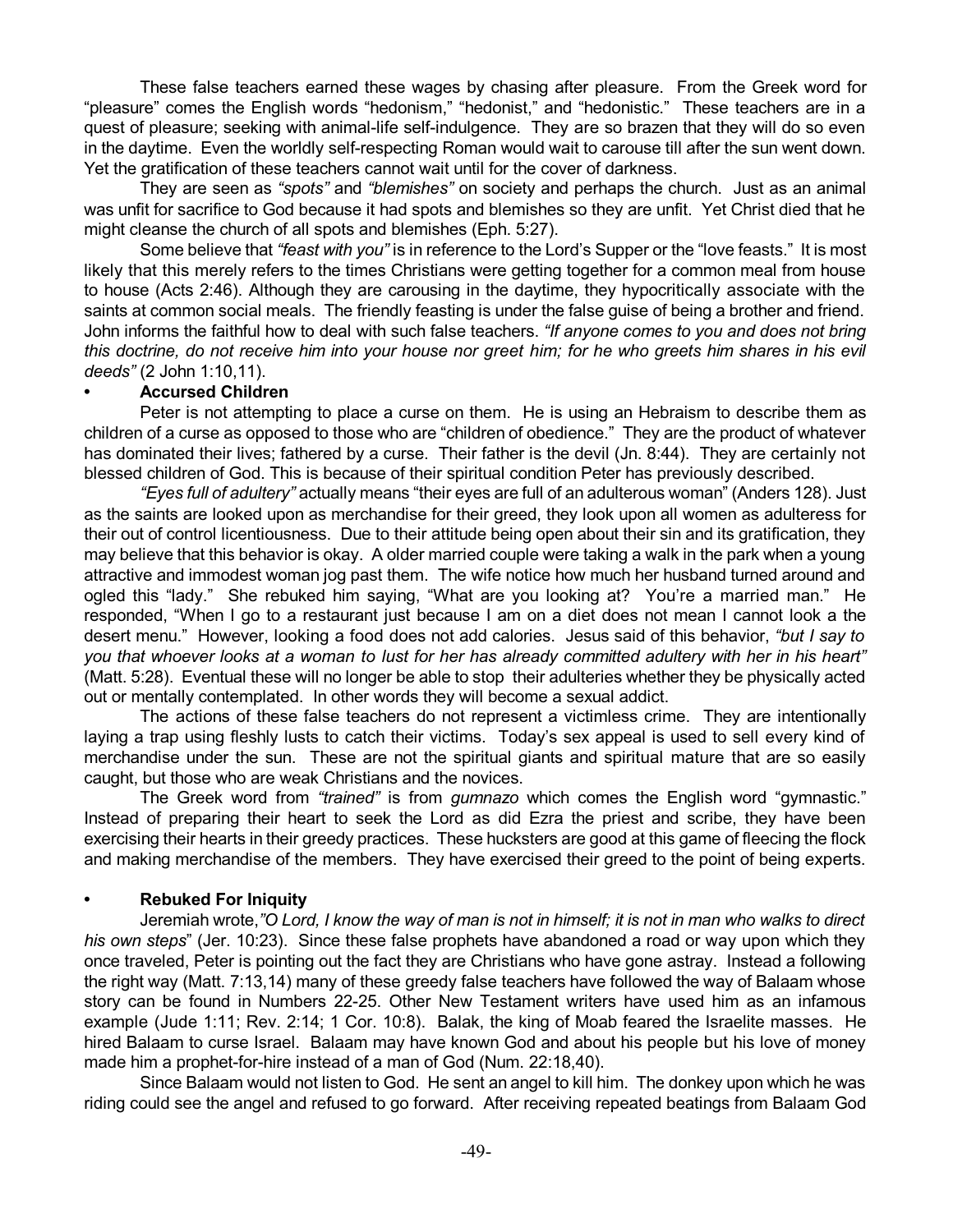These false teachers earned these wages by chasing after pleasure. From the Greek word for "pleasure" comes the English words "hedonism," "hedonist," and "hedonistic." These teachers are in a quest of pleasure; seeking with animal-life self-indulgence. They are so brazen that they will do so even in the daytime. Even the worldly self-respecting Roman would wait to carouse till after the sun went down. Yet the gratification of these teachers cannot wait until for the cover of darkness.

They are seen as *"spots"* and *"blemishes"* on society and perhaps the church. Just as an animal was unfit for sacrifice to God because it had spots and blemishes so they are unfit. Yet Christ died that he might cleanse the church of all spots and blemishes (Eph. 5:27).

Some believe that *"feast with you"* is in reference to the Lord's Supper or the "love feasts." It is most likely that this merely refers to the times Christians were getting together for a common meal from house to house (Acts 2:46). Although they are carousing in the daytime, they hypocritically associate with the saints at common social meals. The friendly feasting is under the false guise of being a brother and friend. John informs the faithful how to deal with such false teachers. *"If anyone comes to you and does not bring this doctrine, do not receive him into your house nor greet him; for he who greets him shares in his evil deeds"* (2 John 1:10,11).

- **Accursed Children**

Peter is not attempting to place a curse on them. He is using an Hebraism to describe them as children of a curse as opposed to those who are "children of obedience." They are the product of whatever has dominated their lives; fathered by a curse. Their father is the devil (Jn. 8:44). They are certainly not blessed children of God. This is because of their spiritual condition Peter has previously described.

*"Eyes full of adultery"* actually means "their eyes are full of an adulterous woman" (Anders 128). Just as the saints are looked upon as merchandise for their greed, they look upon all women as adulteress for their out of control licentiousness. Due to their attitude being open about their sin and its gratification, they may believe that this behavior is okay. A older married couple were taking a walk in the park when a young attractive and immodest woman jog past them. The wife notice how much her husband turned around and ogled this "lady." She rebuked him saying, "What are you looking at? You're a married man." He responded, "When I go to a restaurant just because I am on a diet does not mean I cannot look a the desert menu." However, looking a food does not add calories. Jesus said of this behavior, *"but I say to you that whoever looks at a woman to lust for her has already committed adultery with her in his heart"* (Matt. 5:28). Eventual these will no longer be able to stop their adulteries whether they be physically acted out or mentally contemplated. In other words they will become a sexual addict.

The actions of these false teachers do not represent a victimless crime. They are intentionally laying a trap using fleshly lusts to catch their victims. Today's sex appeal is used to sell every kind of merchandise under the sun. These are not the spiritual giants and spiritual mature that are so easily caught, but those who are weak Christians and the novices.

The Greek word from *"trained"* is from *gumnazo* which comes the English word "gymnastic." Instead of preparing their heart to seek the Lord as did Ezra the priest and scribe, they have been exercising their hearts in their greedy practices. These hucksters are good at this game of fleecing the flock and making merchandise of the members. They have exercised their greed to the point of being experts.

- **Rebuked For Iniquity**

Jeremiah wrote,*"O Lord, I know the way of man is not in himself; it is not in man who walks to direct his own steps*" (Jer. 10:23). Since these false prophets have abandoned a road or way upon which they once traveled, Peter is pointing out the fact they are Christians who have gone astray. Instead a following the right way (Matt. 7:13,14) many of these greedy false teachers have followed the way of Balaam whose story can be found in Numbers 22-25. Other New Testament writers have used him as an infamous example (Jude 1:11; Rev. 2:14; 1 Cor. 10:8). Balak, the king of Moab feared the Israelite masses. He hired Balaam to curse Israel. Balaam may have known God and about his people but his love of money made him a prophet-for-hire instead of a man of God (Num. 22:18,40).

Since Balaam would not listen to God. He sent an angel to kill him. The donkey upon which he was riding could see the angel and refused to go forward. After receiving repeated beatings from Balaam God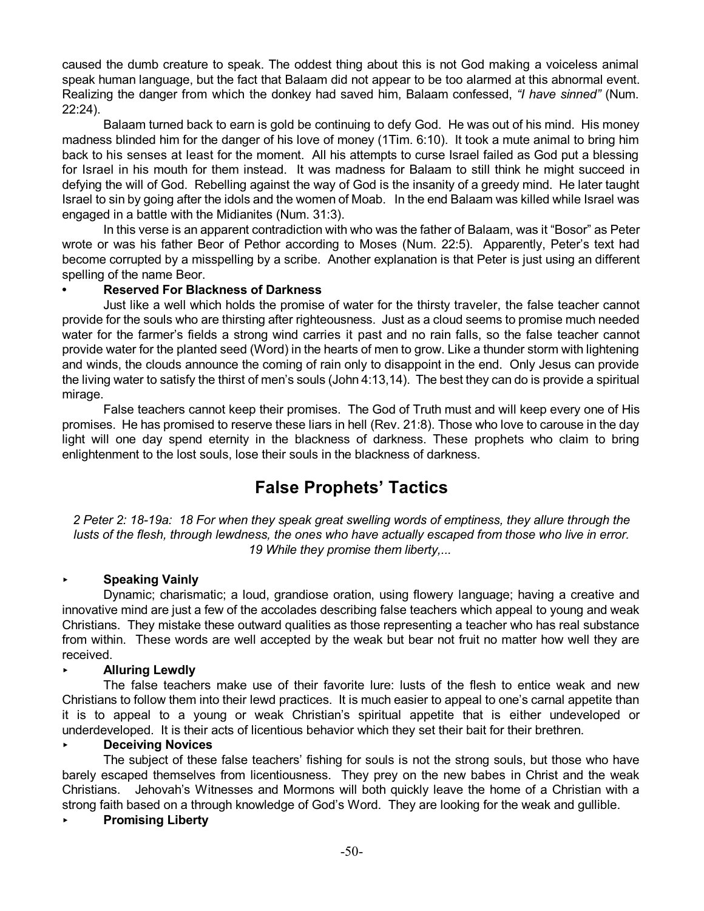caused the dumb creature to speak. The oddest thing about this is not God making a voiceless animal speak human language, but the fact that Balaam did not appear to be too alarmed at this abnormal event. Realizing the danger from which the donkey had saved him, Balaam confessed, *"I have sinned"* (Num. 22:24).

Balaam turned back to earn is gold be continuing to defy God. He was out of his mind. His money madness blinded him for the danger of his love of money (1Tim. 6:10). It took a mute animal to bring him back to his senses at least for the moment. All his attempts to curse Israel failed as God put a blessing for Israel in his mouth for them instead. It was madness for Balaam to still think he might succeed in defying the will of God. Rebelling against the way of God is the insanity of a greedy mind. He later taught Israel to sin by going after the idols and the women of Moab. In the end Balaam was killed while Israel was engaged in a battle with the Midianites (Num. 31:3).

In this verse is an apparent contradiction with who was the father of Balaam, was it "Bosor" as Peter wrote or was his father Beor of Pethor according to Moses (Num. 22:5). Apparently, Peter's text had become corrupted by a misspelling by a scribe. Another explanation is that Peter is just using an different spelling of the name Beor.

- **Reserved For Blackness of Darkness**

Just like a well which holds the promise of water for the thirsty traveler, the false teacher cannot provide for the souls who are thirsting after righteousness. Just as a cloud seems to promise much needed water for the farmer's fields a strong wind carries it past and no rain falls, so the false teacher cannot provide water for the planted seed (Word) in the hearts of men to grow. Like a thunder storm with lightening and winds, the clouds announce the coming of rain only to disappoint in the end. Only Jesus can provide the living water to satisfy the thirst of men's souls (John 4:13,14). The best they can do is provide a spiritual mirage.

False teachers cannot keep their promises. The God of Truth must and will keep every one of His promises. He has promised to reserve these liars in hell (Rev. 21:8). Those who love to carouse in the day light will one day spend eternity in the blackness of darkness. These prophets who claim to bring enlightenment to the lost souls, lose their souls in the blackness of darkness.

## False Prophets' Tactics

*2 Peter 2: 18-19a: 18 For when they speak great swelling words of emptiness, they allure through the lusts of the flesh, through lewdness, the ones who have actually escaped from those who live in error. 19 While they promise them liberty,...*

- **Speaking Vainly**

Dynamic; charismatic; a loud, grandiose oration, using flowery language; having a creative and innovative mind are just a few of the accolades describing false teachers which appeal to young and weak Christians. They mistake these outward qualities as those representing a teacher who has real substance from within. These words are well accepted by the weak but bear not fruit no matter how well they are received.

- **Alluring Lewdly**

The false teachers make use of their favorite lure: lusts of the flesh to entice weak and new Christians to follow them into their lewd practices. It is much easier to appeal to one's carnal appetite than it is to appeal to a young or weak Christian's spiritual appetite that is either undeveloped or underdeveloped. It is their acts of licentious behavior which they set their bait for their brethren.

- **Deceiving Novices**

The subject of these false teachers' fishing for souls is not the strong souls, but those who have barely escaped themselves from licentiousness. They prey on the new babes in Christ and the weak Christians. Jehovah's Witnesses and Mormons will both quickly leave the home of a Christian with a strong faith based on a through knowledge of God's Word. They are looking for the weak and gullible.

- **Promising Liberty**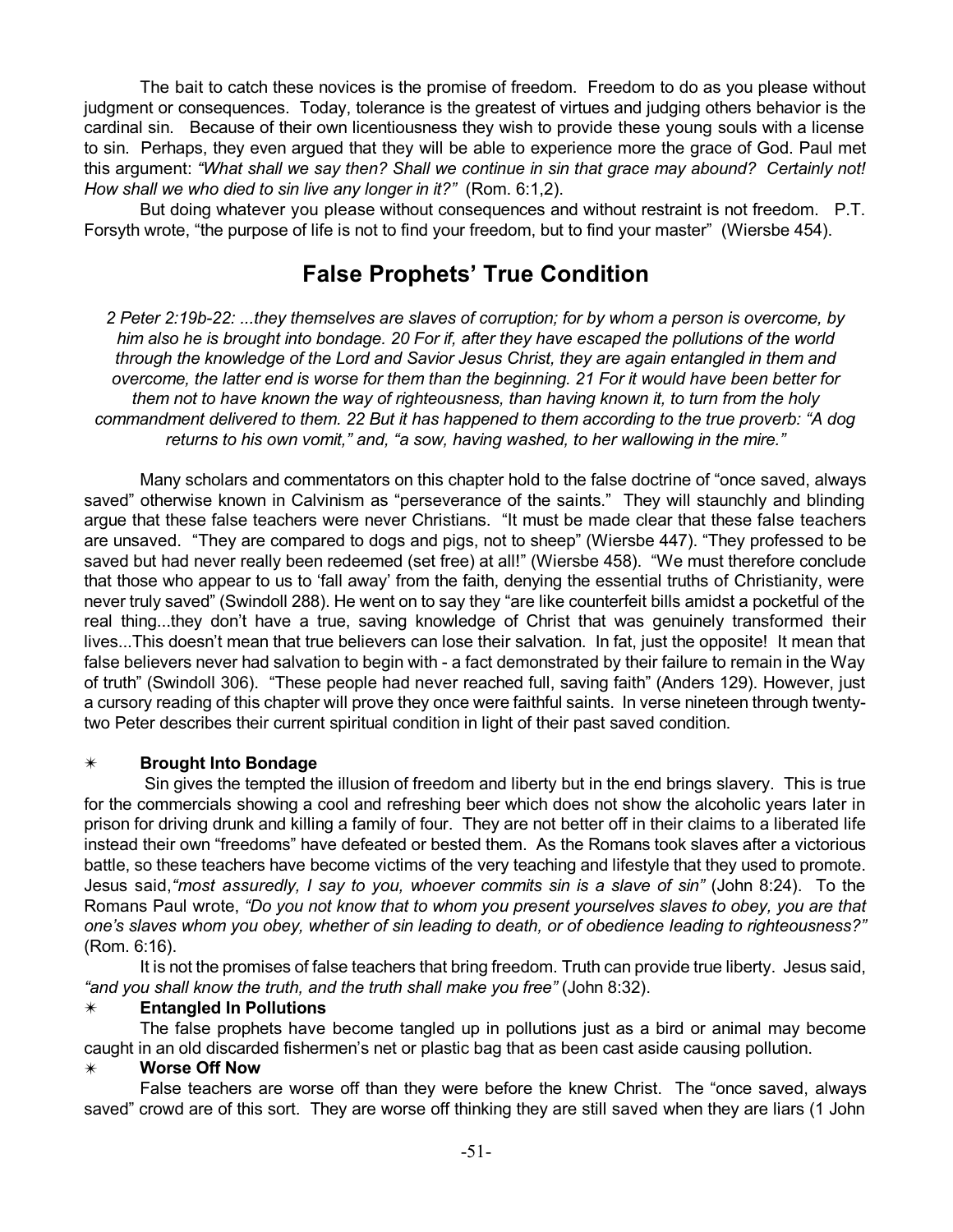The bait to catch these novices is the promise of freedom. Freedom to do as you please without judgment or consequences. Today, tolerance is the greatest of virtues and judging others behavior is the cardinal sin. Because of their own licentiousness they wish to provide these young souls with a license to sin. Perhaps, they even argued that they will be able to experience more the grace of God. Paul met this argument: *"What shall we say then? Shall we continue in sin that grace may abound? Certainly not! How shall we who died to sin live any longer in it?"* (Rom. 6:1,2).

But doing whatever you please without consequences and without restraint is not freedom. P.T. Forsyth wrote, "the purpose of life is not to find your freedom, but to find your master" (Wiersbe 454).

## False Prophets' True Condition

*2 Peter 2:19b-22: ...they themselves are slaves of corruption; for by whom a person is overcome, by him also he is brought into bondage. 20 For if, after they have escaped the pollutions of the world through the knowledge of the Lord and Savior Jesus Christ, they are again entangled in them and overcome, the latter end is worse for them than the beginning. 21 For it would have been better for them not to have known the way of righteousness, than having known it, to turn from the holy commandment delivered to them. 22 But it has happened to them according to the true proverb: "A dog returns to his own vomit," and, "a sow, having washed, to her wallowing in the mire."*

Many scholars and commentators on this chapter hold to the false doctrine of "once saved, always saved" otherwise known in Calvinism as "perseverance of the saints." They will staunchly and blinding argue that these false teachers were never Christians. "It must be made clear that these false teachers are unsaved. "They are compared to dogs and pigs, not to sheep" (Wiersbe 447). "They professed to be saved but had never really been redeemed (set free) at all!" (Wiersbe 458). "We must therefore conclude that those who appear to us to 'fall away' from the faith, denying the essential truths of Christianity, were never truly saved" (Swindoll 288). He went on to say they "are like counterfeit bills amidst a pocketful of the real thing...they don't have a true, saving knowledge of Christ that was genuinely transformed their lives...This doesn't mean that true believers can lose their salvation. In fat, just the opposite! It mean that false believers never had salvation to begin with - a fact demonstrated by their failure to remain in the Way of truth" (Swindoll 306). "These people had never reached full, saving faith" (Anders 129). However, just a cursory reading of this chapter will prove they once were faithful saints. In verse nineteen through twenty-two Peter describes their current spiritual condition in light of their past saved condition.

✴ **Brought Into Bondage**

Sin gives the tempted the illusion of freedom and liberty but in the end brings slavery. This is true for the commercials showing a cool and refreshing beer which does not show the alcoholic years later in prison for driving drunk and killing a family of four. They are not better off in their claims to a liberated life instead their own "freedoms" have defeated or bested them. As the Romans took slaves after a victorious battle, so these teachers have become victims of the very teaching and lifestyle that they used to promote. Jesus said,*"most assuredly, I say to you, whoever commits sin is a slave of sin"* (John 8:24). To the Romans Paul wrote, *"Do you not know that to whom you present yourselves slaves to obey, you are that one's slaves whom you obey, whether of sin leading to death, or of obedience leading to righteousness?"* (Rom. 6:16).

It is not the promises of false teachers that bring freedom. Truth can provide true liberty. Jesus said, *"and you shall know the truth, and the truth shall make you free"* (John 8:32).

✴ **Entangled In Pollutions**

The false prophets have become tangled up in pollutions just as a bird or animal may become caught in an old discarded fishermen's net or plastic bag that as been cast aside causing pollution.

✴ **Worse Off Now**

False teachers are worse off than they were before the knew Christ. The "once saved, always saved" crowd are of this sort. They are worse off thinking they are still saved when they are liars (1 John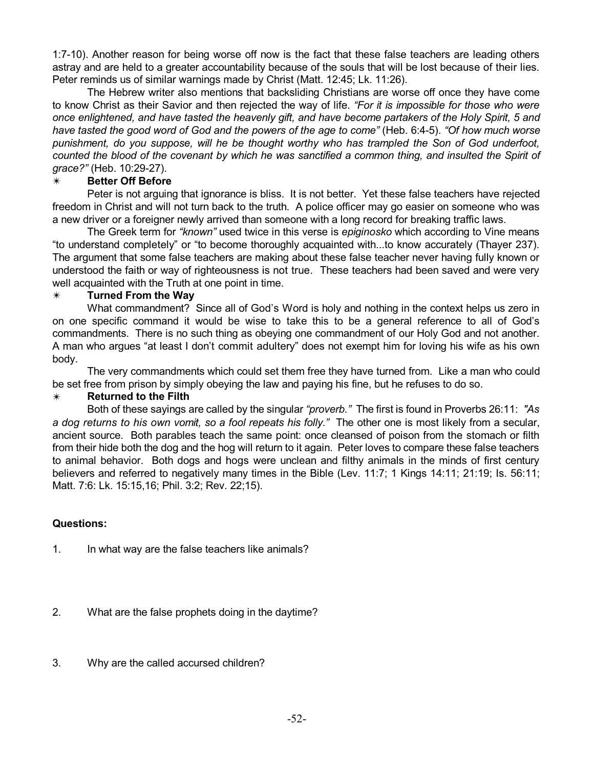1:7-10). Another reason for being worse off now is the fact that these false teachers are leading others astray and are held to a greater accountability because of the souls that will be lost because of their lies. Peter reminds us of similar warnings made by Christ (Matt. 12:45; Lk. 11:26).

The Hebrew writer also mentions that backsliding Christians are worse off once they have come to know Christ as their Savior and then rejected the way of life. *"For it is impossible for those who were once enlightened, and have tasted the heavenly gift, and have become partakers of the Holy Spirit, 5 and have tasted the good word of God and the powers of the age to come"* (Heb. 6:4-5). *"Of how much worse punishment, do you suppose, will he be thought worthy who has trampled the Son of God underfoot, counted the blood of the covenant by which he was sanctified a common thing, and insulted the Spirit of grace?"* (Heb. 10:29-27).

✴ **Better Off Before**

Peter is not arguing that ignorance is bliss. It is not better. Yet these false teachers have rejected freedom in Christ and will not turn back to the truth. A police officer may go easier on someone who was a new driver or a foreigner newly arrived than someone with a long record for breaking traffic laws.

The Greek term for *"known"* used twice in this verse is *epiginosko* which according to Vine means "to understand completely" or "to become thoroughly acquainted with...to know accurately (Thayer 237). The argument that some false teachers are making about these false teacher never having fully known or understood the faith or way of righteousness is not true. These teachers had been saved and were very well acquainted with the Truth at one point in time.

✴ **Turned From the Way**

What commandment? Since all of God's Word is holy and nothing in the context helps us zero in on one specific command it would be wise to take this to be a general reference to all of God's commandments. There is no such thing as obeying one commandment of our Holy God and not another. A man who argues "at least I don't commit adultery" does not exempt him for loving his wife as his own body.

The very commandments which could set them free they have turned from. Like a man who could be set free from prison by simply obeying the law and paying his fine, but he refuses to do so.

✴ **Returned to the Filth**

Both of these sayings are called by the singular *"proverb."* The first is found in Proverbs 26:11: *"As a dog returns to his own vomit, so a fool repeats his folly."* The other one is most likely from a secular, ancient source. Both parables teach the same point: once cleansed of poison from the stomach or filth from their hide both the dog and the hog will return to it again. Peter loves to compare these false teachers to animal behavior. Both dogs and hogs were unclean and filthy animals in the minds of first century believers and referred to negatively many times in the Bible (Lev. 11:7; 1 Kings 14:11; 21:19; Is. 56:11; Matt. 7:6: Lk. 15:15,16; Phil. 3:2; Rev. 22;15).

**Questions:**

1. In what way are the false teachers like animals?

2. What are the false prophets doing in the daytime?

3. Why are the called accursed children?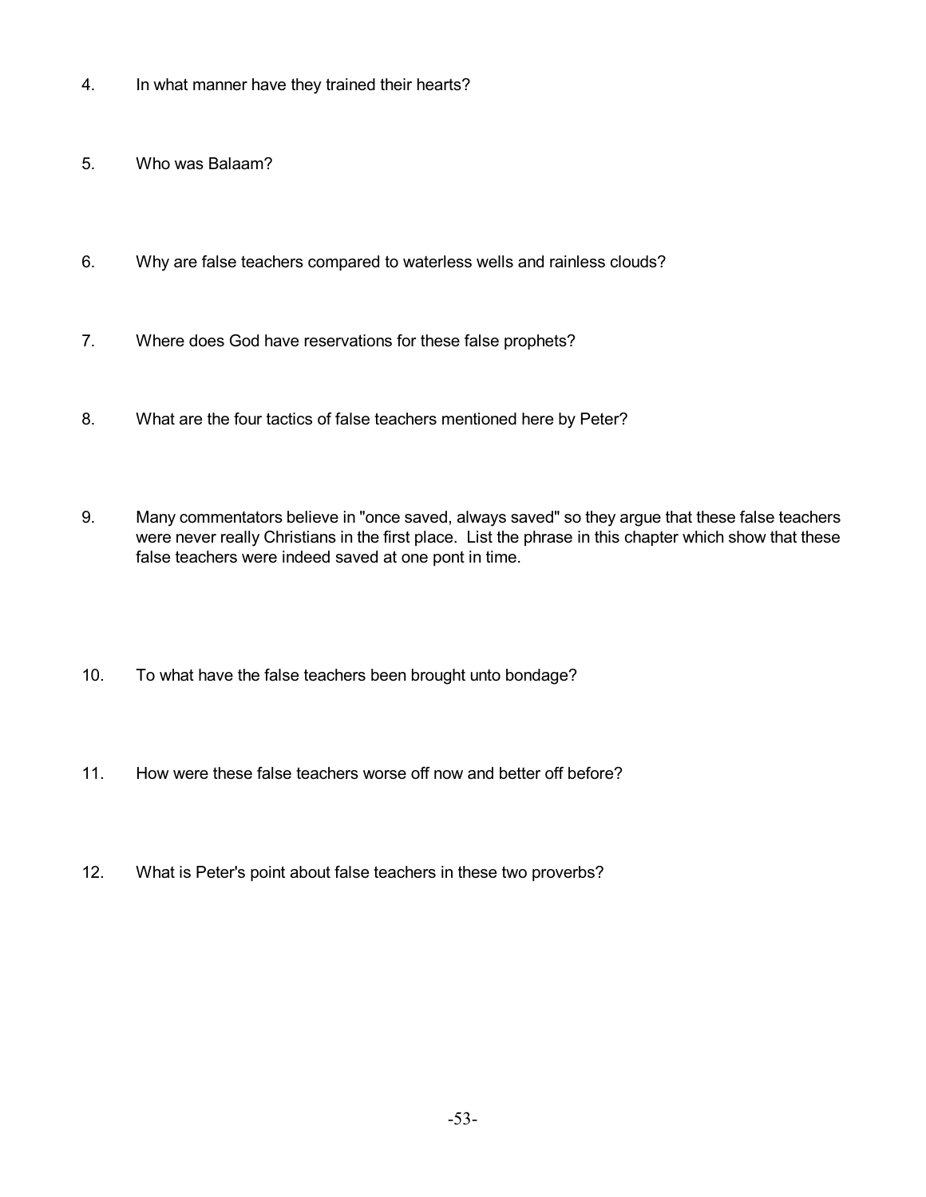4. In what manner have they trained their hearts?

5. Who was Balaam?

6. Why are false teachers compared to waterless wells and rainless clouds?

7. Where does God have reservations for these false prophets?

8. What are the four tactics of false teachers mentioned here by Peter?

9. Many commentators believe in "once saved, always saved" so they argue that these false teachers were never really Christians in the first place. List the phrase in this chapter which show that these false teachers were indeed saved at one pont in time.

10. To what have the false teachers been brought unto bondage?

11. How were these false teachers worse off now and better off before?

12. What is Peter's point about false teachers in these two proverbs?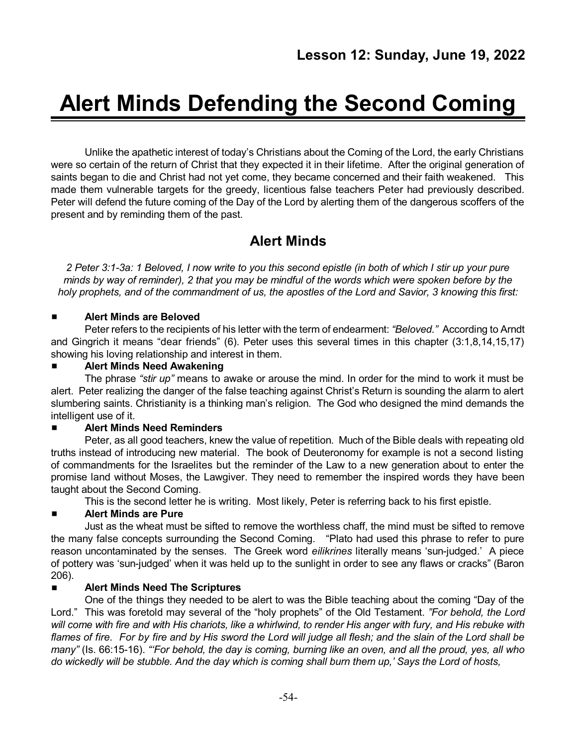**Lesson 12: Sunday, June 19, 2022**

# Alert Minds Defending the Second Coming

Unlike the apathetic interest of today's Christians about the Coming of the Lord, the early Christians were so certain of the return of Christ that they expected it in their lifetime. After the original generation of saints began to die and Christ had not yet come, they became concerned and their faith weakened. This made them vulnerable targets for the greedy, licentious false teachers Peter had previously described. Peter will defend the future coming of the Day of the Lord by alerting them of the dangerous scoffers of the present and by reminding them of the past.

## Alert Minds

*2 Peter 3:1-3a: 1 Beloved, I now write to you this second epistle (in both of which I stir up your pure minds by way of reminder), 2 that you may be mindful of the words which were spoken before by the holy prophets, and of the commandment of us, the apostles of the Lord and Savior, 3 knowing this first:*

- **Alert Minds are Beloved**

  Peter refers to the recipients of his letter with the term of endearment: *"Beloved."* According to Arndt and Gingrich it means "dear friends" (6). Peter uses this several times in this chapter (3:1,8,14,15,17) showing his loving relationship and interest in them.

- **Alert Minds Need Awakening**

  The phrase *"stir up"* means to awake or arouse the mind. In order for the mind to work it must be alert. Peter realizing the danger of the false teaching against Christ's Return is sounding the alarm to alert slumbering saints. Christianity is a thinking man's religion. The God who designed the mind demands the intelligent use of it.

- **Alert Minds Need Reminders**

  Peter, as all good teachers, knew the value of repetition. Much of the Bible deals with repeating old truths instead of introducing new material. The book of Deuteronomy for example is not a second listing of commandments for the Israelites but the reminder of the Law to a new generation about to enter the promise land without Moses, the Lawgiver. They need to remember the inspired words they have been taught about the Second Coming.

  This is the second letter he is writing. Most likely, Peter is referring back to his first epistle.

- **Alert Minds are Pure**

  Just as the wheat must be sifted to remove the worthless chaff, the mind must be sifted to remove the many false concepts surrounding the Second Coming. "Plato had used this phrase to refer to pure reason uncontaminated by the senses. The Greek word *eilikrines* literally means 'sun-judged.' A piece of pottery was 'sun-judged' when it was held up to the sunlight in order to see any flaws or cracks" (Baron 206).

- **Alert Minds Need The Scriptures**

  One of the things they needed to be alert to was the Bible teaching about the coming "Day of the Lord." This was foretold may several of the "holy prophets" of the Old Testament. *"For behold, the Lord will come with fire and with His chariots, like a whirlwind, to render His anger with fury, and His rebuke with flames of fire. For by fire and by His sword the Lord will judge all flesh; and the slain of the Lord shall be many"* (Is. 66:15-16). *"'For behold, the day is coming, burning like an oven, and all the proud, yes, all who do wickedly will be stubble. And the day which is coming shall burn them up,' Says the Lord of hosts,*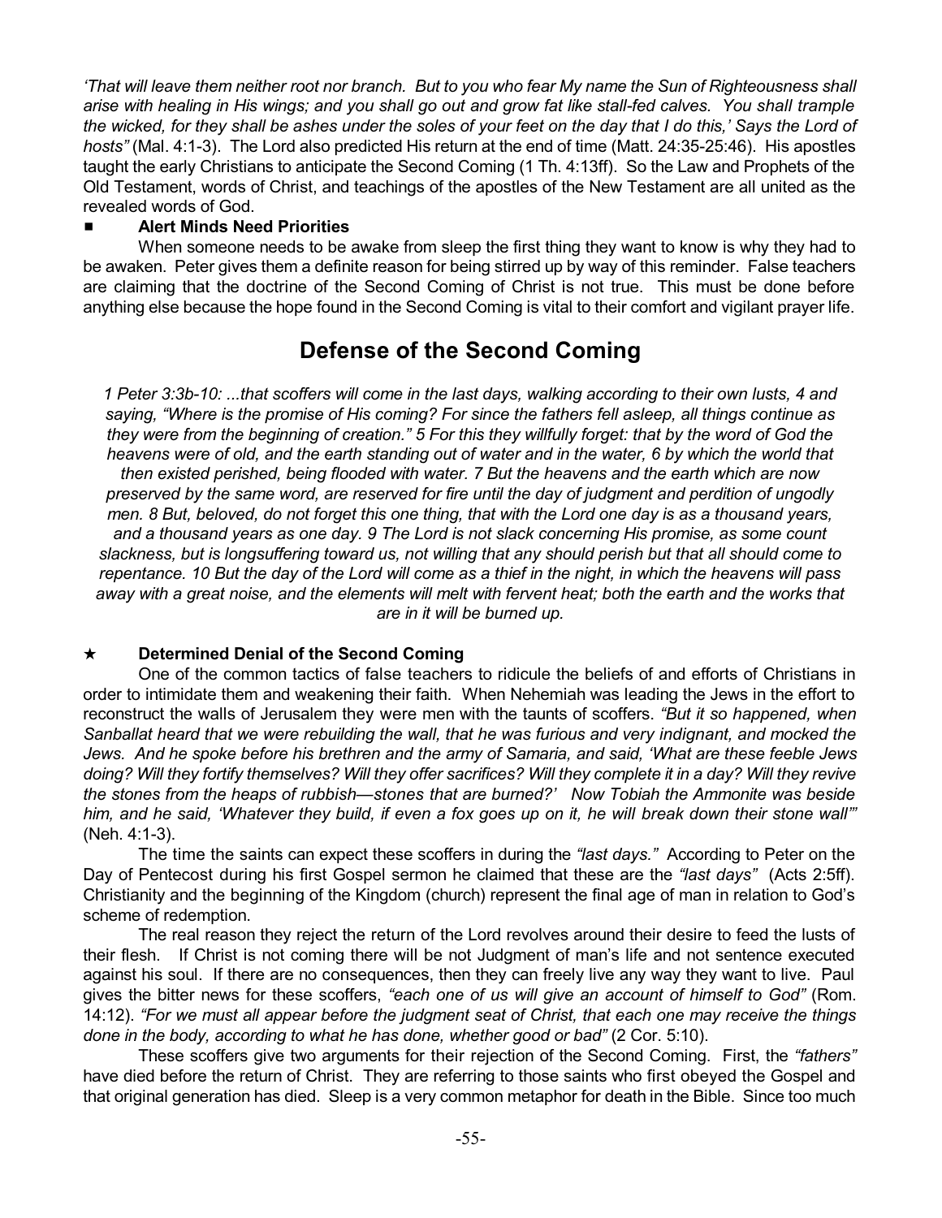*'That will leave them neither root nor branch. But to you who fear My name the Sun of Righteousness shall arise with healing in His wings; and you shall go out and grow fat like stall-fed calves. You shall trample the wicked, for they shall be ashes under the soles of your feet on the day that I do this,' Says the Lord of hosts"* (Mal. 4:1-3). The Lord also predicted His return at the end of time (Matt. 24:35-25:46). His apostles taught the early Christians to anticipate the Second Coming (1 Th. 4:13ff). So the Law and Prophets of the Old Testament, words of Christ, and teachings of the apostles of the New Testament are all united as the revealed words of God.

■ **Alert Minds Need Priorities**

When someone needs to be awake from sleep the first thing they want to know is why they had to be awaken. Peter gives them a definite reason for being stirred up by way of this reminder. False teachers are claiming that the doctrine of the Second Coming of Christ is not true. This must be done before anything else because the hope found in the Second Coming is vital to their comfort and vigilant prayer life.

## Defense of the Second Coming

*1 Peter 3:3b-10: ...that scoffers will come in the last days, walking according to their own lusts, 4 and saying, "Where is the promise of His coming? For since the fathers fell asleep, all things continue as they were from the beginning of creation." 5 For this they willfully forget: that by the word of God the heavens were of old, and the earth standing out of water and in the water, 6 by which the world that then existed perished, being flooded with water. 7 But the heavens and the earth which are now preserved by the same word, are reserved for fire until the day of judgment and perdition of ungodly men. 8 But, beloved, do not forget this one thing, that with the Lord one day is as a thousand years, and a thousand years as one day. 9 The Lord is not slack concerning His promise, as some count slackness, but is longsuffering toward us, not willing that any should perish but that all should come to repentance. 10 But the day of the Lord will come as a thief in the night, in which the heavens will pass away with a great noise, and the elements will melt with fervent heat; both the earth and the works that are in it will be burned up.*

★ **Determined Denial of the Second Coming**

One of the common tactics of false teachers to ridicule the beliefs of and efforts of Christians in order to intimidate them and weakening their faith. When Nehemiah was leading the Jews in the effort to reconstruct the walls of Jerusalem they were men with the taunts of scoffers. *"But it so happened, when Sanballat heard that we were rebuilding the wall, that he was furious and very indignant, and mocked the Jews. And he spoke before his brethren and the army of Samaria, and said, 'What are these feeble Jews doing? Will they fortify themselves? Will they offer sacrifices? Will they complete it in a day? Will they revive the stones from the heaps of rubbish—stones that are burned?' Now Tobiah the Ammonite was beside him, and he said, 'Whatever they build, if even a fox goes up on it, he will break down their stone wall'"* (Neh. 4:1-3).

The time the saints can expect these scoffers in during the *"last days."* According to Peter on the Day of Pentecost during his first Gospel sermon he claimed that these are the *"last days"* (Acts 2:5ff). Christianity and the beginning of the Kingdom (church) represent the final age of man in relation to God's scheme of redemption.

The real reason they reject the return of the Lord revolves around their desire to feed the lusts of their flesh. If Christ is not coming there will be not Judgment of man's life and not sentence executed against his soul. If there are no consequences, then they can freely live any way they want to live. Paul gives the bitter news for these scoffers, *"each one of us will give an account of himself to God"* (Rom. 14:12). *"For we must all appear before the judgment seat of Christ, that each one may receive the things done in the body, according to what he has done, whether good or bad"* (2 Cor. 5:10).

These scoffers give two arguments for their rejection of the Second Coming. First, the *"fathers"* have died before the return of Christ. They are referring to those saints who first obeyed the Gospel and that original generation has died. Sleep is a very common metaphor for death in the Bible. Since too much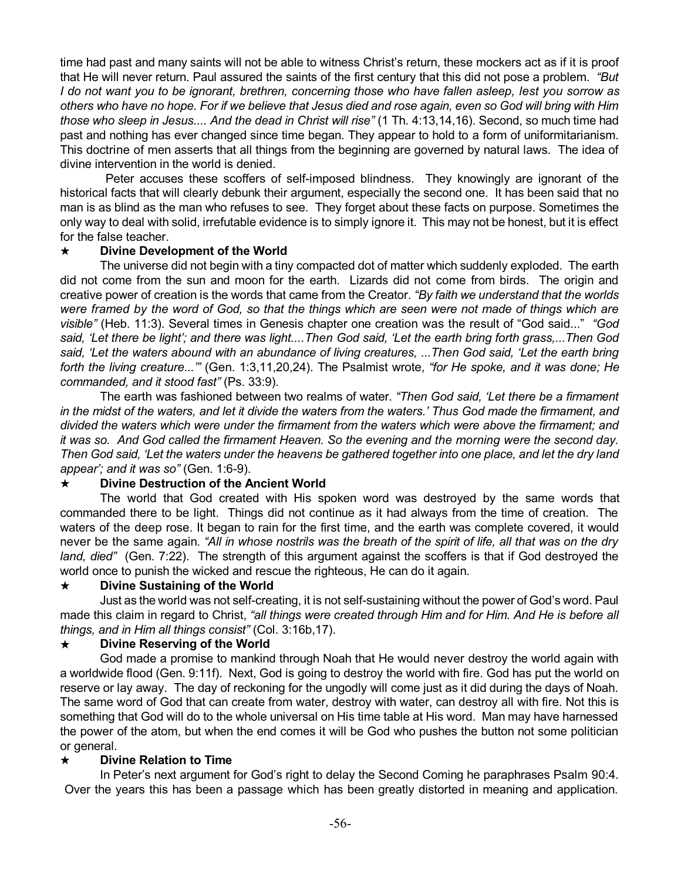time had past and many saints will not be able to witness Christ's return, these mockers act as if it is proof that He will never return. Paul assured the saints of the first century that this did not pose a problem. *"But I do not want you to be ignorant, brethren, concerning those who have fallen asleep, lest you sorrow as others who have no hope. For if we believe that Jesus died and rose again, even so God will bring with Him those who sleep in Jesus.... And the dead in Christ will rise"* (1 Th. 4:13,14,16). Second, so much time had past and nothing has ever changed since time began. They appear to hold to a form of uniformitarianism. This doctrine of men asserts that all things from the beginning are governed by natural laws. The idea of divine intervention in the world is denied.

Peter accuses these scoffers of self-imposed blindness. They knowingly are ignorant of the historical facts that will clearly debunk their argument, especially the second one. It has been said that no man is as blind as the man who refuses to see. They forget about these facts on purpose. Sometimes the only way to deal with solid, irrefutable evidence is to simply ignore it. This may not be honest, but it is effect for the false teacher.

★ **Divine Development of the World**

The universe did not begin with a tiny compacted dot of matter which suddenly exploded. The earth did not come from the sun and moon for the earth. Lizards did not come from birds. The origin and creative power of creation is the words that came from the Creator. *"By faith we understand that the worlds were framed by the word of God, so that the things which are seen were not made of things which are visible"* (Heb. 11:3). Several times in Genesis chapter one creation was the result of "God said..." *"God said, 'Let there be light'; and there was light....Then God said, 'Let the earth bring forth grass,...Then God said, 'Let the waters abound with an abundance of living creatures, ...Then God said, 'Let the earth bring forth the living creature...'"* (Gen. 1:3,11,20,24). The Psalmist wrote, *"for He spoke, and it was done; He commanded, and it stood fast"* (Ps. 33:9).

The earth was fashioned between two realms of water. *"Then God said, 'Let there be a firmament in the midst of the waters, and let it divide the waters from the waters.' Thus God made the firmament, and divided the waters which were under the firmament from the waters which were above the firmament; and it was so. And God called the firmament Heaven. So the evening and the morning were the second day. Then God said, 'Let the waters under the heavens be gathered together into one place, and let the dry land appear'; and it was so"* (Gen. 1:6-9).

★ **Divine Destruction of the Ancient World**

The world that God created with His spoken word was destroyed by the same words that commanded there to be light. Things did not continue as it had always from the time of creation. The waters of the deep rose. It began to rain for the first time, and the earth was complete covered, it would never be the same again. *"All in whose nostrils was the breath of the spirit of life, all that was on the dry land, died"* (Gen. 7:22). The strength of this argument against the scoffers is that if God destroyed the world once to punish the wicked and rescue the righteous, He can do it again.

★ **Divine Sustaining of the World**

Just as the world was not self-creating, it is not self-sustaining without the power of God's word. Paul made this claim in regard to Christ, *"all things were created through Him and for Him. And He is before all things, and in Him all things consist"* (Col. 3:16b,17).

★ **Divine Reserving of the World**

God made a promise to mankind through Noah that He would never destroy the world again with a worldwide flood (Gen. 9:11f). Next, God is going to destroy the world with fire. God has put the world on reserve or lay away. The day of reckoning for the ungodly will come just as it did during the days of Noah. The same word of God that can create from water, destroy with water, can destroy all with fire. Not this is something that God will do to the whole universal on His time table at His word. Man may have harnessed the power of the atom, but when the end comes it will be God who pushes the button not some politician or general.

★ **Divine Relation to Time**

In Peter's next argument for God's right to delay the Second Coming he paraphrases Psalm 90:4. Over the years this has been a passage which has been greatly distorted in meaning and application.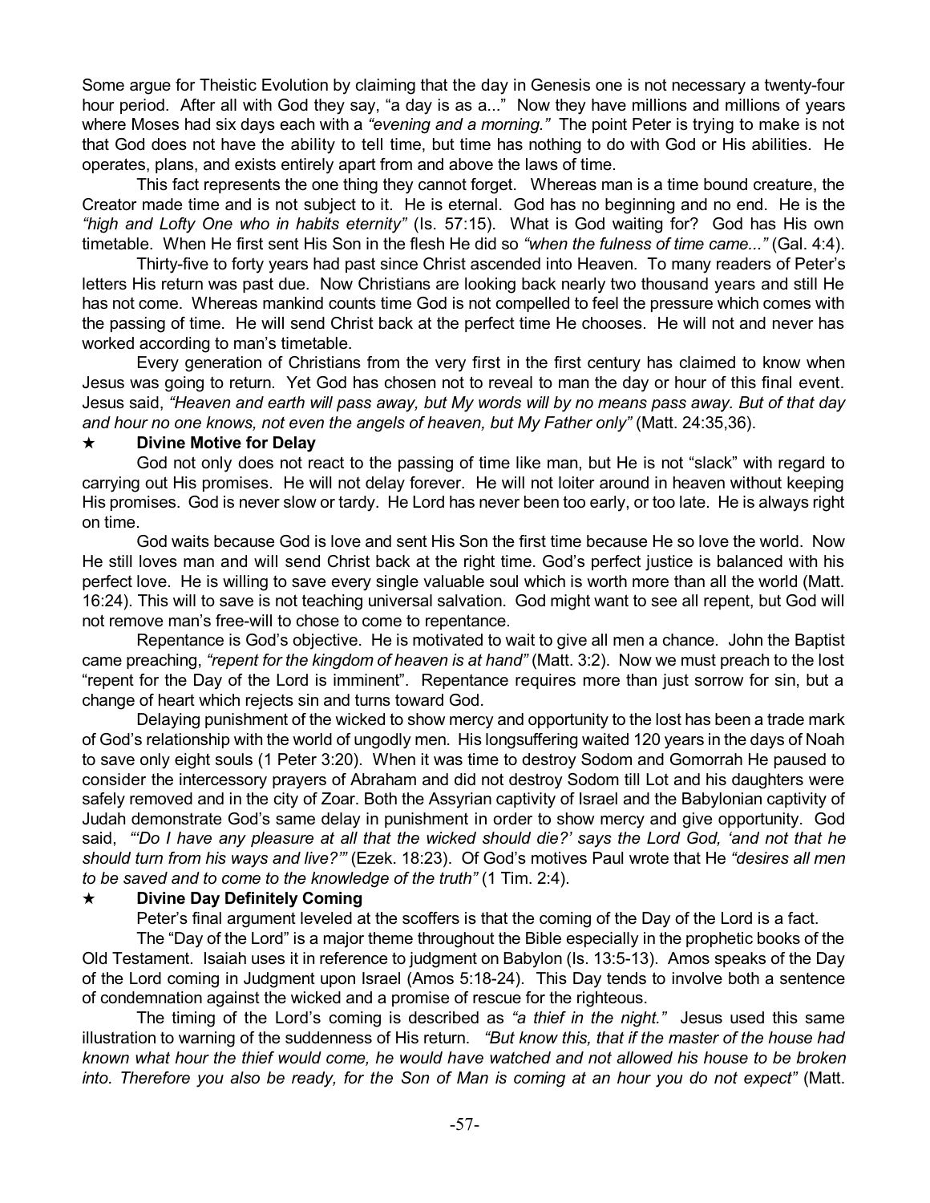Some argue for Theistic Evolution by claiming that the day in Genesis one is not necessary a twenty-four hour period. After all with God they say, "a day is as a..." Now they have millions and millions of years where Moses had six days each with a *"evening and a morning."* The point Peter is trying to make is not that God does not have the ability to tell time, but time has nothing to do with God or His abilities. He operates, plans, and exists entirely apart from and above the laws of time.

This fact represents the one thing they cannot forget. Whereas man is a time bound creature, the Creator made time and is not subject to it. He is eternal. God has no beginning and no end. He is the *"high and Lofty One who in habits eternity"* (Is. 57:15). What is God waiting for? God has His own timetable. When He first sent His Son in the flesh He did so *"when the fulness of time came..."* (Gal. 4:4).

Thirty-five to forty years had past since Christ ascended into Heaven. To many readers of Peter's letters His return was past due. Now Christians are looking back nearly two thousand years and still He has not come. Whereas mankind counts time God is not compelled to feel the pressure which comes with the passing of time. He will send Christ back at the perfect time He chooses. He will not and never has worked according to man's timetable.

Every generation of Christians from the very first in the first century has claimed to know when Jesus was going to return. Yet God has chosen not to reveal to man the day or hour of this final event. Jesus said, *"Heaven and earth will pass away, but My words will by no means pass away. But of that day and hour no one knows, not even the angels of heaven, but My Father only"* (Matt. 24:35,36).

★ **Divine Motive for Delay**

God not only does not react to the passing of time like man, but He is not "slack" with regard to carrying out His promises. He will not delay forever. He will not loiter around in heaven without keeping His promises. God is never slow or tardy. He Lord has never been too early, or too late. He is always right on time.

God waits because God is love and sent His Son the first time because He so love the world. Now He still loves man and will send Christ back at the right time. God's perfect justice is balanced with his perfect love. He is willing to save every single valuable soul which is worth more than all the world (Matt. 16:24). This will to save is not teaching universal salvation. God might want to see all repent, but God will not remove man's free-will to chose to come to repentance.

Repentance is God's objective. He is motivated to wait to give all men a chance. John the Baptist came preaching, *"repent for the kingdom of heaven is at hand"* (Matt. 3:2). Now we must preach to the lost "repent for the Day of the Lord is imminent". Repentance requires more than just sorrow for sin, but a change of heart which rejects sin and turns toward God.

Delaying punishment of the wicked to show mercy and opportunity to the lost has been a trade mark of God's relationship with the world of ungodly men. His longsuffering waited 120 years in the days of Noah to save only eight souls (1 Peter 3:20). When it was time to destroy Sodom and Gomorrah He paused to consider the intercessory prayers of Abraham and did not destroy Sodom till Lot and his daughters were safely removed and in the city of Zoar. Both the Assyrian captivity of Israel and the Babylonian captivity of Judah demonstrate God's same delay in punishment in order to show mercy and give opportunity. God said, *"'Do I have any pleasure at all that the wicked should die?' says the Lord God, 'and not that he should turn from his ways and live?'"* (Ezek. 18:23). Of God's motives Paul wrote that He *"desires all men to be saved and to come to the knowledge of the truth"* (1 Tim. 2:4).

★ **Divine Day Definitely Coming**

Peter's final argument leveled at the scoffers is that the coming of the Day of the Lord is a fact.

The "Day of the Lord" is a major theme throughout the Bible especially in the prophetic books of the Old Testament. Isaiah uses it in reference to judgment on Babylon (Is. 13:5-13). Amos speaks of the Day of the Lord coming in Judgment upon Israel (Amos 5:18-24). This Day tends to involve both a sentence of condemnation against the wicked and a promise of rescue for the righteous.

The timing of the Lord's coming is described as *"a thief in the night."* Jesus used this same illustration to warning of the suddenness of His return. *"But know this, that if the master of the house had known what hour the thief would come, he would have watched and not allowed his house to be broken into. Therefore you also be ready, for the Son of Man is coming at an hour you do not expect"* (Matt.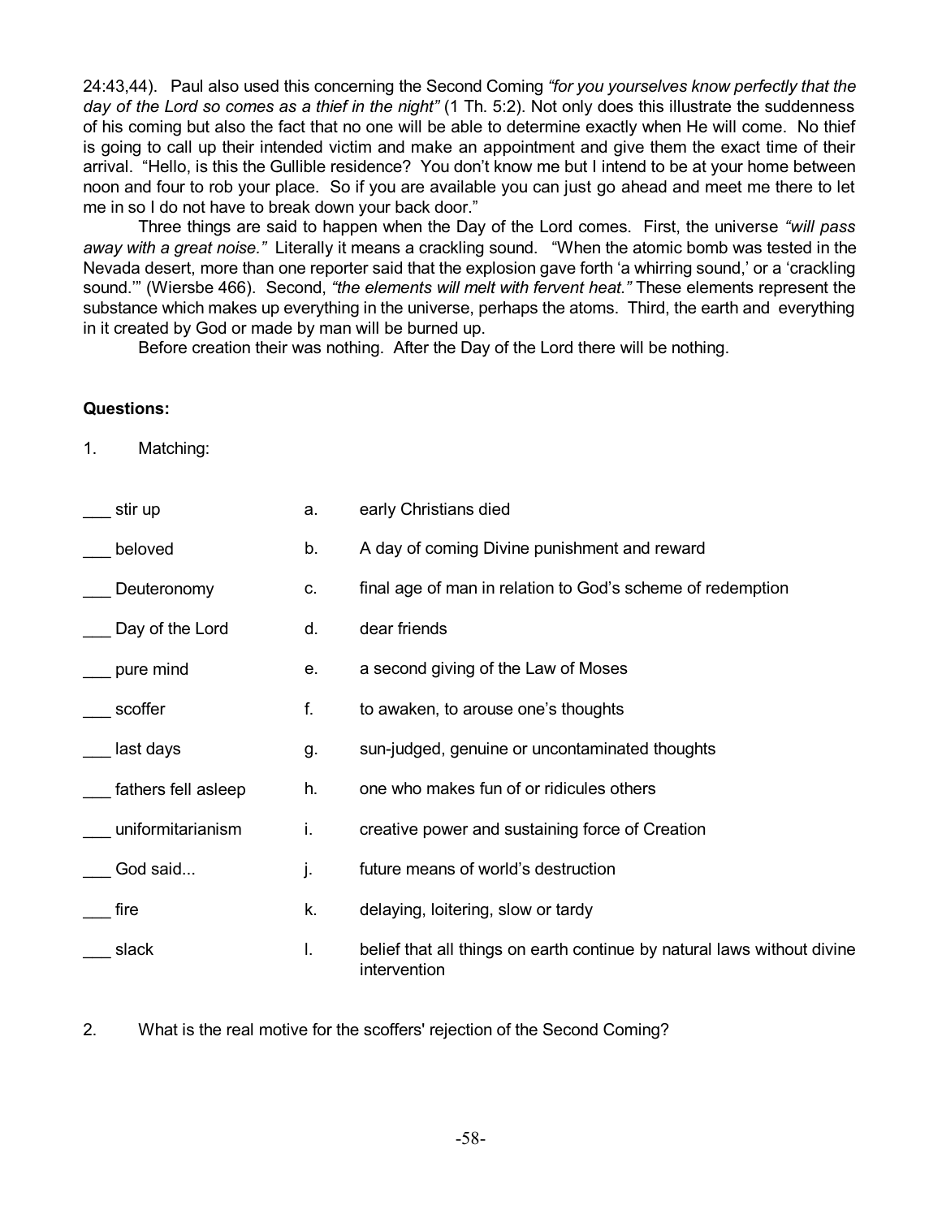24:43,44). Paul also used this concerning the Second Coming *"for you yourselves know perfectly that the day of the Lord so comes as a thief in the night"* (1 Th. 5:2). Not only does this illustrate the suddenness of his coming but also the fact that no one will be able to determine exactly when He will come. No thief is going to call up their intended victim and make an appointment and give them the exact time of their arrival. "Hello, is this the Gullible residence? You don't know me but I intend to be at your home between noon and four to rob your place. So if you are available you can just go ahead and meet me there to let me in so I do not have to break down your back door."

Three things are said to happen when the Day of the Lord comes. First, the universe *"will pass away with a great noise."* Literally it means a crackling sound. "When the atomic bomb was tested in the Nevada desert, more than one reporter said that the explosion gave forth 'a whirring sound,' or a 'crackling sound.'" (Wiersbe 466). Second, *"the elements will melt with fervent heat."* These elements represent the substance which makes up everything in the universe, perhaps the atoms. Third, the earth and everything in it created by God or made by man will be burned up.

Before creation their was nothing. After the Day of the Lord there will be nothing.

**Questions:**

1. Matching:

| | | |
|---|---|---|
| ___ stir up | a. | early Christians died |
| ___ beloved | b. | A day of coming Divine punishment and reward |
| ___ Deuteronomy | c. | final age of man in relation to God's scheme of redemption |
| ___ Day of the Lord | d. | dear friends |
| ___ pure mind | e. | a second giving of the Law of Moses |
| ___ scoffer | f. | to awaken, to arouse one's thoughts |
| ___ last days | g. | sun-judged, genuine or uncontaminated thoughts |
| ___ fathers fell asleep | h. | one who makes fun of or ridicules others |
| ___ uniformitarianism | i. | creative power and sustaining force of Creation |
| ___ God said... | j. | future means of world's destruction |
| ___ fire | k. | delaying, loitering, slow or tardy |
| ___ slack | l. | belief that all things on earth continue by natural laws without divine intervention |

2. What is the real motive for the scoffers' rejection of the Second Coming?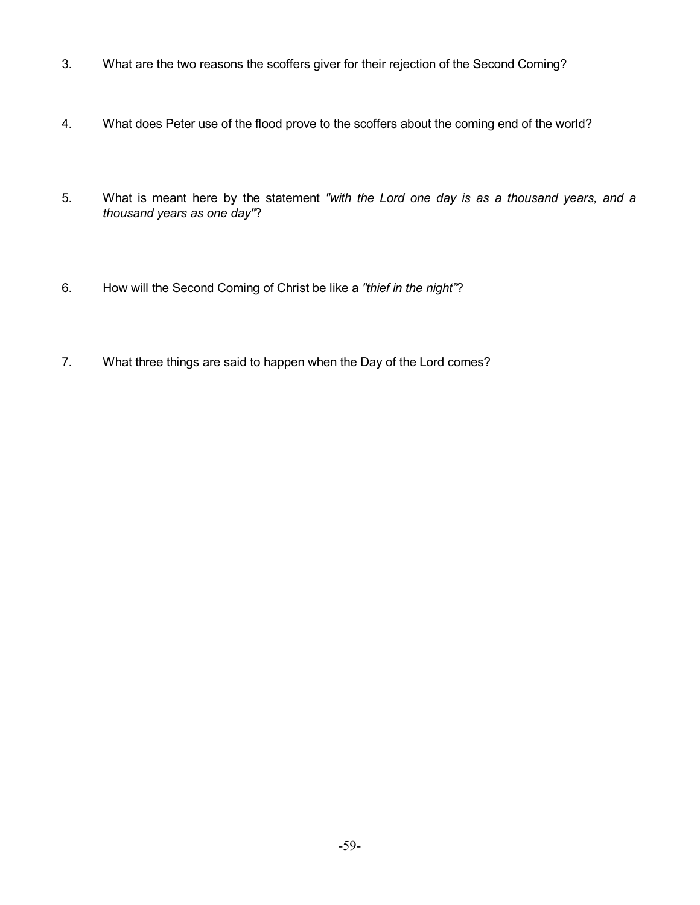3. What are the two reasons the scoffers giver for their rejection of the Second Coming?

4. What does Peter use of the flood prove to the scoffers about the coming end of the world?

5. What is meant here by the statement *"with the Lord one day is as a thousand years, and a thousand years as one day"*?

6. How will the Second Coming of Christ be like a *"thief in the night"*?

7. What three things are said to happen when the Day of the Lord comes?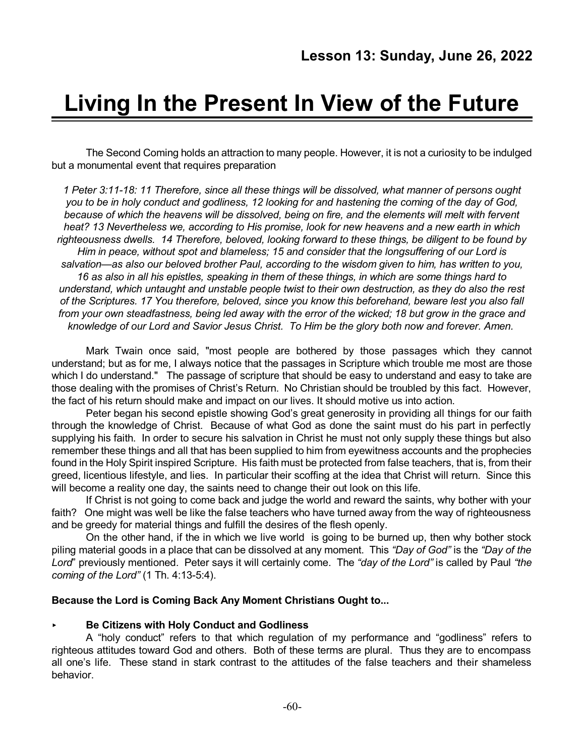**Lesson 13: Sunday, June 26, 2022**

# Living In the Present In View of the Future

The Second Coming holds an attraction to many people. However, it is not a curiosity to be indulged but a monumental event that requires preparation

*1 Peter 3:11-18: 11 Therefore, since all these things will be dissolved, what manner of persons ought you to be in holy conduct and godliness, 12 looking for and hastening the coming of the day of God, because of which the heavens will be dissolved, being on fire, and the elements will melt with fervent heat? 13 Nevertheless we, according to His promise, look for new heavens and a new earth in which righteousness dwells. 14 Therefore, beloved, looking forward to these things, be diligent to be found by Him in peace, without spot and blameless; 15 and consider that the longsuffering of our Lord is salvation—as also our beloved brother Paul, according to the wisdom given to him, has written to you, 16 as also in all his epistles, speaking in them of these things, in which are some things hard to understand, which untaught and unstable people twist to their own destruction, as they do also the rest of the Scriptures. 17 You therefore, beloved, since you know this beforehand, beware lest you also fall from your own steadfastness, being led away with the error of the wicked; 18 but grow in the grace and knowledge of our Lord and Savior Jesus Christ. To Him be the glory both now and forever. Amen.*

Mark Twain once said, "most people are bothered by those passages which they cannot understand; but as for me, I always notice that the passages in Scripture which trouble me most are those which I do understand." The passage of scripture that should be easy to understand and easy to take are those dealing with the promises of Christ's Return. No Christian should be troubled by this fact. However, the fact of his return should make and impact on our lives. It should motive us into action.

Peter began his second epistle showing God's great generosity in providing all things for our faith through the knowledge of Christ. Because of what God as done the saint must do his part in perfectly supplying his faith. In order to secure his salvation in Christ he must not only supply these things but also remember these things and all that has been supplied to him from eyewitness accounts and the prophecies found in the Holy Spirit inspired Scripture. His faith must be protected from false teachers, that is, from their greed, licentious lifestyle, and lies. In particular their scoffing at the idea that Christ will return. Since this will become a reality one day, the saints need to change their out look on this life.

If Christ is not going to come back and judge the world and reward the saints, why bother with your faith? One might was well be like the false teachers who have turned away from the way of righteousness and be greedy for material things and fulfill the desires of the flesh openly.

On the other hand, if the in which we live world is going to be burned up, then why bother stock piling material goods in a place that can be dissolved at any moment. This *"Day of God"* is the *"Day of the Lord"* previously mentioned. Peter says it will certainly come. The *"day of the Lord"* is called by Paul *"the coming of the Lord"* (1 Th. 4:13-5:4).

**Because the Lord is Coming Back Any Moment Christians Ought to...**

- **Be Citizens with Holy Conduct and Godliness**

  A "holy conduct" refers to that which regulation of my performance and "godliness" refers to righteous attitudes toward God and others. Both of these terms are plural. Thus they are to encompass all one's life. These stand in stark contrast to the attitudes of the false teachers and their shameless behavior.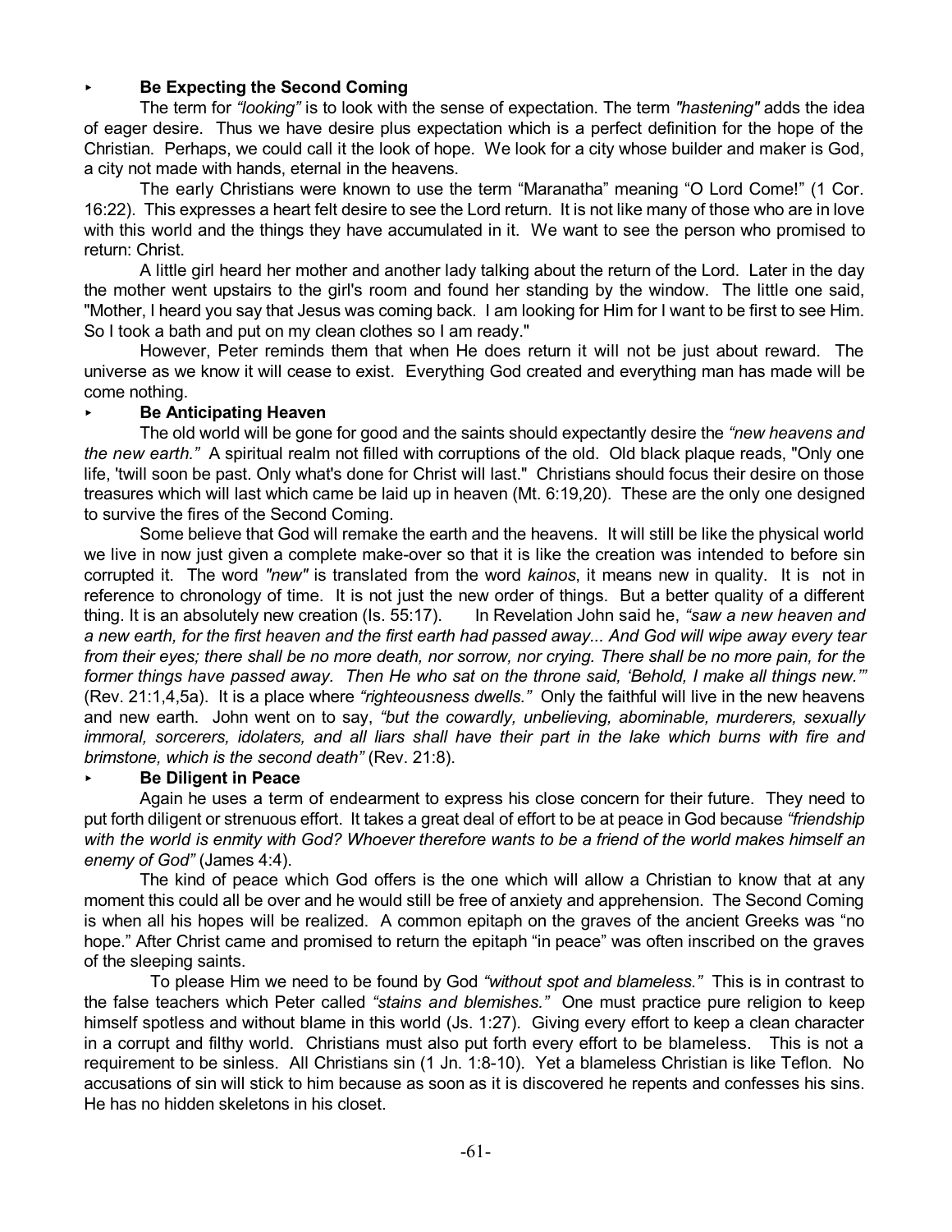- **Be Expecting the Second Coming**

The term for *"looking"* is to look with the sense of expectation. The term *"hastening"* adds the idea of eager desire. Thus we have desire plus expectation which is a perfect definition for the hope of the Christian. Perhaps, we could call it the look of hope. We look for a city whose builder and maker is God, a city not made with hands, eternal in the heavens.

The early Christians were known to use the term "Maranatha" meaning "O Lord Come!" (1 Cor. 16:22). This expresses a heart felt desire to see the Lord return. It is not like many of those who are in love with this world and the things they have accumulated in it. We want to see the person who promised to return: Christ.

A little girl heard her mother and another lady talking about the return of the Lord. Later in the day the mother went upstairs to the girl's room and found her standing by the window. The little one said, "Mother, I heard you say that Jesus was coming back. I am looking for Him for I want to be first to see Him. So I took a bath and put on my clean clothes so I am ready."

However, Peter reminds them that when He does return it will not be just about reward. The universe as we know it will cease to exist. Everything God created and everything man has made will be come nothing.

- **Be Anticipating Heaven**

The old world will be gone for good and the saints should expectantly desire the *"new heavens and the new earth."* A spiritual realm not filled with corruptions of the old. Old black plaque reads, "Only one life, 'twill soon be past. Only what's done for Christ will last." Christians should focus their desire on those treasures which will last which came be laid up in heaven (Mt. 6:19,20). These are the only one designed to survive the fires of the Second Coming.

Some believe that God will remake the earth and the heavens. It will still be like the physical world we live in now just given a complete make-over so that it is like the creation was intended to before sin corrupted it. The word *"new"* is translated from the word *kainos*, it means new in quality. It is not in reference to chronology of time. It is not just the new order of things. But a better quality of a different thing. It is an absolutely new creation (Is. 55:17). In Revelation John said he, *"saw a new heaven and a new earth, for the first heaven and the first earth had passed away... And God will wipe away every tear from their eyes; there shall be no more death, nor sorrow, nor crying. There shall be no more pain, for the former things have passed away. Then He who sat on the throne said, 'Behold, I make all things new.'"* (Rev. 21:1,4,5a). It is a place where *"righteousness dwells."* Only the faithful will live in the new heavens and new earth. John went on to say, *"but the cowardly, unbelieving, abominable, murderers, sexually immoral, sorcerers, idolaters, and all liars shall have their part in the lake which burns with fire and brimstone, which is the second death"* (Rev. 21:8).

- **Be Diligent in Peace**

Again he uses a term of endearment to express his close concern for their future. They need to put forth diligent or strenuous effort. It takes a great deal of effort to be at peace in God because *"friendship with the world is enmity with God? Whoever therefore wants to be a friend of the world makes himself an enemy of God"* (James 4:4).

The kind of peace which God offers is the one which will allow a Christian to know that at any moment this could all be over and he would still be free of anxiety and apprehension. The Second Coming is when all his hopes will be realized. A common epitaph on the graves of the ancient Greeks was "no hope." After Christ came and promised to return the epitaph "in peace" was often inscribed on the graves of the sleeping saints.

To please Him we need to be found by God *"without spot and blameless."* This is in contrast to the false teachers which Peter called *"stains and blemishes."* One must practice pure religion to keep himself spotless and without blame in this world (Js. 1:27). Giving every effort to keep a clean character in a corrupt and filthy world. Christians must also put forth every effort to be blameless. This is not a requirement to be sinless. All Christians sin (1 Jn. 1:8-10). Yet a blameless Christian is like Teflon. No accusations of sin will stick to him because as soon as it is discovered he repents and confesses his sins. He has no hidden skeletons in his closet.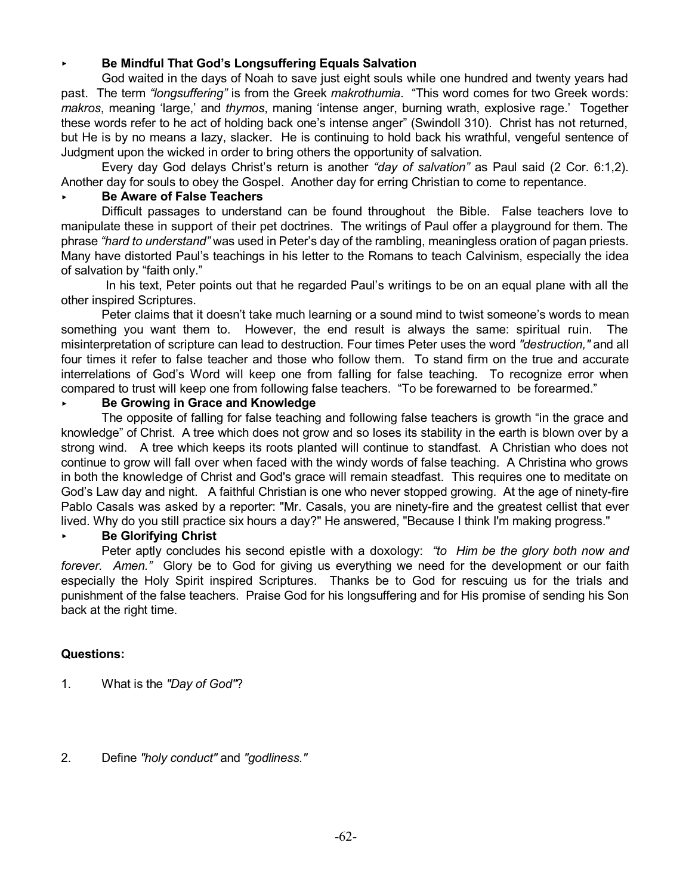- **Be Mindful That God's Longsuffering Equals Salvation**

God waited in the days of Noah to save just eight souls while one hundred and twenty years had past. The term *"longsuffering"* is from the Greek *makrothumia*. "This word comes for two Greek words: *makros*, meaning 'large,' and *thymos*, maning 'intense anger, burning wrath, explosive rage.' Together these words refer to he act of holding back one's intense anger" (Swindoll 310). Christ has not returned, but He is by no means a lazy, slacker. He is continuing to hold back his wrathful, vengeful sentence of Judgment upon the wicked in order to bring others the opportunity of salvation.

Every day God delays Christ's return is another *"day of salvation"* as Paul said (2 Cor. 6:1,2). Another day for souls to obey the Gospel. Another day for erring Christian to come to repentance.

- **Be Aware of False Teachers**

Difficult passages to understand can be found throughout the Bible. False teachers love to manipulate these in support of their pet doctrines. The writings of Paul offer a playground for them. The phrase *"hard to understand"* was used in Peter's day of the rambling, meaningless oration of pagan priests. Many have distorted Paul's teachings in his letter to the Romans to teach Calvinism, especially the idea of salvation by "faith only."

In his text, Peter points out that he regarded Paul's writings to be on an equal plane with all the other inspired Scriptures.

Peter claims that it doesn't take much learning or a sound mind to twist someone's words to mean something you want them to. However, the end result is always the same: spiritual ruin. The misinterpretation of scripture can lead to destruction. Four times Peter uses the word *"destruction,"* and all four times it refer to false teacher and those who follow them. To stand firm on the true and accurate interrelations of God's Word will keep one from falling for false teaching. To recognize error when compared to trust will keep one from following false teachers. "To be forewarned to be forearmed."

- **Be Growing in Grace and Knowledge**

The opposite of falling for false teaching and following false teachers is growth "in the grace and knowledge" of Christ. A tree which does not grow and so loses its stability in the earth is blown over by a strong wind. A tree which keeps its roots planted will continue to standfast. A Christian who does not continue to grow will fall over when faced with the windy words of false teaching. A Christina who grows in both the knowledge of Christ and God's grace will remain steadfast. This requires one to meditate on God's Law day and night. A faithful Christian is one who never stopped growing. At the age of ninety-fire Pablo Casals was asked by a reporter: "Mr. Casals, you are ninety-fire and the greatest cellist that ever lived. Why do you still practice six hours a day?" He answered, "Because I think I'm making progress."

- **Be Glorifying Christ**

Peter aptly concludes his second epistle with a doxology: *"to Him be the glory both now and forever. Amen."* Glory be to God for giving us everything we need for the development or our faith especially the Holy Spirit inspired Scriptures. Thanks be to God for rescuing us for the trials and punishment of the false teachers. Praise God for his longsuffering and for His promise of sending his Son back at the right time.

**Questions:**

1. What is the *"Day of God"*?

2. Define *"holy conduct"* and *"godliness."*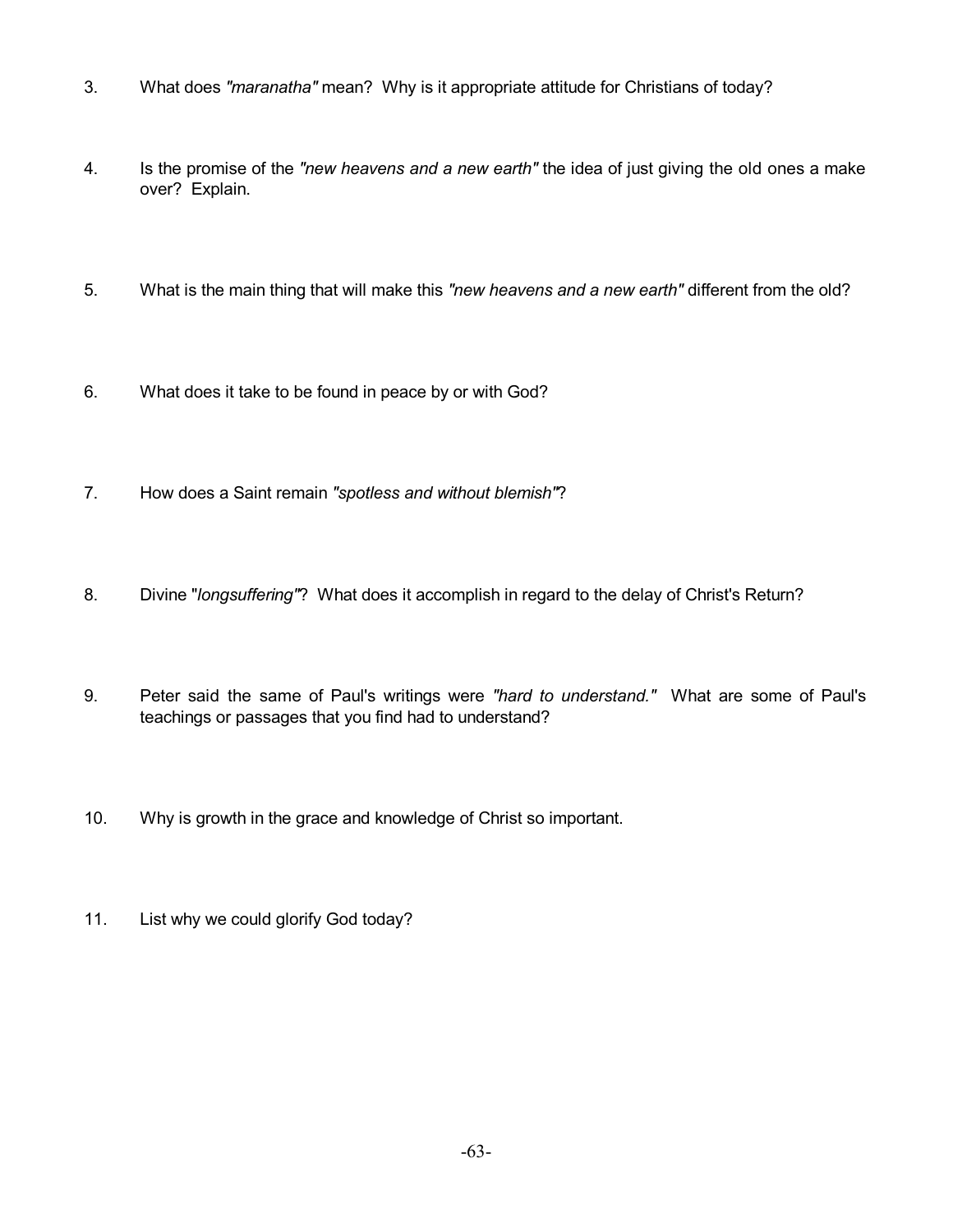3. What does *"maranatha"* mean? Why is it appropriate attitude for Christians of today?

4. Is the promise of the *"new heavens and a new earth"* the idea of just giving the old ones a make over? Explain.

5. What is the main thing that will make this *"new heavens and a new earth"* different from the old?

6. What does it take to be found in peace by or with God?

7. How does a Saint remain *"spotless and without blemish"*?

8. Divine "*longsuffering"*? What does it accomplish in regard to the delay of Christ's Return?

9. Peter said the same of Paul's writings were *"hard to understand."* What are some of Paul's teachings or passages that you find had to understand?

10. Why is growth in the grace and knowledge of Christ so important.

11. List why we could glorify God today?